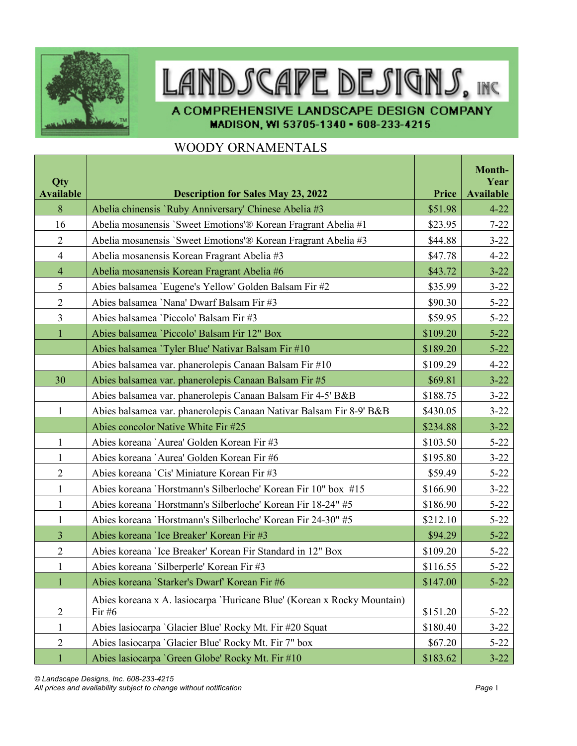# LANDSCAPE DESIGNS, INC

A COMPREHENSIVE LANDSCAPE DESIGN COMPANY
MADISON, WI 53705-1340 • 608-233-4215

## WOODY ORNAMENTALS

| Qty Available | Description for Sales May 23, 2022 | Price | Month-Year Available |
|---|---|---|---|
| 8 | Abelia chinensis `Ruby Anniversary' Chinese Abelia #3 | $51.98 | 4-22 |
| 16 | Abelia mosanensis `Sweet Emotions'® Korean Fragrant Abelia #1 | $23.95 | 7-22 |
| 2 | Abelia mosanensis `Sweet Emotions'® Korean Fragrant Abelia #3 | $44.88 | 3-22 |
| 4 | Abelia mosanensis Korean Fragrant Abelia #3 | $47.78 | 4-22 |
| 4 | Abelia mosanensis Korean Fragrant Abelia #6 | $43.72 | 3-22 |
| 5 | Abies balsamea `Eugene's Yellow' Golden Balsam Fir #2 | $35.99 | 3-22 |
| 2 | Abies balsamea `Nana' Dwarf Balsam Fir #3 | $90.30 | 5-22 |
| 3 | Abies balsamea `Piccolo' Balsam Fir #3 | $59.95 | 5-22 |
| 1 | Abies balsamea `Piccolo' Balsam Fir 12" Box | $109.20 | 5-22 |
| | Abies balsamea `Tyler Blue' Nativar Balsam Fir #10 | $189.20 | 5-22 |
| | Abies balsamea var. phanerolepis Canaan Balsam Fir #10 | $109.29 | 4-22 |
| 30 | Abies balsamea var. phanerolepis Canaan Balsam Fir #5 | $69.81 | 3-22 |
| | Abies balsamea var. phanerolepis Canaan Balsam Fir 4-5' B&B | $188.75 | 3-22 |
| 1 | Abies balsamea var. phanerolepis Canaan Nativar Balsam Fir 8-9' B&B | $430.05 | 3-22 |
| | Abies concolor Native White Fir #25 | $234.88 | 3-22 |
| 1 | Abies koreana `Aurea' Golden Korean Fir #3 | $103.50 | 5-22 |
| 1 | Abies koreana `Aurea' Golden Korean Fir #6 | $195.80 | 3-22 |
| 2 | Abies koreana `Cis' Miniature Korean Fir #3 | $59.49 | 5-22 |
| 1 | Abies koreana `Horstmann's Silberloche' Korean Fir 10" box #15 | $166.90 | 3-22 |
| 1 | Abies koreana `Horstmann's Silberloche' Korean Fir 18-24" #5 | $186.90 | 5-22 |
| 1 | Abies koreana `Horstmann's Silberloche' Korean Fir 24-30" #5 | $212.10 | 5-22 |
| 3 | Abies koreana `Ice Breaker' Korean Fir #3 | $94.29 | 5-22 |
| 2 | Abies koreana `Ice Breaker' Korean Fir Standard in 12" Box | $109.20 | 5-22 |
| 1 | Abies koreana `Silberperle' Korean Fir #3 | $116.55 | 5-22 |
| 1 | Abies koreana `Starker's Dwarf' Korean Fir #6 | $147.00 | 5-22 |
| 2 | Abies koreana x A. lasiocarpa `Huricane Blue' (Korean x Rocky Mountain) Fir #6 | $151.20 | 5-22 |
| 1 | Abies lasiocarpa `Glacier Blue' Rocky Mt. Fir #20 Squat | $180.40 | 3-22 |
| 2 | Abies lasiocarpa `Glacier Blue' Rocky Mt. Fir 7" box | $67.20 | 5-22 |
| 1 | Abies lasiocarpa `Green Globe' Rocky Mt. Fir #10 | $183.62 | 3-22 |

*© Landscape Designs, Inc. 608-233-4215*
*All prices and availability subject to change without notification*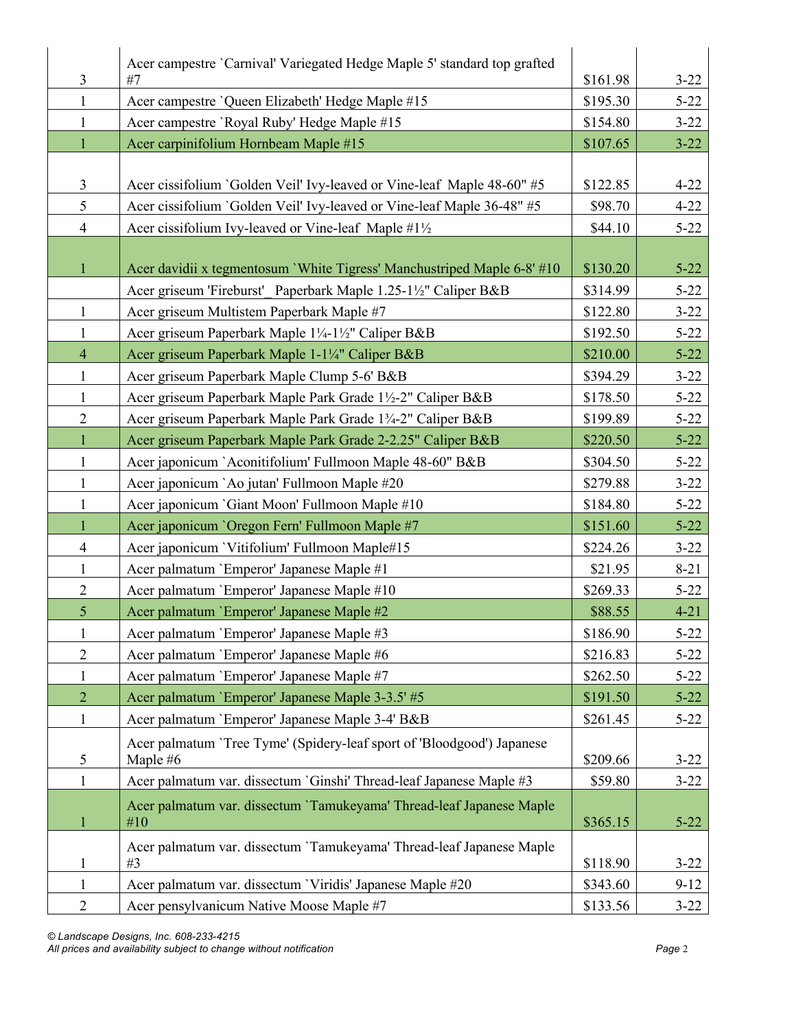| | | | |
|---|---|---|---|
| 3 | Acer campestre `Carnival' Variegated Hedge Maple 5' standard top grafted #7 | $161.98 | 3-22 |
| 1 | Acer campestre `Queen Elizabeth' Hedge Maple #15 | $195.30 | 5-22 |
| 1 | Acer campestre `Royal Ruby' Hedge Maple #15 | $154.80 | 3-22 |
| 1 | Acer carpinifolium Hornbeam Maple #15 | $107.65 | 3-22 |
| 3 | Acer cissifolium `Golden Veil' Ivy-leaved or Vine-leaf Maple 48-60" #5 | $122.85 | 4-22 |
| 5 | Acer cissifolium `Golden Veil' Ivy-leaved or Vine-leaf Maple 36-48" #5 | $98.70 | 4-22 |
| 4 | Acer cissifolium Ivy-leaved or Vine-leaf Maple #1½ | $44.10 | 5-22 |
| 1 | Acer davidii x tegmentosum `White Tigress' Manchustriped Maple 6-8' #10 | $130.20 | 5-22 |
| | Acer griseum 'Fireburst'_ Paperbark Maple 1.25-1½" Caliper B&B | $314.99 | 5-22 |
| 1 | Acer griseum Multistem Paperbark Maple #7 | $122.80 | 3-22 |
| 1 | Acer griseum Paperbark Maple 1¼-1½" Caliper B&B | $192.50 | 5-22 |
| 4 | Acer griseum Paperbark Maple 1-1¼" Caliper B&B | $210.00 | 5-22 |
| 1 | Acer griseum Paperbark Maple Clump 5-6' B&B | $394.29 | 3-22 |
| 1 | Acer griseum Paperbark Maple Park Grade 1½-2" Caliper B&B | $178.50 | 5-22 |
| 2 | Acer griseum Paperbark Maple Park Grade 1¾-2" Caliper B&B | $199.89 | 5-22 |
| 1 | Acer griseum Paperbark Maple Park Grade 2-2.25" Caliper B&B | $220.50 | 5-22 |
| 1 | Acer japonicum `Aconitifolium' Fullmoon Maple 48-60" B&B | $304.50 | 5-22 |
| 1 | Acer japonicum `Ao jutan' Fullmoon Maple #20 | $279.88 | 3-22 |
| 1 | Acer japonicum `Giant Moon' Fullmoon Maple #10 | $184.80 | 5-22 |
| 1 | Acer japonicum `Oregon Fern' Fullmoon Maple #7 | $151.60 | 5-22 |
| 4 | Acer japonicum `Vitifolium' Fullmoon Maple#15 | $224.26 | 3-22 |
| 1 | Acer palmatum `Emperor' Japanese Maple #1 | $21.95 | 8-21 |
| 2 | Acer palmatum `Emperor' Japanese Maple #10 | $269.33 | 5-22 |
| 5 | Acer palmatum `Emperor' Japanese Maple #2 | $88.55 | 4-21 |
| 1 | Acer palmatum `Emperor' Japanese Maple #3 | $186.90 | 5-22 |
| 2 | Acer palmatum `Emperor' Japanese Maple #6 | $216.83 | 5-22 |
| 1 | Acer palmatum `Emperor' Japanese Maple #7 | $262.50 | 5-22 |
| 2 | Acer palmatum `Emperor' Japanese Maple 3-3.5' #5 | $191.50 | 5-22 |
| 1 | Acer palmatum `Emperor' Japanese Maple 3-4' B&B | $261.45 | 5-22 |
| 5 | Acer palmatum `Tree Tyme' (Spidery-leaf sport of 'Bloodgood') Japanese Maple #6 | $209.66 | 3-22 |
| 1 | Acer palmatum var. dissectum `Ginshi' Thread-leaf Japanese Maple #3 | $59.80 | 3-22 |
| 1 | Acer palmatum var. dissectum `Tamukeyama' Thread-leaf Japanese Maple #10 | $365.15 | 5-22 |
| 1 | Acer palmatum var. dissectum `Tamukeyama' Thread-leaf Japanese Maple #3 | $118.90 | 3-22 |
| 1 | Acer palmatum var. dissectum `Viridis' Japanese Maple #20 | $343.60 | 9-12 |
| 2 | Acer pensylvanicum Native Moose Maple #7 | $133.56 | 3-22 |

*© Landscape Designs, Inc. 608-233-4215*
*All prices and availability subject to change without notification*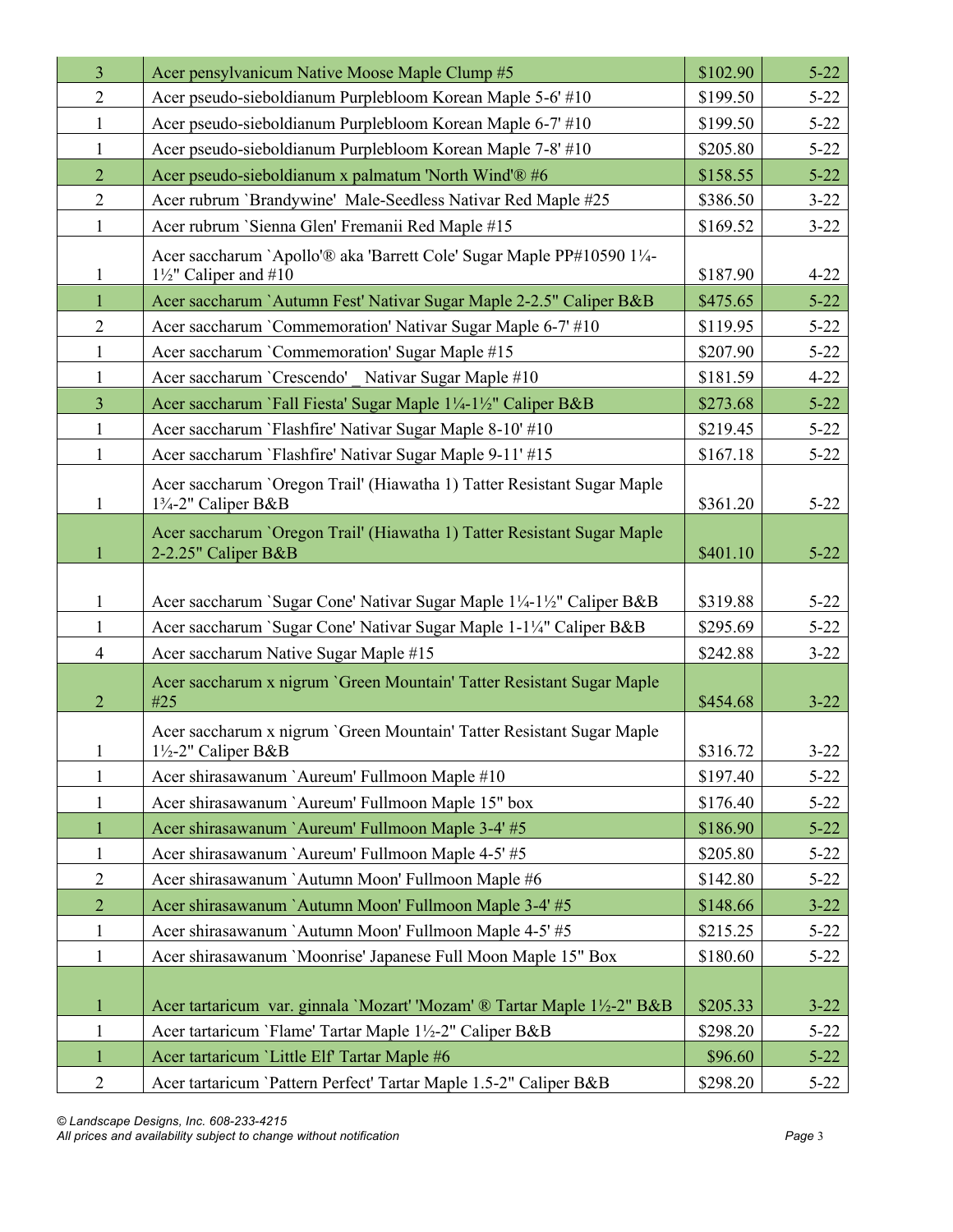| | | | |
|---|---|---|---|
| 3 | Acer pensylvanicum Native Moose Maple Clump #5 | $102.90 | 5-22 |
| 2 | Acer pseudo-sieboldianum Purplebloom Korean Maple 5-6' #10 | $199.50 | 5-22 |
| 1 | Acer pseudo-sieboldianum Purplebloom Korean Maple 6-7' #10 | $199.50 | 5-22 |
| 1 | Acer pseudo-sieboldianum Purplebloom Korean Maple 7-8' #10 | $205.80 | 5-22 |
| 2 | Acer pseudo-sieboldianum x palmatum 'North Wind'® #6 | $158.55 | 5-22 |
| 2 | Acer rubrum `Brandywine' Male-Seedless Nativar Red Maple #25 | $386.50 | 3-22 |
| 1 | Acer rubrum `Sienna Glen' Fremanii Red Maple #15 | $169.52 | 3-22 |
| 1 | Acer saccharum `Apollo'® aka 'Barrett Cole' Sugar Maple PP#10590 1¼-1½" Caliper and #10 | $187.90 | 4-22 |
| 1 | Acer saccharum `Autumn Fest' Nativar Sugar Maple 2-2.5" Caliper B&B | $475.65 | 5-22 |
| 2 | Acer saccharum `Commemoration' Nativar Sugar Maple 6-7' #10 | $119.95 | 5-22 |
| 1 | Acer saccharum `Commemoration' Sugar Maple #15 | $207.90 | 5-22 |
| 1 | Acer saccharum `Crescendo' _ Nativar Sugar Maple #10 | $181.59 | 4-22 |
| 3 | Acer saccharum `Fall Fiesta' Sugar Maple 1¼-1½" Caliper B&B | $273.68 | 5-22 |
| 1 | Acer saccharum `Flashfire' Nativar Sugar Maple 8-10' #10 | $219.45 | 5-22 |
| 1 | Acer saccharum `Flashfire' Nativar Sugar Maple 9-11' #15 | $167.18 | 5-22 |
| 1 | Acer saccharum `Oregon Trail' (Hiawatha 1) Tatter Resistant Sugar Maple 1¾-2" Caliper B&B | $361.20 | 5-22 |
| 1 | Acer saccharum `Oregon Trail' (Hiawatha 1) Tatter Resistant Sugar Maple 2-2.25" Caliper B&B | $401.10 | 5-22 |
| 1 | Acer saccharum `Sugar Cone' Nativar Sugar Maple 1¼-1½" Caliper B&B | $319.88 | 5-22 |
| 1 | Acer saccharum `Sugar Cone' Nativar Sugar Maple 1-1¼" Caliper B&B | $295.69 | 5-22 |
| 4 | Acer saccharum Native Sugar Maple #15 | $242.88 | 3-22 |
| 2 | Acer saccharum x nigrum `Green Mountain' Tatter Resistant Sugar Maple #25 | $454.68 | 3-22 |
| 1 | Acer saccharum x nigrum `Green Mountain' Tatter Resistant Sugar Maple 1½-2" Caliper B&B | $316.72 | 3-22 |
| 1 | Acer shirasawanum `Aureum' Fullmoon Maple #10 | $197.40 | 5-22 |
| 1 | Acer shirasawanum `Aureum' Fullmoon Maple 15" box | $176.40 | 5-22 |
| 1 | Acer shirasawanum `Aureum' Fullmoon Maple 3-4' #5 | $186.90 | 5-22 |
| 1 | Acer shirasawanum `Aureum' Fullmoon Maple 4-5' #5 | $205.80 | 5-22 |
| 2 | Acer shirasawanum `Autumn Moon' Fullmoon Maple #6 | $142.80 | 5-22 |
| 2 | Acer shirasawanum `Autumn Moon' Fullmoon Maple 3-4' #5 | $148.66 | 3-22 |
| 1 | Acer shirasawanum `Autumn Moon' Fullmoon Maple 4-5' #5 | $215.25 | 5-22 |
| 1 | Acer shirasawanum `Moonrise' Japanese Full Moon Maple 15" Box | $180.60 | 5-22 |
| 1 | Acer tartaricum var. ginnala `Mozart' 'Mozam' ® Tartar Maple 1½-2" B&B | $205.33 | 3-22 |
| 1 | Acer tartaricum `Flame' Tartar Maple 1½-2" Caliper B&B | $298.20 | 5-22 |
| 1 | Acer tartaricum `Little Elf' Tartar Maple #6 | $96.60 | 5-22 |
| 2 | Acer tartaricum `Pattern Perfect' Tartar Maple 1.5-2" Caliper B&B | $298.20 | 5-22 |

*© Landscape Designs, Inc. 608-233-4215*
*All prices and availability subject to change without notification*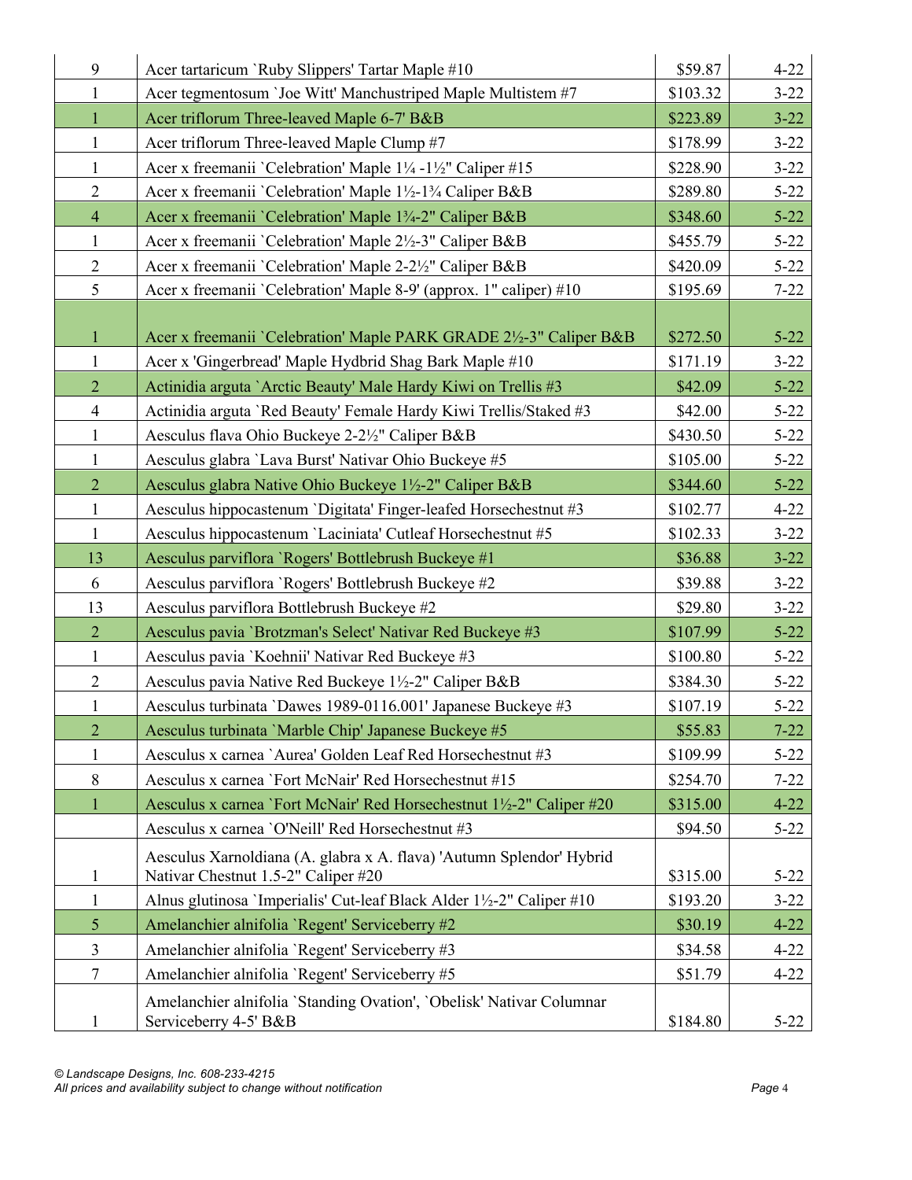| 9 | Acer tartaricum `Ruby Slippers' Tartar Maple #10 | $59.87 | 4-22 |
|---|---|---|---|
| 1 | Acer tegmentosum `Joe Witt' Manchustriped Maple Multistem #7 | $103.32 | 3-22 |
| 1 | Acer triflorum Three-leaved Maple 6-7' B&B | $223.89 | 3-22 |
| 1 | Acer triflorum Three-leaved Maple Clump #7 | $178.99 | 3-22 |
| 1 | Acer x freemanii `Celebration' Maple 1¼ -1½" Caliper #15 | $228.90 | 3-22 |
| 2 | Acer x freemanii `Celebration' Maple 1½-1¾ Caliper B&B | $289.80 | 5-22 |
| 4 | Acer x freemanii `Celebration' Maple 1¾-2" Caliper B&B | $348.60 | 5-22 |
| 1 | Acer x freemanii `Celebration' Maple 2½-3" Caliper B&B | $455.79 | 5-22 |
| 2 | Acer x freemanii `Celebration' Maple 2-2½" Caliper B&B | $420.09 | 5-22 |
| 5 | Acer x freemanii `Celebration' Maple 8-9' (approx. 1" caliper) #10 | $195.69 | 7-22 |
| 1 | Acer x freemanii `Celebration' Maple PARK GRADE 2½-3" Caliper B&B | $272.50 | 5-22 |
| 1 | Acer x 'Gingerbread' Maple Hydbrid Shag Bark Maple #10 | $171.19 | 3-22 |
| 2 | Actinidia arguta `Arctic Beauty' Male Hardy Kiwi on Trellis #3 | $42.09 | 5-22 |
| 4 | Actinidia arguta `Red Beauty' Female Hardy Kiwi Trellis/Staked #3 | $42.00 | 5-22 |
| 1 | Aesculus flava Ohio Buckeye 2-2½" Caliper B&B | $430.50 | 5-22 |
| 1 | Aesculus glabra `Lava Burst' Nativar Ohio Buckeye #5 | $105.00 | 5-22 |
| 2 | Aesculus glabra Native Ohio Buckeye 1½-2" Caliper B&B | $344.60 | 5-22 |
| 1 | Aesculus hippocastenum `Digitata' Finger-leafed Horsechestnut #3 | $102.77 | 4-22 |
| 1 | Aesculus hippocastenum `Laciniata' Cutleaf Horsechestnut #5 | $102.33 | 3-22 |
| 13 | Aesculus parviflora `Rogers' Bottlebrush Buckeye #1 | $36.88 | 3-22 |
| 6 | Aesculus parviflora `Rogers' Bottlebrush Buckeye #2 | $39.88 | 3-22 |
| 13 | Aesculus parviflora Bottlebrush Buckeye #2 | $29.80 | 3-22 |
| 2 | Aesculus pavia `Brotzman's Select' Nativar Red Buckeye #3 | $107.99 | 5-22 |
| 1 | Aesculus pavia `Koehnii' Nativar Red Buckeye #3 | $100.80 | 5-22 |
| 2 | Aesculus pavia Native Red Buckeye 1½-2" Caliper B&B | $384.30 | 5-22 |
| 1 | Aesculus turbinata `Dawes 1989-0116.001' Japanese Buckeye #3 | $107.19 | 5-22 |
| 2 | Aesculus turbinata `Marble Chip' Japanese Buckeye #5 | $55.83 | 7-22 |
| 1 | Aesculus x carnea `Aurea' Golden Leaf Red Horsechestnut #3 | $109.99 | 5-22 |
| 8 | Aesculus x carnea `Fort McNair' Red Horsechestnut #15 | $254.70 | 7-22 |
| 1 | Aesculus x carnea `Fort McNair' Red Horsechestnut 1½-2" Caliper #20 | $315.00 | 4-22 |
| | Aesculus x carnea `O'Neill' Red Horsechestnut #3 | $94.50 | 5-22 |
| 1 | Aesculus Xarnoldiana (A. glabra x A. flava) 'Autumn Splendor' Hybrid Nativar Chestnut 1.5-2" Caliper #20 | $315.00 | 5-22 |
| 1 | Alnus glutinosa `Imperialis' Cut-leaf Black Alder 1½-2" Caliper #10 | $193.20 | 3-22 |
| 5 | Amelanchier alnifolia `Regent' Serviceberry #2 | $30.19 | 4-22 |
| 3 | Amelanchier alnifolia `Regent' Serviceberry #3 | $34.58 | 4-22 |
| 7 | Amelanchier alnifolia `Regent' Serviceberry #5 | $51.79 | 4-22 |
| 1 | Amelanchier alnifolia `Standing Ovation', `Obelisk' Nativar Columnar Serviceberry 4-5' B&B | $184.80 | 5-22 |

*© Landscape Designs, Inc. 608-233-4215*
*All prices and availability subject to change without notification*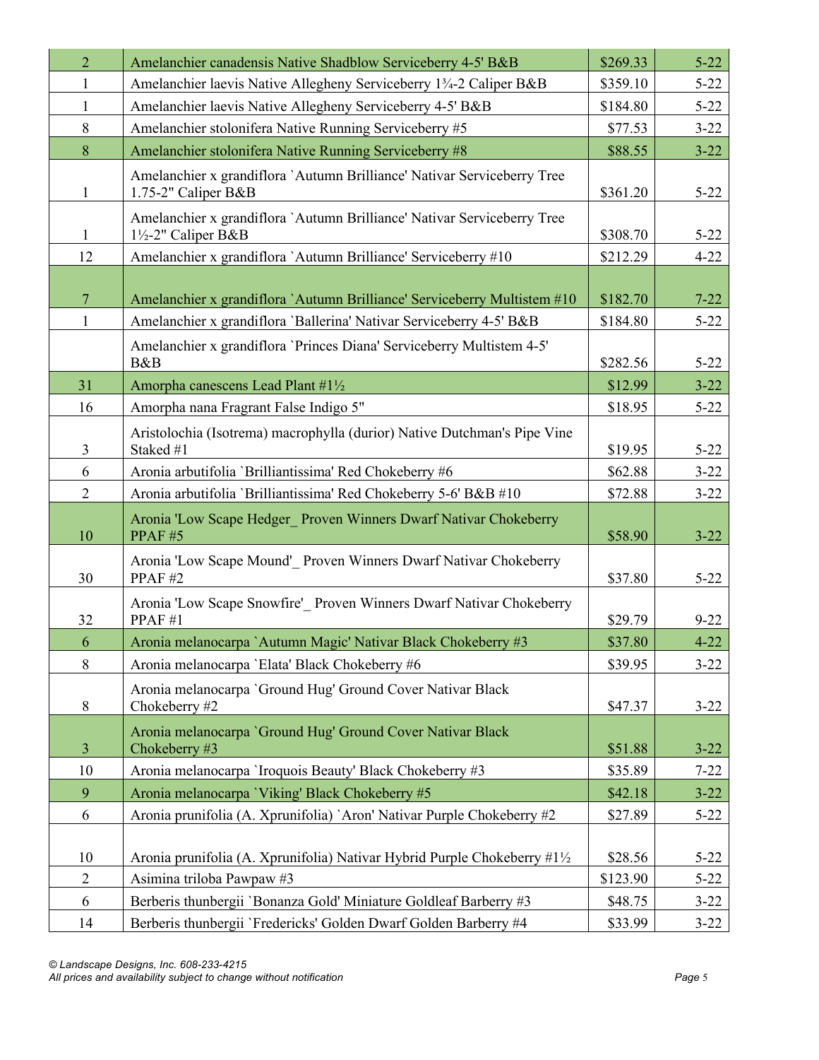| | | | |
|---|---|---|---|
| 2 | Amelanchier canadensis Native Shadblow Serviceberry 4-5' B&B | $269.33 | 5-22 |
| 1 | Amelanchier laevis Native Allegheny Serviceberry 1¾-2 Caliper B&B | $359.10 | 5-22 |
| 1 | Amelanchier laevis Native Allegheny Serviceberry 4-5' B&B | $184.80 | 5-22 |
| 8 | Amelanchier stolonifera Native Running Serviceberry #5 | $77.53 | 3-22 |
| 8 | Amelanchier stolonifera Native Running Serviceberry #8 | $88.55 | 3-22 |
| 1 | Amelanchier x grandiflora `Autumn Brilliance' Nativar Serviceberry Tree 1.75-2" Caliper B&B | $361.20 | 5-22 |
| 1 | Amelanchier x grandiflora `Autumn Brilliance' Nativar Serviceberry Tree 1½-2" Caliper B&B | $308.70 | 5-22 |
| 12 | Amelanchier x grandiflora `Autumn Brilliance' Serviceberry #10 | $212.29 | 4-22 |
| 7 | Amelanchier x grandiflora `Autumn Brilliance' Serviceberry Multistem #10 | $182.70 | 7-22 |
| 1 | Amelanchier x grandiflora `Ballerina' Nativar Serviceberry 4-5' B&B | $184.80 | 5-22 |
| | Amelanchier x grandiflora `Princes Diana' Serviceberry Multistem 4-5' B&B | $282.56 | 5-22 |
| 31 | Amorpha canescens Lead Plant #1½ | $12.99 | 3-22 |
| 16 | Amorpha nana Fragrant False Indigo 5" | $18.95 | 5-22 |
| 3 | Aristolochia (Isotrema) macrophylla (durior) Native Dutchman's Pipe Vine Staked #1 | $19.95 | 5-22 |
| 6 | Aronia arbutifolia `Brilliantissima' Red Chokeberry #6 | $62.88 | 3-22 |
| 2 | Aronia arbutifolia `Brilliantissima' Red Chokeberry 5-6' B&B #10 | $72.88 | 3-22 |
| 10 | Aronia 'Low Scape Hedger_ Proven Winners Dwarf Nativar Chokeberry PPAF #5 | $58.90 | 3-22 |
| 30 | Aronia 'Low Scape Mound'_ Proven Winners Dwarf Nativar Chokeberry PPAF #2 | $37.80 | 5-22 |
| 32 | Aronia 'Low Scape Snowfire'_ Proven Winners Dwarf Nativar Chokeberry PPAF #1 | $29.79 | 9-22 |
| 6 | Aronia melanocarpa `Autumn Magic' Nativar Black Chokeberry #3 | $37.80 | 4-22 |
| 8 | Aronia melanocarpa `Elata' Black Chokeberry #6 | $39.95 | 3-22 |
| 8 | Aronia melanocarpa `Ground Hug' Ground Cover Nativar Black Chokeberry #2 | $47.37 | 3-22 |
| 3 | Aronia melanocarpa `Ground Hug' Ground Cover Nativar Black Chokeberry #3 | $51.88 | 3-22 |
| 10 | Aronia melanocarpa `Iroquois Beauty' Black Chokeberry #3 | $35.89 | 7-22 |
| 9 | Aronia melanocarpa `Viking' Black Chokeberry #5 | $42.18 | 3-22 |
| 6 | Aronia prunifolia (A. Xprunifolia) `Aron' Nativar Purple Chokeberry #2 | $27.89 | 5-22 |
| 10 | Aronia prunifolia (A. Xprunifolia) Nativar Hybrid Purple Chokeberry #1½ | $28.56 | 5-22 |
| 2 | Asimina triloba Pawpaw #3 | $123.90 | 5-22 |
| 6 | Berberis thunbergii `Bonanza Gold' Miniature Goldleaf Barberry #3 | $48.75 | 3-22 |
| 14 | Berberis thunbergii `Fredericks' Golden Dwarf Golden Barberry #4 | $33.99 | 3-22 |

*© Landscape Designs, Inc. 608-233-4215*
*All prices and availability subject to change without notification*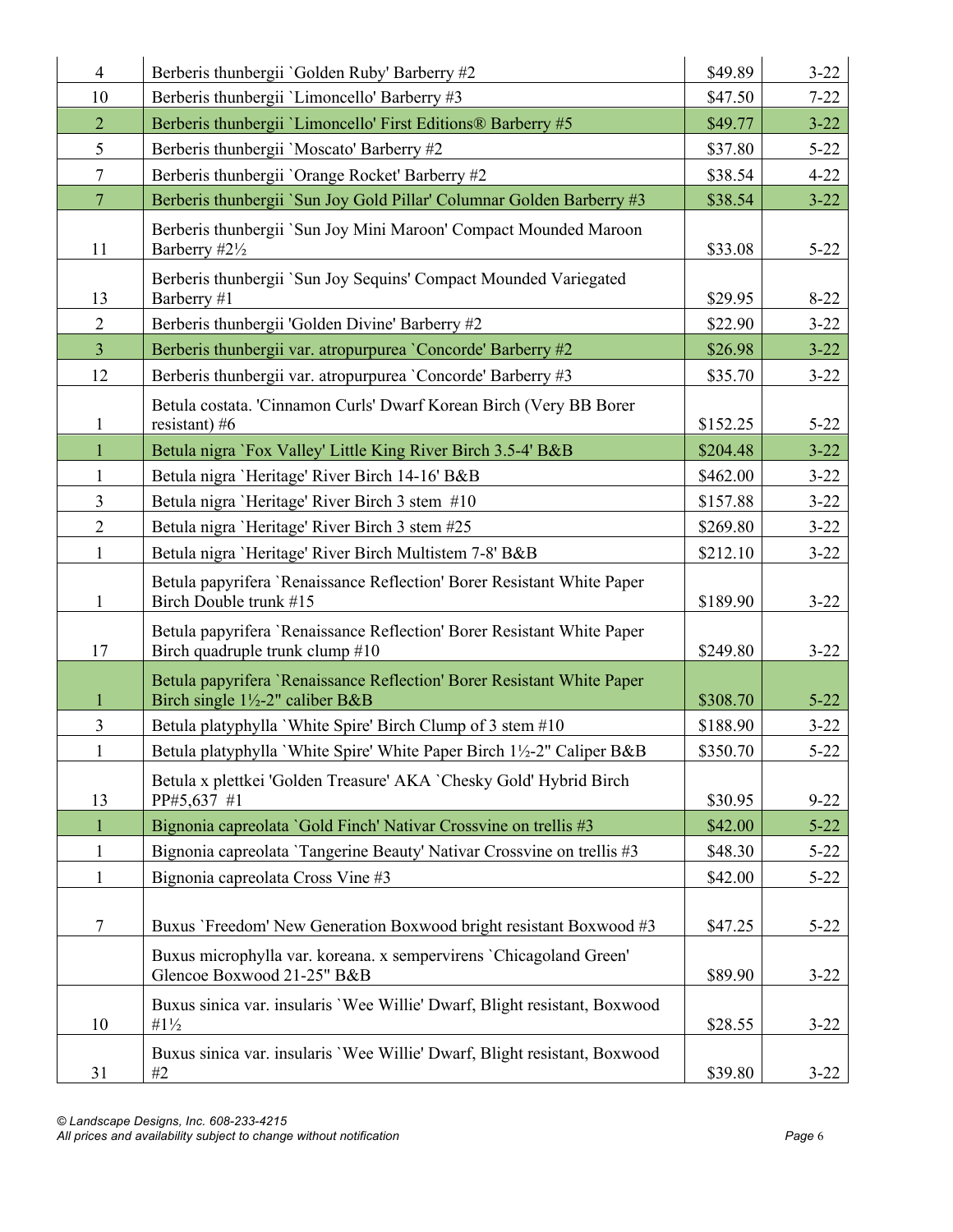| | | | |
|---|---|---|---|
| 4 | Berberis thunbergii `Golden Ruby' Barberry #2 | $49.89 | 3-22 |
| 10 | Berberis thunbergii `Limoncello' Barberry #3 | $47.50 | 7-22 |
| 2 | Berberis thunbergii `Limoncello' First Editions® Barberry #5 | $49.77 | 3-22 |
| 5 | Berberis thunbergii `Moscato' Barberry #2 | $37.80 | 5-22 |
| 7 | Berberis thunbergii `Orange Rocket' Barberry #2 | $38.54 | 4-22 |
| 7 | Berberis thunbergii `Sun Joy Gold Pillar' Columnar Golden Barberry #3 | $38.54 | 3-22 |
| 11 | Berberis thunbergii `Sun Joy Mini Maroon' Compact Mounded Maroon Barberry #2½ | $33.08 | 5-22 |
| 13 | Berberis thunbergii `Sun Joy Sequins' Compact Mounded Variegated Barberry #1 | $29.95 | 8-22 |
| 2 | Berberis thunbergii 'Golden Divine' Barberry #2 | $22.90 | 3-22 |
| 3 | Berberis thunbergii var. atropurpurea `Concorde' Barberry #2 | $26.98 | 3-22 |
| 12 | Berberis thunbergii var. atropurpurea `Concorde' Barberry #3 | $35.70 | 3-22 |
| 1 | Betula costata. 'Cinnamon Curls' Dwarf Korean Birch (Very BB Borer resistant) #6 | $152.25 | 5-22 |
| 1 | Betula nigra `Fox Valley' Little King River Birch 3.5-4' B&B | $204.48 | 3-22 |
| 1 | Betula nigra `Heritage' River Birch 14-16' B&B | $462.00 | 3-22 |
| 3 | Betula nigra `Heritage' River Birch 3 stem #10 | $157.88 | 3-22 |
| 2 | Betula nigra `Heritage' River Birch 3 stem #25 | $269.80 | 3-22 |
| 1 | Betula nigra `Heritage' River Birch Multistem 7-8' B&B | $212.10 | 3-22 |
| 1 | Betula papyrifera `Renaissance Reflection' Borer Resistant White Paper Birch Double trunk #15 | $189.90 | 3-22 |
| 17 | Betula papyrifera `Renaissance Reflection' Borer Resistant White Paper Birch quadruple trunk clump #10 | $249.80 | 3-22 |
| 1 | Betula papyrifera `Renaissance Reflection' Borer Resistant White Paper Birch single 1½-2" caliber B&B | $308.70 | 5-22 |
| 3 | Betula platyphylla `White Spire' Birch Clump of 3 stem #10 | $188.90 | 3-22 |
| 1 | Betula platyphylla `White Spire' White Paper Birch 1½-2" Caliper B&B | $350.70 | 5-22 |
| 13 | Betula x plettkei 'Golden Treasure' AKA `Chesky Gold' Hybrid Birch PP#5,637 #1 | $30.95 | 9-22 |
| 1 | Bignonia capreolata `Gold Finch' Nativar Crossvine on trellis #3 | $42.00 | 5-22 |
| 1 | Bignonia capreolata `Tangerine Beauty' Nativar Crossvine on trellis #3 | $48.30 | 5-22 |
| 1 | Bignonia capreolata Cross Vine #3 | $42.00 | 5-22 |
| 7 | Buxus `Freedom' New Generation Boxwood bright resistant Boxwood #3 | $47.25 | 5-22 |
| | Buxus microphylla var. koreana. x sempervirens `Chicagoland Green' Glencoe Boxwood 21-25" B&B | $89.90 | 3-22 |
| 10 | Buxus sinica var. insularis `Wee Willie' Dwarf, Blight resistant, Boxwood #1½ | $28.55 | 3-22 |
| 31 | Buxus sinica var. insularis `Wee Willie' Dwarf, Blight resistant, Boxwood #2 | $39.80 | 3-22 |

*© Landscape Designs, Inc. 608-233-4215*
*All prices and availability subject to change without notification*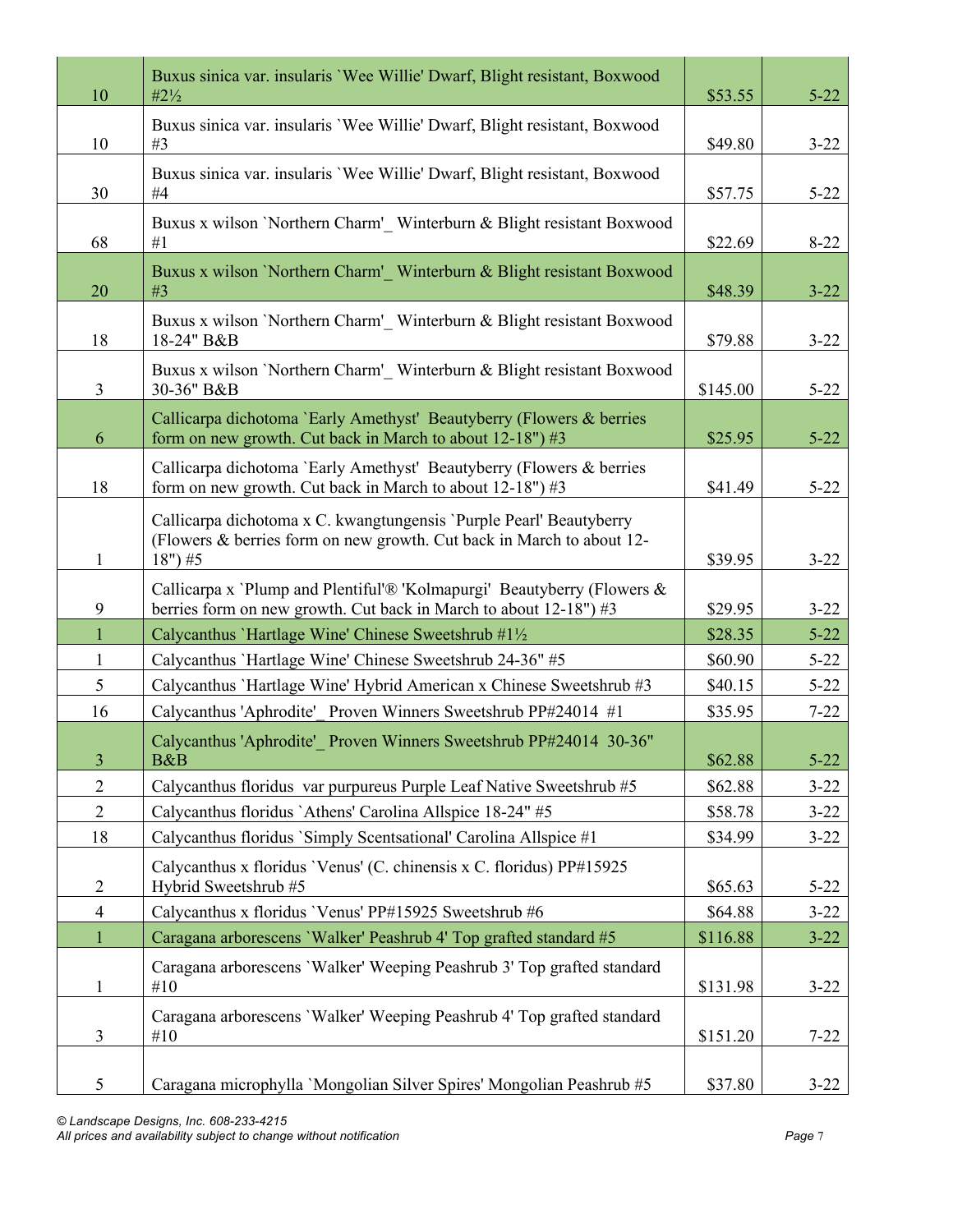| | | | |
|---|---|---|---|
| 10 | Buxus sinica var. insularis `Wee Willie' Dwarf, Blight resistant, Boxwood #2½ | $53.55 | 5-22 |
| 10 | Buxus sinica var. insularis `Wee Willie' Dwarf, Blight resistant, Boxwood #3 | $49.80 | 3-22 |
| 30 | Buxus sinica var. insularis `Wee Willie' Dwarf, Blight resistant, Boxwood #4 | $57.75 | 5-22 |
| 68 | Buxus x wilson `Northern Charm'_ Winterburn & Blight resistant Boxwood #1 | $22.69 | 8-22 |
| 20 | Buxus x wilson `Northern Charm'_ Winterburn & Blight resistant Boxwood #3 | $48.39 | 3-22 |
| 18 | Buxus x wilson `Northern Charm'_ Winterburn & Blight resistant Boxwood 18-24" B&B | $79.88 | 3-22 |
| 3 | Buxus x wilson `Northern Charm'_ Winterburn & Blight resistant Boxwood 30-36" B&B | $145.00 | 5-22 |
| 6 | Callicarpa dichotoma `Early Amethyst' Beautyberry (Flowers & berries form on new growth. Cut back in March to about 12-18") #3 | $25.95 | 5-22 |
| 18 | Callicarpa dichotoma `Early Amethyst' Beautyberry (Flowers & berries form on new growth. Cut back in March to about 12-18") #3 | $41.49 | 5-22 |
| 1 | Callicarpa dichotoma x C. kwangtungensis `Purple Pearl' Beautyberry (Flowers & berries form on new growth. Cut back in March to about 12-18") #5 | $39.95 | 3-22 |
| 9 | Callicarpa x `Plump and Plentiful'® 'Kolmapurgi' Beautyberry (Flowers & berries form on new growth. Cut back in March to about 12-18") #3 | $29.95 | 3-22 |
| 1 | Calycanthus `Hartlage Wine' Chinese Sweetshrub #1½ | $28.35 | 5-22 |
| 1 | Calycanthus `Hartlage Wine' Chinese Sweetshrub 24-36" #5 | $60.90 | 5-22 |
| 5 | Calycanthus `Hartlage Wine' Hybrid American x Chinese Sweetshrub #3 | $40.15 | 5-22 |
| 16 | Calycanthus 'Aphrodite'_ Proven Winners Sweetshrub PP#24014 #1 | $35.95 | 7-22 |
| 3 | Calycanthus 'Aphrodite'_ Proven Winners Sweetshrub PP#24014 30-36" B&B | $62.88 | 5-22 |
| 2 | Calycanthus floridus var purpureus Purple Leaf Native Sweetshrub #5 | $62.88 | 3-22 |
| 2 | Calycanthus floridus `Athens' Carolina Allspice 18-24" #5 | $58.78 | 3-22 |
| 18 | Calycanthus floridus `Simply Scentsational' Carolina Allspice #1 | $34.99 | 3-22 |
| 2 | Calycanthus x floridus `Venus' (C. chinensis x C. floridus) PP#15925 Hybrid Sweetshrub #5 | $65.63 | 5-22 |
| 4 | Calycanthus x floridus `Venus' PP#15925 Sweetshrub #6 | $64.88 | 3-22 |
| 1 | Caragana arborescens `Walker' Peashrub 4' Top grafted standard #5 | $116.88 | 3-22 |
| 1 | Caragana arborescens `Walker' Weeping Peashrub 3' Top grafted standard #10 | $131.98 | 3-22 |
| 3 | Caragana arborescens `Walker' Weeping Peashrub 4' Top grafted standard #10 | $151.20 | 7-22 |
| 5 | Caragana microphylla `Mongolian Silver Spires' Mongolian Peashrub #5 | $37.80 | 3-22 |

*© Landscape Designs, Inc. 608-233-4215*
*All prices and availability subject to change without notification*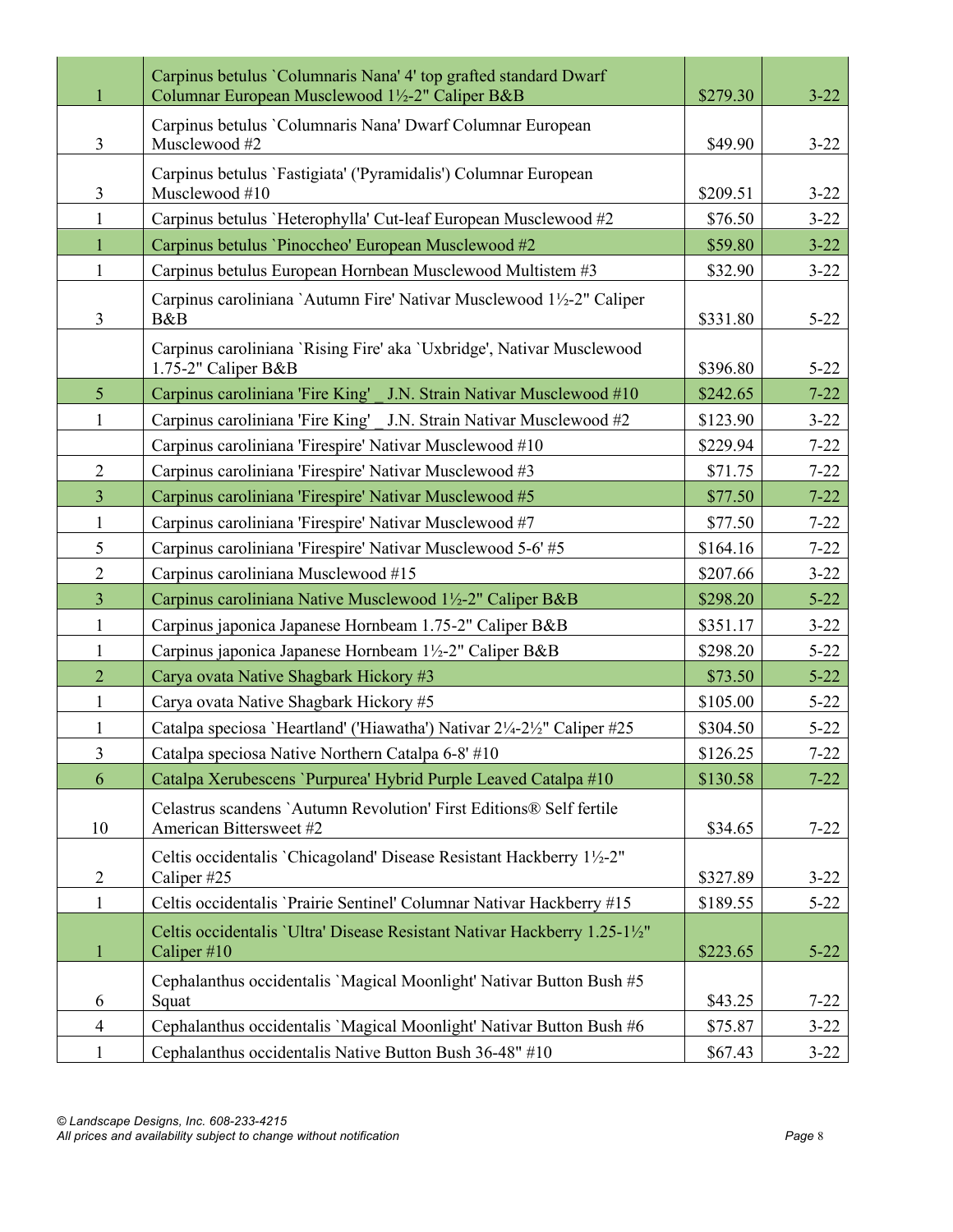| | | | |
|---|---|---|---|
| 1 | Carpinus betulus `Columnaris Nana' 4' top grafted standard Dwarf Columnar European Musclewood 1½-2" Caliper B&B | $279.30 | 3-22 |
| 3 | Carpinus betulus `Columnaris Nana' Dwarf Columnar European Musclewood #2 | $49.90 | 3-22 |
| 3 | Carpinus betulus `Fastigiata' ('Pyramidalis') Columnar European Musclewood #10 | $209.51 | 3-22 |
| 1 | Carpinus betulus `Heterophylla' Cut-leaf European Musclewood #2 | $76.50 | 3-22 |
| 1 | Carpinus betulus `Pinoccheo' European Musclewood #2 | $59.80 | 3-22 |
| 1 | Carpinus betulus European Hornbean Musclewood Multistem #3 | $32.90 | 3-22 |
| 3 | Carpinus caroliniana `Autumn Fire' Nativar Musclewood 1½-2" Caliper B&B | $331.80 | 5-22 |
| | Carpinus caroliniana `Rising Fire' aka `Uxbridge', Nativar Musclewood 1.75-2" Caliper B&B | $396.80 | 5-22 |
| 5 | Carpinus caroliniana 'Fire King' _ J.N. Strain Nativar Musclewood #10 | $242.65 | 7-22 |
| 1 | Carpinus caroliniana 'Fire King' _ J.N. Strain Nativar Musclewood #2 | $123.90 | 3-22 |
| | Carpinus caroliniana 'Firespire' Nativar Musclewood #10 | $229.94 | 7-22 |
| 2 | Carpinus caroliniana 'Firespire' Nativar Musclewood #3 | $71.75 | 7-22 |
| 3 | Carpinus caroliniana 'Firespire' Nativar Musclewood #5 | $77.50 | 7-22 |
| 1 | Carpinus caroliniana 'Firespire' Nativar Musclewood #7 | $77.50 | 7-22 |
| 5 | Carpinus caroliniana 'Firespire' Nativar Musclewood 5-6' #5 | $164.16 | 7-22 |
| 2 | Carpinus caroliniana Musclewood #15 | $207.66 | 3-22 |
| 3 | Carpinus caroliniana Native Musclewood 1½-2" Caliper B&B | $298.20 | 5-22 |
| 1 | Carpinus japonica Japanese Hornbeam 1.75-2" Caliper B&B | $351.17 | 3-22 |
| 1 | Carpinus japonica Japanese Hornbeam 1½-2" Caliper B&B | $298.20 | 5-22 |
| 2 | Carya ovata Native Shagbark Hickory #3 | $73.50 | 5-22 |
| 1 | Carya ovata Native Shagbark Hickory #5 | $105.00 | 5-22 |
| 1 | Catalpa speciosa `Heartland' ('Hiawatha') Nativar 2¼-2½" Caliper #25 | $304.50 | 5-22 |
| 3 | Catalpa speciosa Native Northern Catalpa 6-8' #10 | $126.25 | 7-22 |
| 6 | Catalpa Xerubescens `Purpurea' Hybrid Purple Leaved Catalpa #10 | $130.58 | 7-22 |
| 10 | Celastrus scandens `Autumn Revolution' First Editions® Self fertile American Bittersweet #2 | $34.65 | 7-22 |
| 2 | Celtis occidentalis `Chicagoland' Disease Resistant Hackberry 1½-2" Caliper #25 | $327.89 | 3-22 |
| 1 | Celtis occidentalis `Prairie Sentinel' Columnar Nativar Hackberry #15 | $189.55 | 5-22 |
| 1 | Celtis occidentalis `Ultra' Disease Resistant Nativar Hackberry 1.25-1½" Caliper #10 | $223.65 | 5-22 |
| 6 | Cephalanthus occidentalis `Magical Moonlight' Nativar Button Bush #5 Squat | $43.25 | 7-22 |
| 4 | Cephalanthus occidentalis `Magical Moonlight' Nativar Button Bush #6 | $75.87 | 3-22 |
| 1 | Cephalanthus occidentalis Native Button Bush 36-48" #10 | $67.43 | 3-22 |

*© Landscape Designs, Inc. 608-233-4215*
*All prices and availability subject to change without notification*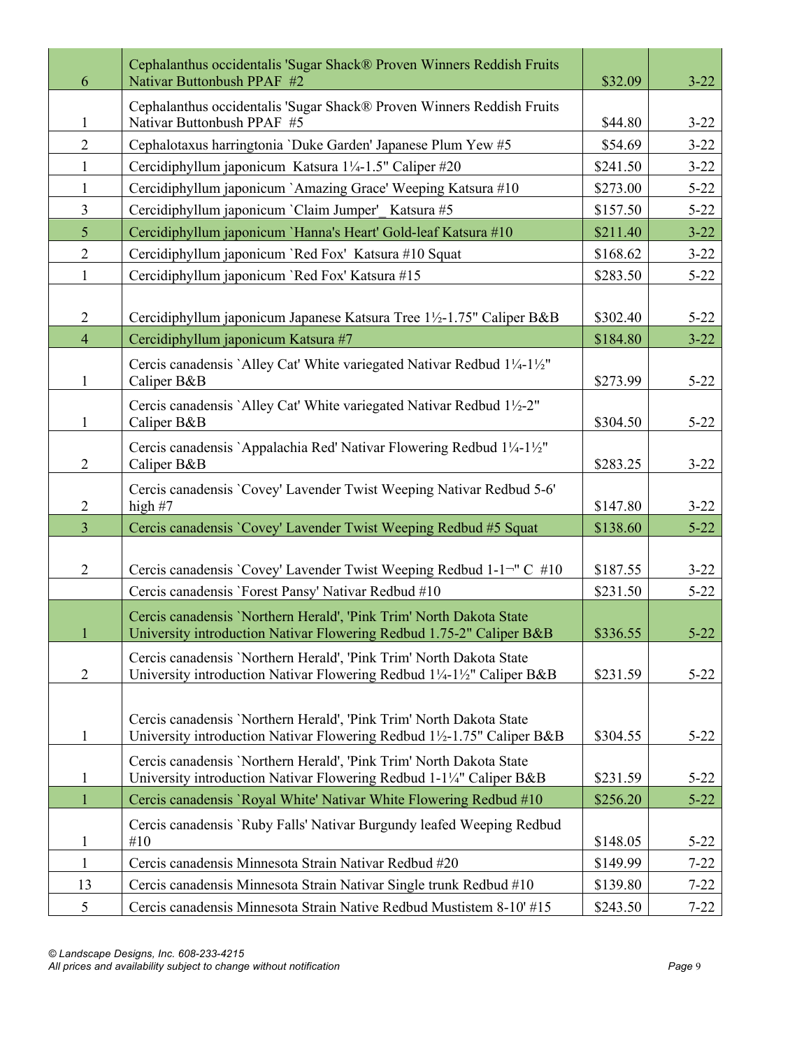| | | | |
|---|---|---|---|
| 6 | Cephalanthus occidentalis 'Sugar Shack® Proven Winners Reddish Fruits Nativar Buttonbush PPAF #2 | $32.09 | 3-22 |
| 1 | Cephalanthus occidentalis 'Sugar Shack® Proven Winners Reddish Fruits Nativar Buttonbush PPAF #5 | $44.80 | 3-22 |
| 2 | Cephalotaxus harringtonia `Duke Garden' Japanese Plum Yew #5 | $54.69 | 3-22 |
| 1 | Cercidiphyllum japonicum Katsura 1¼-1.5" Caliper #20 | $241.50 | 3-22 |
| 1 | Cercidiphyllum japonicum `Amazing Grace' Weeping Katsura #10 | $273.00 | 5-22 |
| 3 | Cercidiphyllum japonicum `Claim Jumper'_ Katsura #5 | $157.50 | 5-22 |
| 5 | Cercidiphyllum japonicum `Hanna's Heart' Gold-leaf Katsura #10 | $211.40 | 3-22 |
| 2 | Cercidiphyllum japonicum `Red Fox' Katsura #10 Squat | $168.62 | 3-22 |
| 1 | Cercidiphyllum japonicum `Red Fox' Katsura #15 | $283.50 | 5-22 |
| 2 | Cercidiphyllum japonicum Japanese Katsura Tree 1½-1.75" Caliper B&B | $302.40 | 5-22 |
| 4 | Cercidiphyllum japonicum Katsura #7 | $184.80 | 3-22 |
| 1 | Cercis canadensis `Alley Cat' White variegated Nativar Redbud 1¼-1½" Caliper B&B | $273.99 | 5-22 |
| 1 | Cercis canadensis `Alley Cat' White variegated Nativar Redbud 1½-2" Caliper B&B | $304.50 | 5-22 |
| 2 | Cercis canadensis `Appalachia Red' Nativar Flowering Redbud 1¼-1½" Caliper B&B | $283.25 | 3-22 |
| 2 | Cercis canadensis `Covey' Lavender Twist Weeping Nativar Redbud 5-6' high #7 | $147.80 | 3-22 |
| 3 | Cercis canadensis `Covey' Lavender Twist Weeping Redbud #5 Squat | $138.60 | 5-22 |
| 2 | Cercis canadensis `Covey' Lavender Twist Weeping Redbud 1-1¬" C #10 | $187.55 | 3-22 |
| | Cercis canadensis `Forest Pansy' Nativar Redbud #10 | $231.50 | 5-22 |
| 1 | Cercis canadensis `Northern Herald', 'Pink Trim' North Dakota State University introduction Nativar Flowering Redbud 1.75-2" Caliper B&B | $336.55 | 5-22 |
| 2 | Cercis canadensis `Northern Herald', 'Pink Trim' North Dakota State University introduction Nativar Flowering Redbud 1¼-1½" Caliper B&B | $231.59 | 5-22 |
| 1 | Cercis canadensis `Northern Herald', 'Pink Trim' North Dakota State University introduction Nativar Flowering Redbud 1½-1.75" Caliper B&B | $304.55 | 5-22 |
| 1 | Cercis canadensis `Northern Herald', 'Pink Trim' North Dakota State University introduction Nativar Flowering Redbud 1-1¼" Caliper B&B | $231.59 | 5-22 |
| 1 | Cercis canadensis `Royal White' Nativar White Flowering Redbud #10 | $256.20 | 5-22 |
| 1 | Cercis canadensis `Ruby Falls' Nativar Burgundy leafed Weeping Redbud #10 | $148.05 | 5-22 |
| 1 | Cercis canadensis Minnesota Strain Nativar Redbud #20 | $149.99 | 7-22 |
| 13 | Cercis canadensis Minnesota Strain Nativar Single trunk Redbud #10 | $139.80 | 7-22 |
| 5 | Cercis canadensis Minnesota Strain Native Redbud Mustistem 8-10' #15 | $243.50 | 7-22 |

*© Landscape Designs, Inc. 608-233-4215*
*All prices and availability subject to change without notification*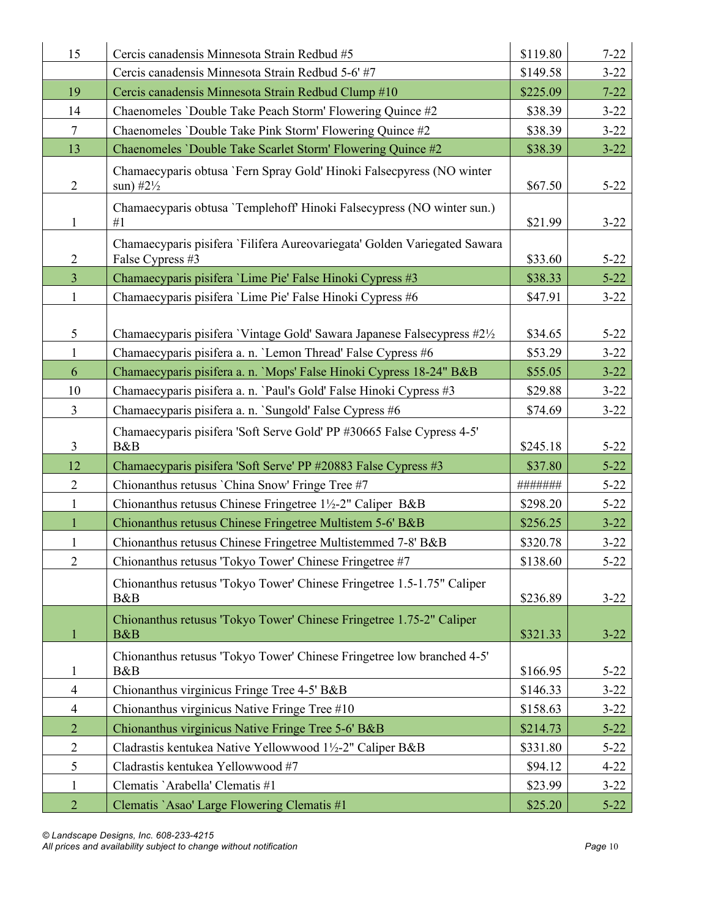| | | | |
|---|---|---|---|
| 15 | Cercis canadensis Minnesota Strain Redbud #5 | $119.80 | 7-22 |
| | Cercis canadensis Minnesota Strain Redbud 5-6' #7 | $149.58 | 3-22 |
| 19 | Cercis canadensis Minnesota Strain Redbud Clump #10 | $225.09 | 7-22 |
| 14 | Chaenomeles `Double Take Peach Storm' Flowering Quince #2 | $38.39 | 3-22 |
| 7 | Chaenomeles `Double Take Pink Storm' Flowering Quince #2 | $38.39 | 3-22 |
| 13 | Chaenomeles `Double Take Scarlet Storm' Flowering Quince #2 | $38.39 | 3-22 |
| 2 | Chamaecyparis obtusa `Fern Spray Gold' Hinoki Falsecpyress (NO winter sun) #2½ | $67.50 | 5-22 |
| 1 | Chamaecyparis obtusa `Templehoff' Hinoki Falsecypress (NO winter sun.) #1 | $21.99 | 3-22 |
| 2 | Chamaecyparis pisifera `Filifera Aureovariegata' Golden Variegated Sawara False Cypress #3 | $33.60 | 5-22 |
| 3 | Chamaecyparis pisifera `Lime Pie' False Hinoki Cypress #3 | $38.33 | 5-22 |
| 1 | Chamaecyparis pisifera `Lime Pie' False Hinoki Cypress #6 | $47.91 | 3-22 |
| 5 | Chamaecyparis pisifera `Vintage Gold' Sawara Japanese Falsecypress #2½ | $34.65 | 5-22 |
| 1 | Chamaecyparis pisifera a. n. `Lemon Thread' False Cypress #6 | $53.29 | 3-22 |
| 6 | Chamaecyparis pisifera a. n. `Mops' False Hinoki Cypress 18-24" B&B | $55.05 | 3-22 |
| 10 | Chamaecyparis pisifera a. n. `Paul's Gold' False Hinoki Cypress #3 | $29.88 | 3-22 |
| 3 | Chamaecyparis pisifera a. n. `Sungold' False Cypress #6 | $74.69 | 3-22 |
| 3 | Chamaecyparis pisifera 'Soft Serve Gold' PP #30665 False Cypress 4-5' B&B | $245.18 | 5-22 |
| 12 | Chamaecyparis pisifera 'Soft Serve' PP #20883 False Cypress #3 | $37.80 | 5-22 |
| 2 | Chionanthus retusus `China Snow' Fringe Tree #7 | ####### | 5-22 |
| 1 | Chionanthus retusus Chinese Fringetree 1½-2" Caliper B&B | $298.20 | 5-22 |
| 1 | Chionanthus retusus Chinese Fringetree Multistem 5-6' B&B | $256.25 | 3-22 |
| 1 | Chionanthus retusus Chinese Fringetree Multistemmed 7-8' B&B | $320.78 | 3-22 |
| 2 | Chionanthus retusus 'Tokyo Tower' Chinese Fringetree #7 | $138.60 | 5-22 |
| | Chionanthus retusus 'Tokyo Tower' Chinese Fringetree 1.5-1.75" Caliper B&B | $236.89 | 3-22 |
| 1 | Chionanthus retusus 'Tokyo Tower' Chinese Fringetree 1.75-2" Caliper B&B | $321.33 | 3-22 |
| 1 | Chionanthus retusus 'Tokyo Tower' Chinese Fringetree low branched 4-5' B&B | $166.95 | 5-22 |
| 4 | Chionanthus virginicus Fringe Tree 4-5' B&B | $146.33 | 3-22 |
| 4 | Chionanthus virginicus Native Fringe Tree #10 | $158.63 | 3-22 |
| 2 | Chionanthus virginicus Native Fringe Tree 5-6' B&B | $214.73 | 5-22 |
| 2 | Cladrastis kentukea Native Yellowwood 1½-2" Caliper B&B | $331.80 | 5-22 |
| 5 | Cladrastis kentukea Yellowwood #7 | $94.12 | 4-22 |
| 1 | Clematis `Arabella' Clematis #1 | $23.99 | 3-22 |
| 2 | Clematis `Asao' Large Flowering Clematis #1 | $25.20 | 5-22 |

*© Landscape Designs, Inc. 608-233-4215*
*All prices and availability subject to change without notification*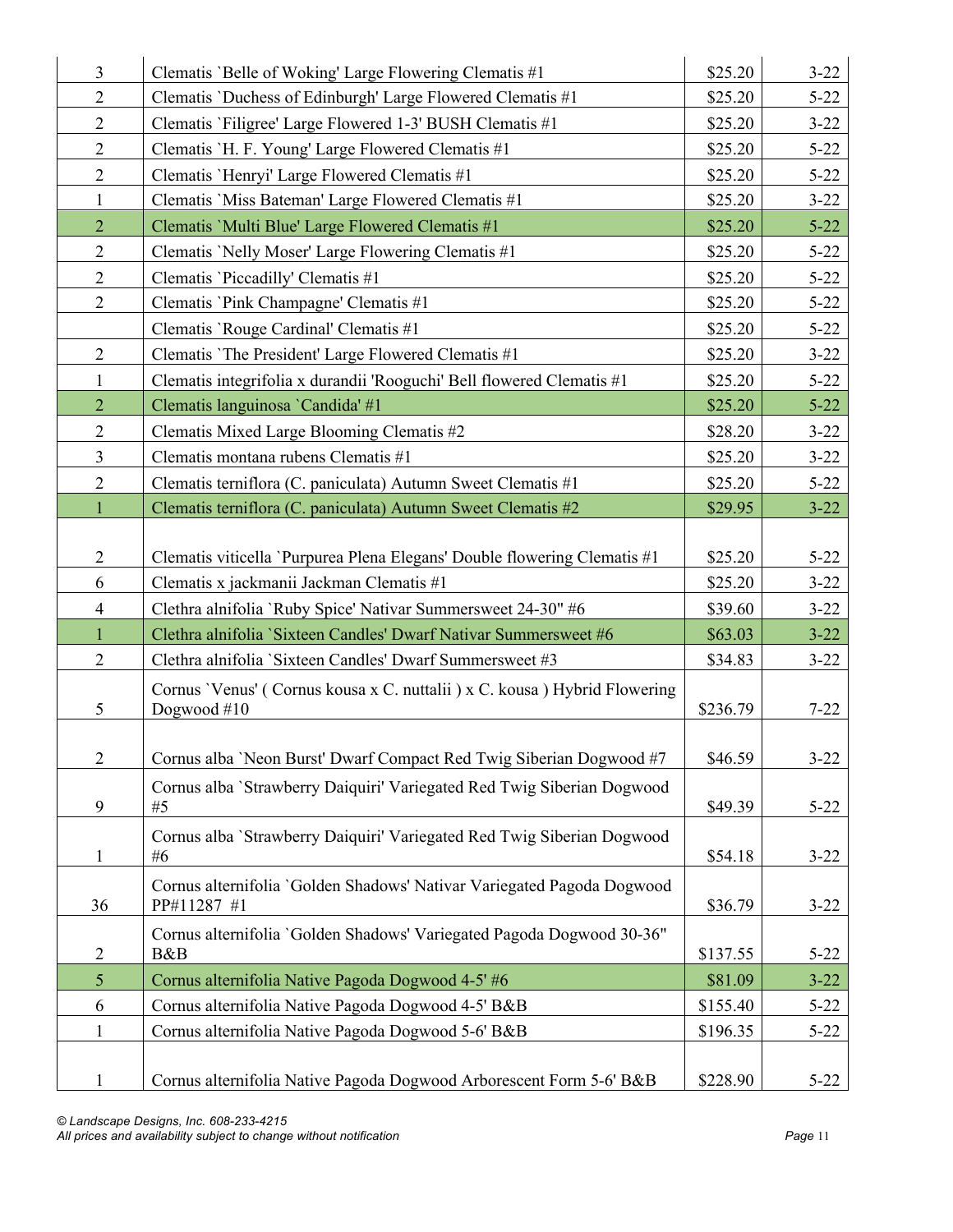| | | | |
|---|---|---|---|
| 3 | Clematis `Belle of Woking' Large Flowering Clematis #1 | $25.20 | 3-22 |
| 2 | Clematis `Duchess of Edinburgh' Large Flowered Clematis #1 | $25.20 | 5-22 |
| 2 | Clematis `Filigree' Large Flowered 1-3' BUSH Clematis #1 | $25.20 | 3-22 |
| 2 | Clematis `H. F. Young' Large Flowered Clematis #1 | $25.20 | 5-22 |
| 2 | Clematis `Henryi' Large Flowered Clematis #1 | $25.20 | 5-22 |
| 1 | Clematis `Miss Bateman' Large Flowered Clematis #1 | $25.20 | 3-22 |
| 2 | Clematis `Multi Blue' Large Flowered Clematis #1 | $25.20 | 5-22 |
| 2 | Clematis `Nelly Moser' Large Flowering Clematis #1 | $25.20 | 5-22 |
| 2 | Clematis `Piccadilly' Clematis #1 | $25.20 | 5-22 |
| 2 | Clematis `Pink Champagne' Clematis #1 | $25.20 | 5-22 |
| | Clematis `Rouge Cardinal' Clematis #1 | $25.20 | 5-22 |
| 2 | Clematis `The President' Large Flowered Clematis #1 | $25.20 | 3-22 |
| 1 | Clematis integrifolia x durandii 'Rooguchi' Bell flowered Clematis #1 | $25.20 | 5-22 |
| 2 | Clematis languinosa `Candida' #1 | $25.20 | 5-22 |
| 2 | Clematis Mixed Large Blooming Clematis #2 | $28.20 | 3-22 |
| 3 | Clematis montana rubens Clematis #1 | $25.20 | 3-22 |
| 2 | Clematis terniflora (C. paniculata) Autumn Sweet Clematis #1 | $25.20 | 5-22 |
| 1 | Clematis terniflora (C. paniculata) Autumn Sweet Clematis #2 | $29.95 | 3-22 |
| 2 | Clematis viticella `Purpurea Plena Elegans' Double flowering Clematis #1 | $25.20 | 5-22 |
| 6 | Clematis x jackmanii Jackman Clematis #1 | $25.20 | 3-22 |
| 4 | Clethra alnifolia `Ruby Spice' Nativar Summersweet 24-30" #6 | $39.60 | 3-22 |
| 1 | Clethra alnifolia `Sixteen Candles' Dwarf Nativar Summersweet #6 | $63.03 | 3-22 |
| 2 | Clethra alnifolia `Sixteen Candles' Dwarf Summersweet #3 | $34.83 | 3-22 |
| 5 | Cornus `Venus' ( Cornus kousa x C. nuttalii ) x C. kousa ) Hybrid Flowering Dogwood #10 | $236.79 | 7-22 |
| 2 | Cornus alba `Neon Burst' Dwarf Compact Red Twig Siberian Dogwood #7 | $46.59 | 3-22 |
| 9 | Cornus alba `Strawberry Daiquiri' Variegated Red Twig Siberian Dogwood #5 | $49.39 | 5-22 |
| 1 | Cornus alba `Strawberry Daiquiri' Variegated Red Twig Siberian Dogwood #6 | $54.18 | 3-22 |
| 36 | Cornus alternifolia `Golden Shadows' Nativar Variegated Pagoda Dogwood PP#11287 #1 | $36.79 | 3-22 |
| 2 | Cornus alternifolia `Golden Shadows' Variegated Pagoda Dogwood 30-36" B&B | $137.55 | 5-22 |
| 5 | Cornus alternifolia Native Pagoda Dogwood 4-5' #6 | $81.09 | 3-22 |
| 6 | Cornus alternifolia Native Pagoda Dogwood 4-5' B&B | $155.40 | 5-22 |
| 1 | Cornus alternifolia Native Pagoda Dogwood 5-6' B&B | $196.35 | 5-22 |
| 1 | Cornus alternifolia Native Pagoda Dogwood Arborescent Form 5-6' B&B | $228.90 | 5-22 |

*© Landscape Designs, Inc. 608-233-4215*
*All prices and availability subject to change without notification*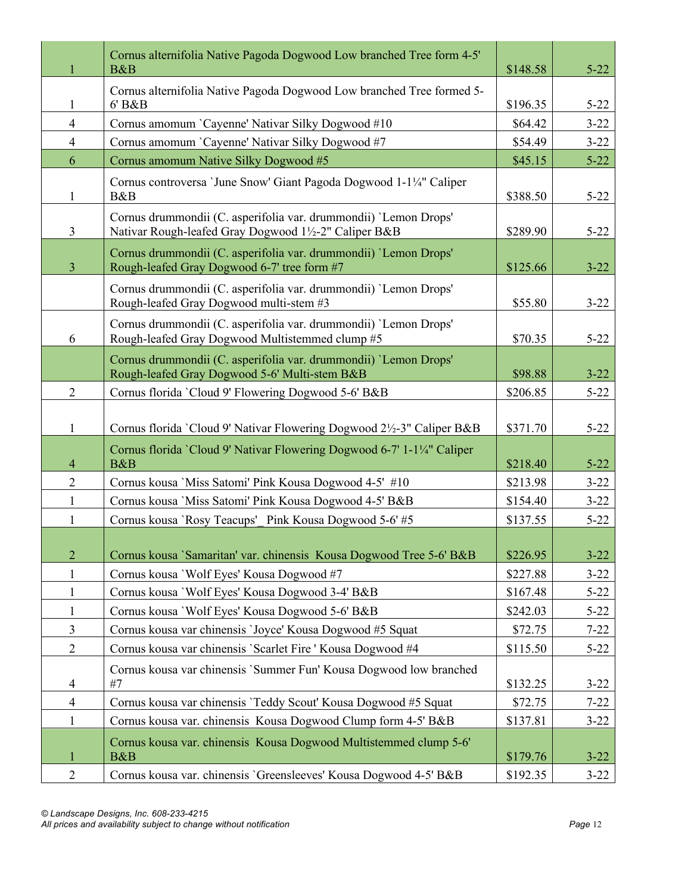| | | | |
|---|---|---|---|
| 1 | Cornus alternifolia Native Pagoda Dogwood Low branched Tree form 4-5' B&B | $148.58 | 5-22 |
| 1 | Cornus alternifolia Native Pagoda Dogwood Low branched Tree formed 5-6' B&B | $196.35 | 5-22 |
| 4 | Cornus amomum `Cayenne' Nativar Silky Dogwood #10 | $64.42 | 3-22 |
| 4 | Cornus amomum `Cayenne' Nativar Silky Dogwood #7 | $54.49 | 3-22 |
| 6 | Cornus amomum Native Silky Dogwood #5 | $45.15 | 5-22 |
| 1 | Cornus controversa `June Snow' Giant Pagoda Dogwood 1-1¼" Caliper B&B | $388.50 | 5-22 |
| 3 | Cornus drummondii (C. asperifolia var. drummondii) `Lemon Drops' Nativar Rough-leafed Gray Dogwood 1½-2" Caliper B&B | $289.90 | 5-22 |
| 3 | Cornus drummondii (C. asperifolia var. drummondii) `Lemon Drops' Rough-leafed Gray Dogwood 6-7' tree form #7 | $125.66 | 3-22 |
| | Cornus drummondii (C. asperifolia var. drummondii) `Lemon Drops' Rough-leafed Gray Dogwood multi-stem #3 | $55.80 | 3-22 |
| 6 | Cornus drummondii (C. asperifolia var. drummondii) `Lemon Drops' Rough-leafed Gray Dogwood Multistemmed clump #5 | $70.35 | 5-22 |
| | Cornus drummondii (C. asperifolia var. drummondii) `Lemon Drops' Rough-leafed Gray Dogwood 5-6' Multi-stem B&B | $98.88 | 3-22 |
| 2 | Cornus florida `Cloud 9' Flowering Dogwood 5-6' B&B | $206.85 | 5-22 |
| 1 | Cornus florida `Cloud 9' Nativar Flowering Dogwood 2½-3" Caliper B&B | $371.70 | 5-22 |
| 4 | Cornus florida `Cloud 9' Nativar Flowering Dogwood 6-7' 1-1¼" Caliper B&B | $218.40 | 5-22 |
| 2 | Cornus kousa `Miss Satomi' Pink Kousa Dogwood 4-5' #10 | $213.98 | 3-22 |
| 1 | Cornus kousa `Miss Satomi' Pink Kousa Dogwood 4-5' B&B | $154.40 | 3-22 |
| 1 | Cornus kousa `Rosy Teacups'_ Pink Kousa Dogwood 5-6' #5 | $137.55 | 5-22 |
| 2 | Cornus kousa `Samaritan' var. chinensis Kousa Dogwood Tree 5-6' B&B | $226.95 | 3-22 |
| 1 | Cornus kousa `Wolf Eyes' Kousa Dogwood #7 | $227.88 | 3-22 |
| 1 | Cornus kousa `Wolf Eyes' Kousa Dogwood 3-4' B&B | $167.48 | 5-22 |
| 1 | Cornus kousa `Wolf Eyes' Kousa Dogwood 5-6' B&B | $242.03 | 5-22 |
| 3 | Cornus kousa var chinensis `Joyce' Kousa Dogwood #5 Squat | $72.75 | 7-22 |
| 2 | Cornus kousa var chinensis `Scarlet Fire ' Kousa Dogwood #4 | $115.50 | 5-22 |
| 4 | Cornus kousa var chinensis `Summer Fun' Kousa Dogwood low branched #7 | $132.25 | 3-22 |
| 4 | Cornus kousa var chinensis `Teddy Scout' Kousa Dogwood #5 Squat | $72.75 | 7-22 |
| 1 | Cornus kousa var. chinensis Kousa Dogwood Clump form 4-5' B&B | $137.81 | 3-22 |
| 1 | Cornus kousa var. chinensis Kousa Dogwood Multistemmed clump 5-6' B&B | $179.76 | 3-22 |
| 2 | Cornus kousa var. chinensis `Greensleeves' Kousa Dogwood 4-5' B&B | $192.35 | 3-22 |

*© Landscape Designs, Inc. 608-233-4215*
*All prices and availability subject to change without notification*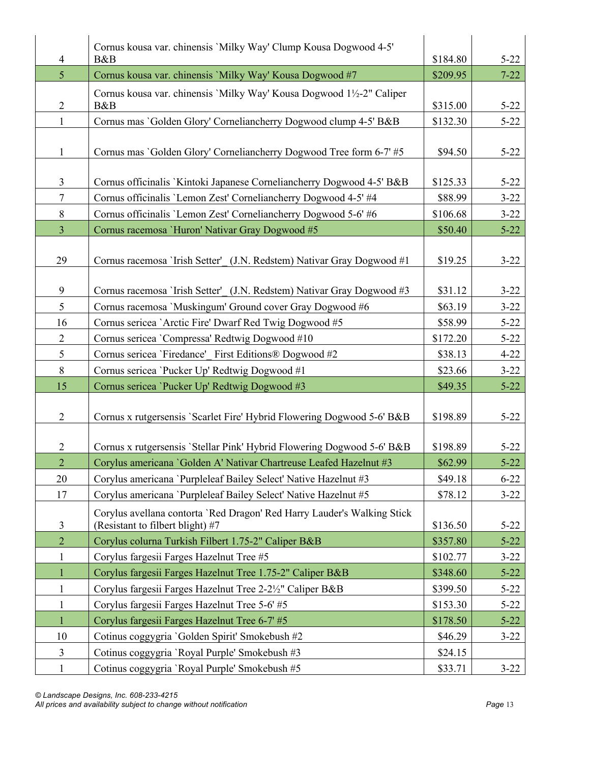| | | | |
|---|---|---|---|
| 4 | Cornus kousa var. chinensis `Milky Way' Clump Kousa Dogwood 4-5' B&B | $184.80 | 5-22 |
| 5 | Cornus kousa var. chinensis `Milky Way' Kousa Dogwood #7 | $209.95 | 7-22 |
| 2 | Cornus kousa var. chinensis `Milky Way' Kousa Dogwood 1½-2" Caliper B&B | $315.00 | 5-22 |
| 1 | Cornus mas `Golden Glory' Corneliancherry Dogwood clump 4-5' B&B | $132.30 | 5-22 |
| 1 | Cornus mas `Golden Glory' Corneliancherry Dogwood Tree form 6-7' #5 | $94.50 | 5-22 |
| 3 | Cornus officinalis `Kintoki Japanese Corneliancherry Dogwood 4-5' B&B | $125.33 | 5-22 |
| 7 | Cornus officinalis `Lemon Zest' Corneliancherry Dogwood 4-5' #4 | $88.99 | 3-22 |
| 8 | Cornus officinalis `Lemon Zest' Corneliancherry Dogwood 5-6' #6 | $106.68 | 3-22 |
| 3 | Cornus racemosa `Huron' Nativar Gray Dogwood #5 | $50.40 | 5-22 |
| 29 | Cornus racemosa `Irish Setter'_ (J.N. Redstem) Nativar Gray Dogwood #1 | $19.25 | 3-22 |
| 9 | Cornus racemosa `Irish Setter'_ (J.N. Redstem) Nativar Gray Dogwood #3 | $31.12 | 3-22 |
| 5 | Cornus racemosa `Muskingum' Ground cover Gray Dogwood #6 | $63.19 | 3-22 |
| 16 | Cornus sericea `Arctic Fire' Dwarf Red Twig Dogwood #5 | $58.99 | 5-22 |
| 2 | Cornus sericea `Compressa' Redtwig Dogwood #10 | $172.20 | 5-22 |
| 5 | Cornus sericea `Firedance'_ First Editions® Dogwood #2 | $38.13 | 4-22 |
| 8 | Cornus sericea `Pucker Up' Redtwig Dogwood #1 | $23.66 | 3-22 |
| 15 | Cornus sericea `Pucker Up' Redtwig Dogwood #3 | $49.35 | 5-22 |
| 2 | Cornus x rutgersensis `Scarlet Fire' Hybrid Flowering Dogwood 5-6' B&B | $198.89 | 5-22 |
| 2 | Cornus x rutgersensis `Stellar Pink' Hybrid Flowering Dogwood 5-6' B&B | $198.89 | 5-22 |
| 2 | Corylus americana `Golden A' Nativar Chartreuse Leafed Hazelnut #3 | $62.99 | 5-22 |
| 20 | Corylus americana `Purpleleaf Bailey Select' Native Hazelnut #3 | $49.18 | 6-22 |
| 17 | Corylus americana `Purpleleaf Bailey Select' Native Hazelnut #5 | $78.12 | 3-22 |
| 3 | Corylus avellana contorta `Red Dragon' Red Harry Lauder's Walking Stick (Resistant to filbert blight) #7 | $136.50 | 5-22 |
| 2 | Corylus colurna Turkish Filbert 1.75-2" Caliper B&B | $357.80 | 5-22 |
| 1 | Corylus fargesii Farges Hazelnut Tree #5 | $102.77 | 3-22 |
| 1 | Corylus fargesii Farges Hazelnut Tree 1.75-2" Caliper B&B | $348.60 | 5-22 |
| 1 | Corylus fargesii Farges Hazelnut Tree 2-2½" Caliper B&B | $399.50 | 5-22 |
| 1 | Corylus fargesii Farges Hazelnut Tree 5-6' #5 | $153.30 | 5-22 |
| 1 | Corylus fargesii Farges Hazelnut Tree 6-7' #5 | $178.50 | 5-22 |
| 10 | Cotinus coggygria `Golden Spirit' Smokebush #2 | $46.29 | 3-22 |
| 3 | Cotinus coggygria `Royal Purple' Smokebush #3 | $24.15 | |
| 1 | Cotinus coggygria `Royal Purple' Smokebush #5 | $33.71 | 3-22 |

*© Landscape Designs, Inc. 608-233-4215*
*All prices and availability subject to change without notification*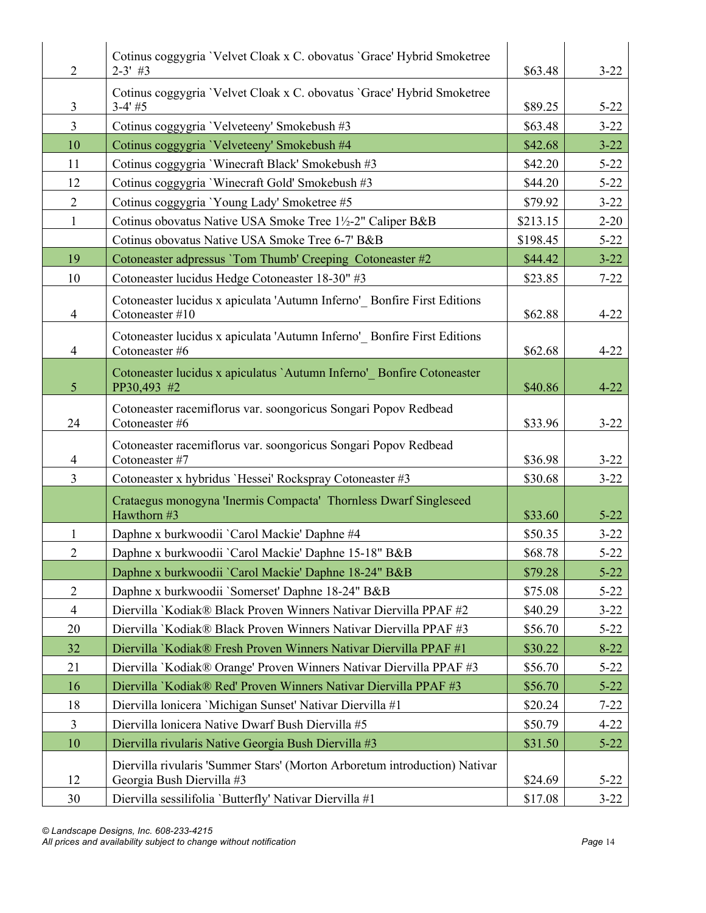| | | | |
|---|---|---|---|
| 2 | Cotinus coggygria `Velvet Cloak x C. obovatus `Grace' Hybrid Smoketree 2-3' #3 | $63.48 | 3-22 |
| 3 | Cotinus coggygria `Velvet Cloak x C. obovatus `Grace' Hybrid Smoketree 3-4' #5 | $89.25 | 5-22 |
| 3 | Cotinus coggygria `Velveteeny' Smokebush #3 | $63.48 | 3-22 |
| 10 | Cotinus coggygria `Velveteeny' Smokebush #4 | $42.68 | 3-22 |
| 11 | Cotinus coggygria `Winecraft Black' Smokebush #3 | $42.20 | 5-22 |
| 12 | Cotinus coggygria `Winecraft Gold' Smokebush #3 | $44.20 | 5-22 |
| 2 | Cotinus coggygria `Young Lady' Smoketree #5 | $79.92 | 3-22 |
| 1 | Cotinus obovatus Native USA Smoke Tree 1½-2" Caliper B&B | $213.15 | 2-20 |
| | Cotinus obovatus Native USA Smoke Tree 6-7' B&B | $198.45 | 5-22 |
| 19 | Cotoneaster adpressus `Tom Thumb' Creeping Cotoneaster #2 | $44.42 | 3-22 |
| 10 | Cotoneaster lucidus Hedge Cotoneaster 18-30" #3 | $23.85 | 7-22 |
| 4 | Cotoneaster lucidus x apiculata 'Autumn Inferno'_ Bonfire First Editions Cotoneaster #10 | $62.88 | 4-22 |
| 4 | Cotoneaster lucidus x apiculata 'Autumn Inferno'_ Bonfire First Editions Cotoneaster #6 | $62.68 | 4-22 |
| 5 | Cotoneaster lucidus x apiculatus `Autumn Inferno'_ Bonfire Cotoneaster PP30,493 #2 | $40.86 | 4-22 |
| 24 | Cotoneaster racemiflorus var. soongoricus Songari Popov Redbead Cotoneaster #6 | $33.96 | 3-22 |
| 4 | Cotoneaster racemiflorus var. soongoricus Songari Popov Redbead Cotoneaster #7 | $36.98 | 3-22 |
| 3 | Cotoneaster x hybridus `Hessei' Rockspray Cotoneaster #3 | $30.68 | 3-22 |
| | Crataegus monogyna 'Inermis Compacta' Thornless Dwarf Singleseed Hawthorn #3 | $33.60 | 5-22 |
| 1 | Daphne x burkwoodii `Carol Mackie' Daphne #4 | $50.35 | 3-22 |
| 2 | Daphne x burkwoodii `Carol Mackie' Daphne 15-18" B&B | $68.78 | 5-22 |
| | Daphne x burkwoodii `Carol Mackie' Daphne 18-24" B&B | $79.28 | 5-22 |
| 2 | Daphne x burkwoodii `Somerset' Daphne 18-24" B&B | $75.08 | 5-22 |
| 4 | Diervilla `Kodiak® Black Proven Winners Nativar Diervilla PPAF #2 | $40.29 | 3-22 |
| 20 | Diervilla `Kodiak® Black Proven Winners Nativar Diervilla PPAF #3 | $56.70 | 5-22 |
| 32 | Diervilla `Kodiak® Fresh Proven Winners Nativar Diervilla PPAF #1 | $30.22 | 8-22 |
| 21 | Diervilla `Kodiak® Orange' Proven Winners Nativar Diervilla PPAF #3 | $56.70 | 5-22 |
| 16 | Diervilla `Kodiak® Red' Proven Winners Nativar Diervilla PPAF #3 | $56.70 | 5-22 |
| 18 | Diervilla lonicera `Michigan Sunset' Nativar Diervilla #1 | $20.24 | 7-22 |
| 3 | Diervilla lonicera Native Dwarf Bush Diervilla #5 | $50.79 | 4-22 |
| 10 | Diervilla rivularis Native Georgia Bush Diervilla #3 | $31.50 | 5-22 |
| 12 | Diervilla rivularis 'Summer Stars' (Morton Arboretum introduction) Nativar Georgia Bush Diervilla #3 | $24.69 | 5-22 |
| 30 | Diervilla sessilifolia `Butterfly' Nativar Diervilla #1 | $17.08 | 3-22 |

*© Landscape Designs, Inc. 608-233-4215*
*All prices and availability subject to change without notification*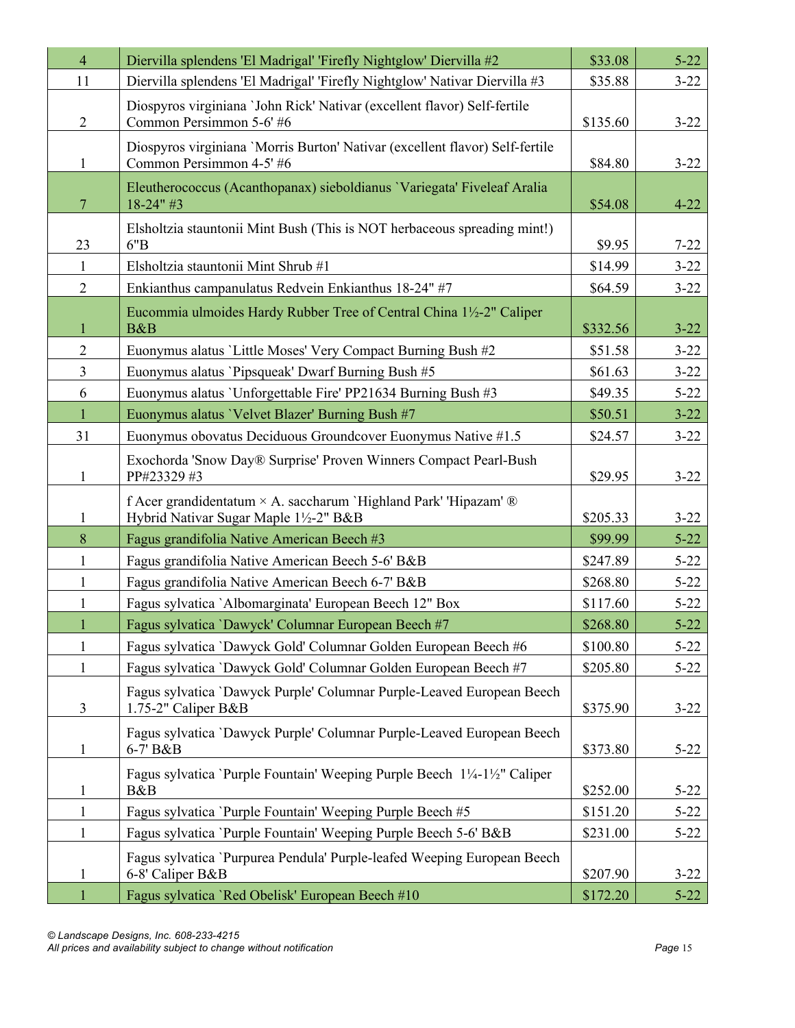| | | | |
|---|---|---|---|
| 4 | Diervilla splendens 'El Madrigal' 'Firefly Nightglow' Diervilla #2 | $33.08 | 5-22 |
| 11 | Diervilla splendens 'El Madrigal' 'Firefly Nightglow' Nativar Diervilla #3 | $35.88 | 3-22 |
| 2 | Diospyros virginiana `John Rick' Nativar (excellent flavor) Self-fertile Common Persimmon 5-6' #6 | $135.60 | 3-22 |
| 1 | Diospyros virginiana `Morris Burton' Nativar (excellent flavor) Self-fertile Common Persimmon 4-5' #6 | $84.80 | 3-22 |
| 7 | Eleutherococcus (Acanthopanax) sieboldianus `Variegata' Fiveleaf Aralia 18-24" #3 | $54.08 | 4-22 |
| 23 | Elsholtzia stauntonii Mint Bush (This is NOT herbaceous spreading mint!) 6"B | $9.95 | 7-22 |
| 1 | Elsholtzia stauntonii Mint Shrub #1 | $14.99 | 3-22 |
| 2 | Enkianthus campanulatus Redvein Enkianthus 18-24" #7 | $64.59 | 3-22 |
| 1 | Eucommia ulmoides Hardy Rubber Tree of Central China 1½-2" Caliper B&B | $332.56 | 3-22 |
| 2 | Euonymus alatus `Little Moses' Very Compact Burning Bush #2 | $51.58 | 3-22 |
| 3 | Euonymus alatus `Pipsqueak' Dwarf Burning Bush #5 | $61.63 | 3-22 |
| 6 | Euonymus alatus `Unforgettable Fire' PP21634 Burning Bush #3 | $49.35 | 5-22 |
| 1 | Euonymus alatus `Velvet Blazer' Burning Bush #7 | $50.51 | 3-22 |
| 31 | Euonymus obovatus Deciduous Groundcover Euonymus Native #1.5 | $24.57 | 3-22 |
| 1 | Exochorda 'Snow Day® Surprise' Proven Winners Compact Pearl-Bush PP#23329 #3 | $29.95 | 3-22 |
| 1 | f Acer grandidentatum × A. saccharum `Highland Park' 'Hipazam' ® Hybrid Nativar Sugar Maple 1½-2" B&B | $205.33 | 3-22 |
| 8 | Fagus grandifolia Native American Beech #3 | $99.99 | 5-22 |
| 1 | Fagus grandifolia Native American Beech 5-6' B&B | $247.89 | 5-22 |
| 1 | Fagus grandifolia Native American Beech 6-7' B&B | $268.80 | 5-22 |
| 1 | Fagus sylvatica `Albomarginata' European Beech 12" Box | $117.60 | 5-22 |
| 1 | Fagus sylvatica `Dawyck' Columnar European Beech #7 | $268.80 | 5-22 |
| 1 | Fagus sylvatica `Dawyck Gold' Columnar Golden European Beech #6 | $100.80 | 5-22 |
| 1 | Fagus sylvatica `Dawyck Gold' Columnar Golden European Beech #7 | $205.80 | 5-22 |
| 3 | Fagus sylvatica `Dawyck Purple' Columnar Purple-Leaved European Beech 1.75-2" Caliper B&B | $375.90 | 3-22 |
| 1 | Fagus sylvatica `Dawyck Purple' Columnar Purple-Leaved European Beech 6-7' B&B | $373.80 | 5-22 |
| 1 | Fagus sylvatica `Purple Fountain' Weeping Purple Beech 1¼-1½" Caliper B&B | $252.00 | 5-22 |
| 1 | Fagus sylvatica `Purple Fountain' Weeping Purple Beech #5 | $151.20 | 5-22 |
| 1 | Fagus sylvatica `Purple Fountain' Weeping Purple Beech 5-6' B&B | $231.00 | 5-22 |
| 1 | Fagus sylvatica `Purpurea Pendula' Purple-leafed Weeping European Beech 6-8' Caliper B&B | $207.90 | 3-22 |
| 1 | Fagus sylvatica `Red Obelisk' European Beech #10 | $172.20 | 5-22 |

*© Landscape Designs, Inc. 608-233-4215*
*All prices and availability subject to change without notification*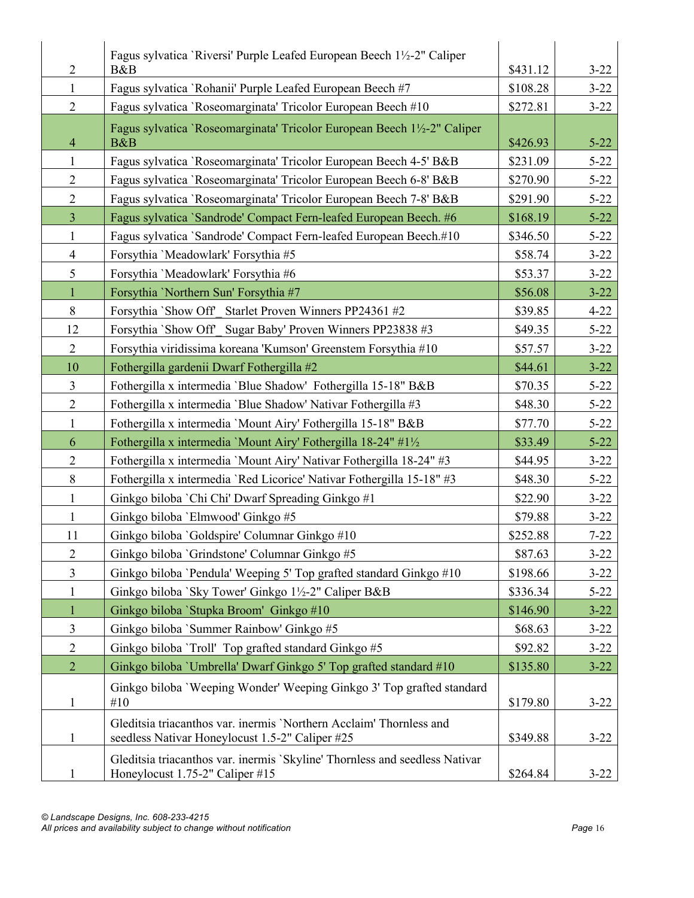| | | | |
|---|---|---|---|
| 2 | Fagus sylvatica `Riversi' Purple Leafed European Beech 1½-2" Caliper B&B | $431.12 | 3-22 |
| 1 | Fagus sylvatica `Rohanii' Purple Leafed European Beech #7 | $108.28 | 3-22 |
| 2 | Fagus sylvatica `Roseomarginata' Tricolor European Beech #10 | $272.81 | 3-22 |
| 4 | Fagus sylvatica `Roseomarginata' Tricolor European Beech 1½-2" Caliper B&B | $426.93 | 5-22 |
| 1 | Fagus sylvatica `Roseomarginata' Tricolor European Beech 4-5' B&B | $231.09 | 5-22 |
| 2 | Fagus sylvatica `Roseomarginata' Tricolor European Beech 6-8' B&B | $270.90 | 5-22 |
| 2 | Fagus sylvatica `Roseomarginata' Tricolor European Beech 7-8' B&B | $291.90 | 5-22 |
| 3 | Fagus sylvatica `Sandrode' Compact Fern-leafed European Beech. #6 | $168.19 | 5-22 |
| 1 | Fagus sylvatica `Sandrode' Compact Fern-leafed European Beech.#10 | $346.50 | 5-22 |
| 4 | Forsythia `Meadowlark' Forsythia #5 | $58.74 | 3-22 |
| 5 | Forsythia `Meadowlark' Forsythia #6 | $53.37 | 3-22 |
| 1 | Forsythia `Northern Sun' Forsythia #7 | $56.08 | 3-22 |
| 8 | Forsythia `Show Off'_ Starlet Proven Winners PP24361 #2 | $39.85 | 4-22 |
| 12 | Forsythia `Show Off'_ Sugar Baby' Proven Winners PP23838 #3 | $49.35 | 5-22 |
| 2 | Forsythia viridissima koreana 'Kumson' Greenstem Forsythia #10 | $57.57 | 3-22 |
| 10 | Fothergilla gardenii Dwarf Fothergilla #2 | $44.61 | 3-22 |
| 3 | Fothergilla x intermedia `Blue Shadow' Fothergilla 15-18" B&B | $70.35 | 5-22 |
| 2 | Fothergilla x intermedia `Blue Shadow' Nativar Fothergilla #3 | $48.30 | 5-22 |
| 1 | Fothergilla x intermedia `Mount Airy' Fothergilla 15-18" B&B | $77.70 | 5-22 |
| 6 | Fothergilla x intermedia `Mount Airy' Fothergilla 18-24" #1½ | $33.49 | 5-22 |
| 2 | Fothergilla x intermedia `Mount Airy' Nativar Fothergilla 18-24" #3 | $44.95 | 3-22 |
| 8 | Fothergilla x intermedia `Red Licorice' Nativar Fothergilla 15-18" #3 | $48.30 | 5-22 |
| 1 | Ginkgo biloba `Chi Chi' Dwarf Spreading Ginkgo #1 | $22.90 | 3-22 |
| 1 | Ginkgo biloba `Elmwood' Ginkgo #5 | $79.88 | 3-22 |
| 11 | Ginkgo biloba `Goldspire' Columnar Ginkgo #10 | $252.88 | 7-22 |
| 2 | Ginkgo biloba `Grindstone' Columnar Ginkgo #5 | $87.63 | 3-22 |
| 3 | Ginkgo biloba `Pendula' Weeping 5' Top grafted standard Ginkgo #10 | $198.66 | 3-22 |
| 1 | Ginkgo biloba `Sky Tower' Ginkgo 1½-2" Caliper B&B | $336.34 | 5-22 |
| 1 | Ginkgo biloba `Stupka Broom' Ginkgo #10 | $146.90 | 3-22 |
| 3 | Ginkgo biloba `Summer Rainbow' Ginkgo #5 | $68.63 | 3-22 |
| 2 | Ginkgo biloba `Troll' Top grafted standard Ginkgo #5 | $92.82 | 3-22 |
| 2 | Ginkgo biloba `Umbrella' Dwarf Ginkgo 5' Top grafted standard #10 | $135.80 | 3-22 |
| 1 | Ginkgo biloba `Weeping Wonder' Weeping Ginkgo 3' Top grafted standard #10 | $179.80 | 3-22 |
| 1 | Gleditsia triacanthos var. inermis `Northern Acclaim' Thornless and seedless Nativar Honeylocust 1.5-2" Caliper #25 | $349.88 | 3-22 |
| 1 | Gleditsia triacanthos var. inermis `Skyline' Thornless and seedless Nativar Honeylocust 1.75-2" Caliper #15 | $264.84 | 3-22 |

*© Landscape Designs, Inc. 608-233-4215*
*All prices and availability subject to change without notification*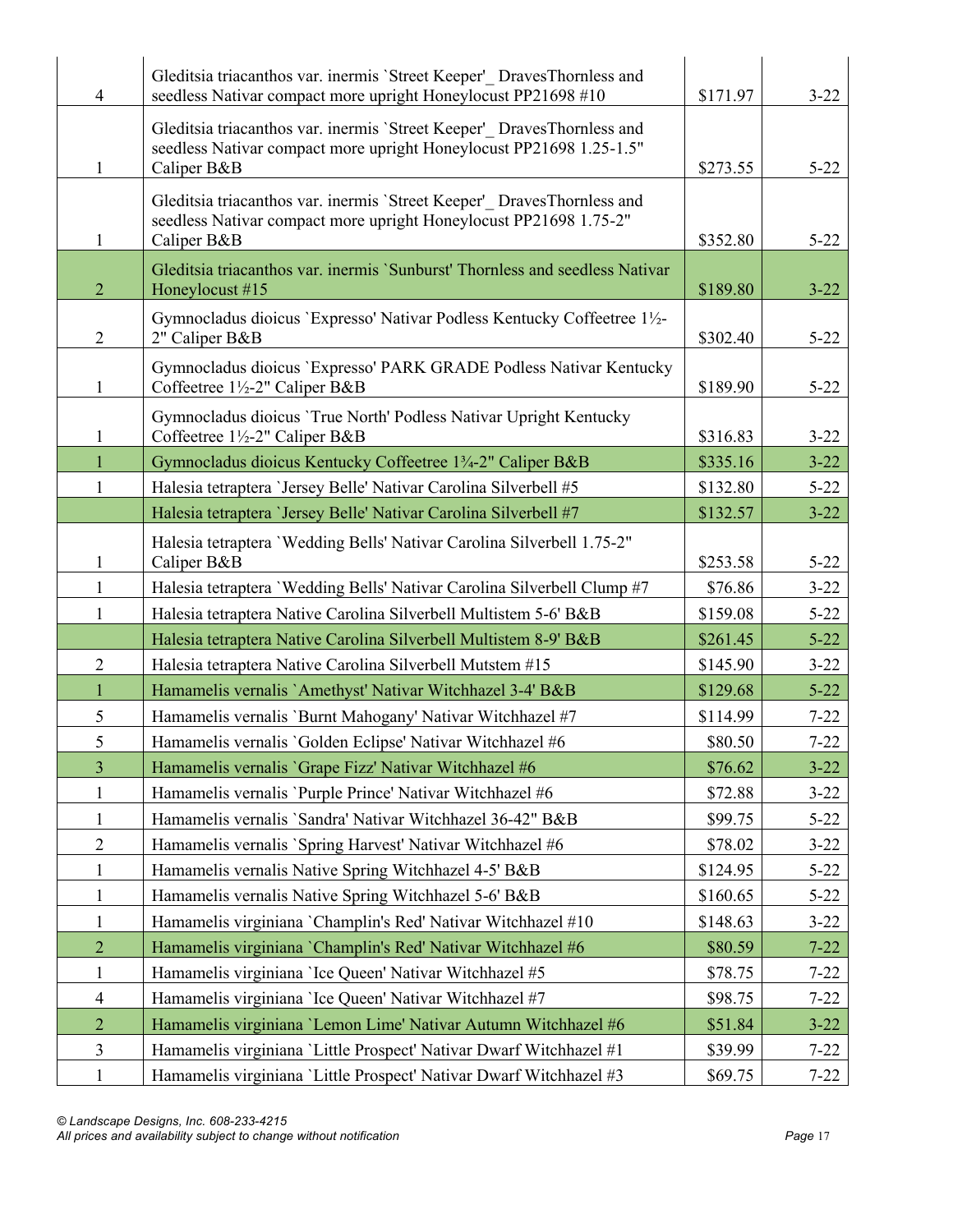| | | | |
|---|---|---|---|
| 4 | Gleditsia triacanthos var. inermis `Street Keeper'_ DravesThornless and seedless Nativar compact more upright Honeylocust PP21698 #10 | $171.97 | 3-22 |
| 1 | Gleditsia triacanthos var. inermis `Street Keeper'_ DravesThornless and seedless Nativar compact more upright Honeylocust PP21698 1.25-1.5" Caliper B&B | $273.55 | 5-22 |
| 1 | Gleditsia triacanthos var. inermis `Street Keeper'_ DravesThornless and seedless Nativar compact more upright Honeylocust PP21698 1.75-2" Caliper B&B | $352.80 | 5-22 |
| 2 | Gleditsia triacanthos var. inermis `Sunburst' Thornless and seedless Nativar Honeylocust #15 | $189.80 | 3-22 |
| 2 | Gymnocladus dioicus `Expresso' Nativar Podless Kentucky Coffeetree 1½-2" Caliper B&B | $302.40 | 5-22 |
| 1 | Gymnocladus dioicus `Expresso' PARK GRADE Podless Nativar Kentucky Coffeetree 1½-2" Caliper B&B | $189.90 | 5-22 |
| 1 | Gymnocladus dioicus `True North' Podless Nativar Upright Kentucky Coffeetree 1½-2" Caliper B&B | $316.83 | 3-22 |
| 1 | Gymnocladus dioicus Kentucky Coffeetree 1¾-2" Caliper B&B | $335.16 | 3-22 |
| 1 | Halesia tetraptera `Jersey Belle' Nativar Carolina Silverbell #5 | $132.80 | 5-22 |
| | Halesia tetraptera `Jersey Belle' Nativar Carolina Silverbell #7 | $132.57 | 3-22 |
| 1 | Halesia tetraptera `Wedding Bells' Nativar Carolina Silverbell 1.75-2" Caliper B&B | $253.58 | 5-22 |
| 1 | Halesia tetraptera `Wedding Bells' Nativar Carolina Silverbell Clump #7 | $76.86 | 3-22 |
| 1 | Halesia tetraptera Native Carolina Silverbell Multistem 5-6' B&B | $159.08 | 5-22 |
| | Halesia tetraptera Native Carolina Silverbell Multistem 8-9' B&B | $261.45 | 5-22 |
| 2 | Halesia tetraptera Native Carolina Silverbell Mutstem #15 | $145.90 | 3-22 |
| 1 | Hamamelis vernalis `Amethyst' Nativar Witchhazel 3-4' B&B | $129.68 | 5-22 |
| 5 | Hamamelis vernalis `Burnt Mahogany' Nativar Witchhazel #7 | $114.99 | 7-22 |
| 5 | Hamamelis vernalis `Golden Eclipse' Nativar Witchhazel #6 | $80.50 | 7-22 |
| 3 | Hamamelis vernalis `Grape Fizz' Nativar Witchhazel #6 | $76.62 | 3-22 |
| 1 | Hamamelis vernalis `Purple Prince' Nativar Witchhazel #6 | $72.88 | 3-22 |
| 1 | Hamamelis vernalis `Sandra' Nativar Witchhazel 36-42" B&B | $99.75 | 5-22 |
| 2 | Hamamelis vernalis `Spring Harvest' Nativar Witchhazel #6 | $78.02 | 3-22 |
| 1 | Hamamelis vernalis Native Spring Witchhazel 4-5' B&B | $124.95 | 5-22 |
| 1 | Hamamelis vernalis Native Spring Witchhazel 5-6' B&B | $160.65 | 5-22 |
| 1 | Hamamelis virginiana `Champlin's Red' Nativar Witchhazel #10 | $148.63 | 3-22 |
| 2 | Hamamelis virginiana `Champlin's Red' Nativar Witchhazel #6 | $80.59 | 7-22 |
| 1 | Hamamelis virginiana `Ice Queen' Nativar Witchhazel #5 | $78.75 | 7-22 |
| 4 | Hamamelis virginiana `Ice Queen' Nativar Witchhazel #7 | $98.75 | 7-22 |
| 2 | Hamamelis virginiana `Lemon Lime' Nativar Autumn Witchhazel #6 | $51.84 | 3-22 |
| 3 | Hamamelis virginiana `Little Prospect' Nativar Dwarf Witchhazel #1 | $39.99 | 7-22 |
| 1 | Hamamelis virginiana `Little Prospect' Nativar Dwarf Witchhazel #3 | $69.75 | 7-22 |

*© Landscape Designs, Inc. 608-233-4215*
*All prices and availability subject to change without notification*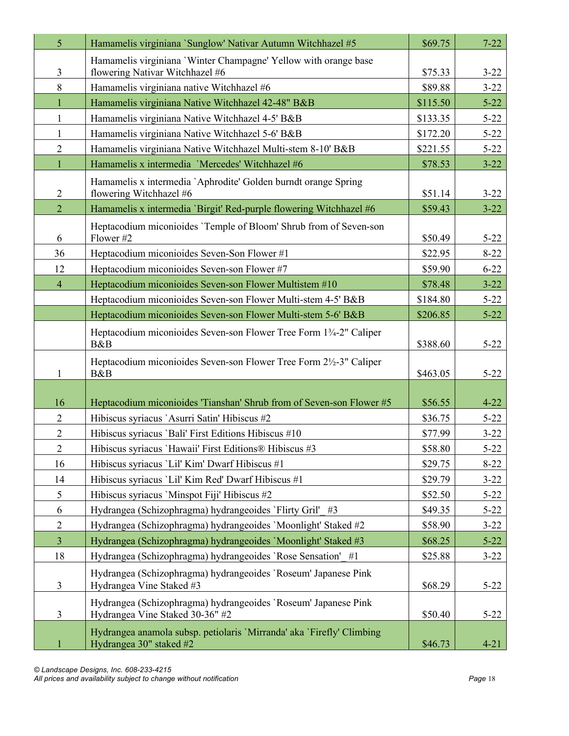| | | | |
|---|---|---|---|
| 5 | Hamamelis virginiana `Sunglow' Nativar Autumn Witchhazel #5 | $69.75 | 7-22 |
| 3 | Hamamelis virginiana `Winter Champagne' Yellow with orange base flowering Nativar Witchhazel #6 | $75.33 | 3-22 |
| 8 | Hamamelis virginiana native Witchhazel #6 | $89.88 | 3-22 |
| 1 | Hamamelis virginiana Native Witchhazel 42-48" B&B | $115.50 | 5-22 |
| 1 | Hamamelis virginiana Native Witchhazel 4-5' B&B | $133.35 | 5-22 |
| 1 | Hamamelis virginiana Native Witchhazel 5-6' B&B | $172.20 | 5-22 |
| 2 | Hamamelis virginiana Native Witchhazel Multi-stem 8-10' B&B | $221.55 | 5-22 |
| 1 | Hamamelis x intermedia `Mercedes' Witchhazel #6 | $78.53 | 3-22 |
| 2 | Hamamelis x intermedia `Aphrodite' Golden burndt orange Spring flowering Witchhazel #6 | $51.14 | 3-22 |
| 2 | Hamamelis x intermedia `Birgit' Red-purple flowering Witchhazel #6 | $59.43 | 3-22 |
| 6 | Heptacodium miconioides `Temple of Bloom' Shrub from of Seven-son Flower #2 | $50.49 | 5-22 |
| 36 | Heptacodium miconioides Seven-Son Flower #1 | $22.95 | 8-22 |
| 12 | Heptacodium miconioides Seven-son Flower #7 | $59.90 | 6-22 |
| 4 | Heptacodium miconioides Seven-son Flower Multistem #10 | $78.48 | 3-22 |
| | Heptacodium miconioides Seven-son Flower Multi-stem 4-5' B&B | $184.80 | 5-22 |
| | Heptacodium miconioides Seven-son Flower Multi-stem 5-6' B&B | $206.85 | 5-22 |
| | Heptacodium miconioides Seven-son Flower Tree Form 1¾-2" Caliper B&B | $388.60 | 5-22 |
| 1 | Heptacodium miconioides Seven-son Flower Tree Form 2½-3" Caliper B&B | $463.05 | 5-22 |
| 16 | Heptacodium miconioides 'Tianshan' Shrub from of Seven-son Flower #5 | $56.55 | 4-22 |
| 2 | Hibiscus syriacus `Asurri Satin' Hibiscus #2 | $36.75 | 5-22 |
| 2 | Hibiscus syriacus `Bali' First Editions Hibiscus #10 | $77.99 | 3-22 |
| 2 | Hibiscus syriacus `Hawaii' First Editions® Hibiscus #3 | $58.80 | 5-22 |
| 16 | Hibiscus syriacus `Lil' Kim' Dwarf Hibiscus #1 | $29.75 | 8-22 |
| 14 | Hibiscus syriacus `Lil' Kim Red' Dwarf Hibiscus #1 | $29.79 | 3-22 |
| 5 | Hibiscus syriacus `Minspot Fiji' Hibiscus #2 | $52.50 | 5-22 |
| 6 | Hydrangea (Schizophragma) hydrangeoides `Flirty Gril'_ #3 | $49.35 | 5-22 |
| 2 | Hydrangea (Schizophragma) hydrangeoides `Moonlight' Staked #2 | $58.90 | 3-22 |
| 3 | Hydrangea (Schizophragma) hydrangeoides `Moonlight' Staked #3 | $68.25 | 5-22 |
| 18 | Hydrangea (Schizophragma) hydrangeoides `Rose Sensation'_ #1 | $25.88 | 3-22 |
| 3 | Hydrangea (Schizophragma) hydrangeoides `Roseum' Japanese Pink Hydrangea Vine Staked #3 | $68.29 | 5-22 |
| 3 | Hydrangea (Schizophragma) hydrangeoides `Roseum' Japanese Pink Hydrangea Vine Staked 30-36" #2 | $50.40 | 5-22 |
| 1 | Hydrangea anamola subsp. petiolaris `Mirranda' aka `Firefly' Climbing Hydrangea 30" staked #2 | $46.73 | 4-21 |

*© Landscape Designs, Inc. 608-233-4215*
*All prices and availability subject to change without notification*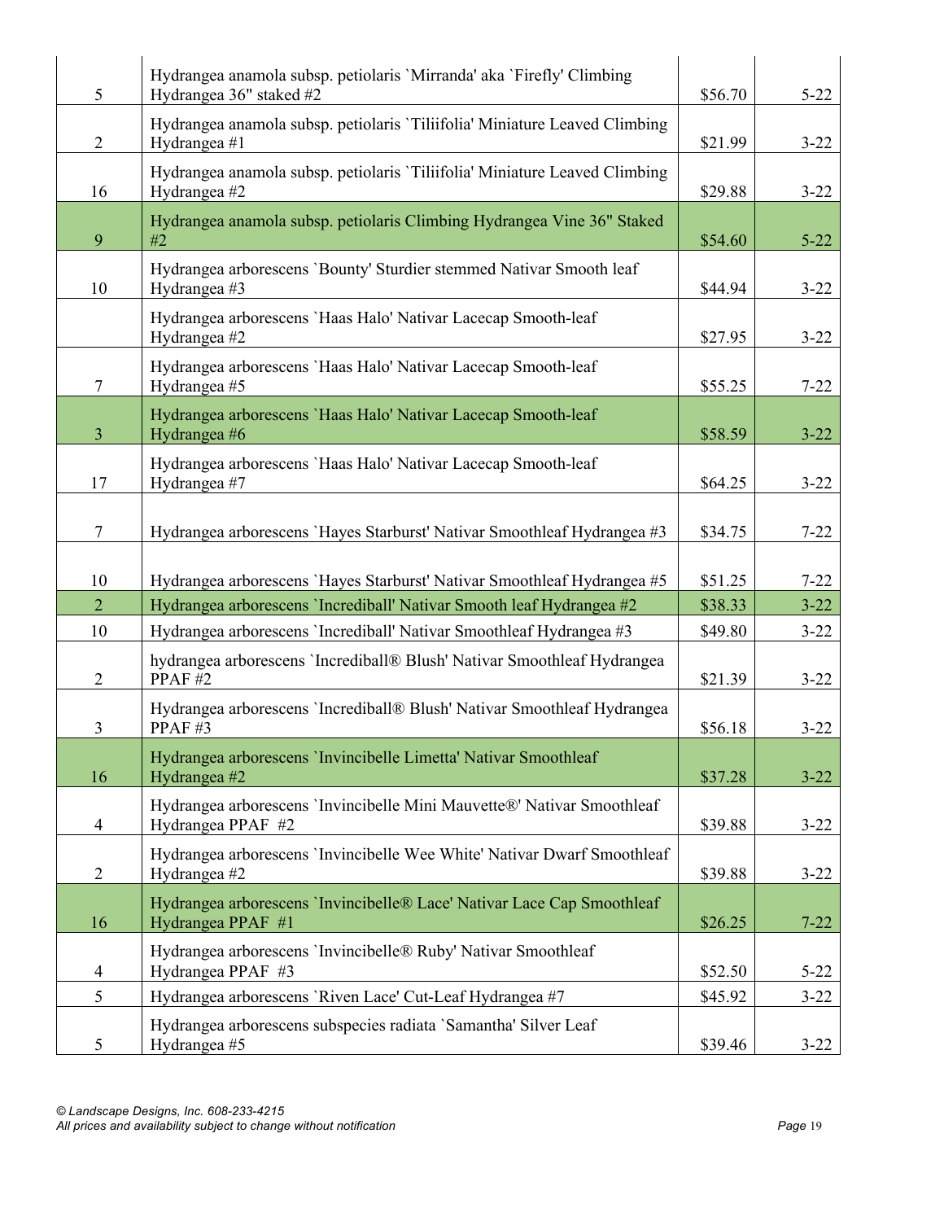| | | | |
|---|---|---|---|
| 5 | Hydrangea anamola subsp. petiolaris `Mirranda' aka `Firefly' Climbing Hydrangea 36" staked #2 | $56.70 | 5-22 |
| 2 | Hydrangea anamola subsp. petiolaris `Tiliifolia' Miniature Leaved Climbing Hydrangea #1 | $21.99 | 3-22 |
| 16 | Hydrangea anamola subsp. petiolaris `Tiliifolia' Miniature Leaved Climbing Hydrangea #2 | $29.88 | 3-22 |
| 9 | Hydrangea anamola subsp. petiolaris Climbing Hydrangea Vine 36" Staked #2 | $54.60 | 5-22 |
| 10 | Hydrangea arborescens `Bounty' Sturdier stemmed Nativar Smooth leaf Hydrangea #3 | $44.94 | 3-22 |
| | Hydrangea arborescens `Haas Halo' Nativar Lacecap Smooth-leaf Hydrangea #2 | $27.95 | 3-22 |
| 7 | Hydrangea arborescens `Haas Halo' Nativar Lacecap Smooth-leaf Hydrangea #5 | $55.25 | 7-22 |
| 3 | Hydrangea arborescens `Haas Halo' Nativar Lacecap Smooth-leaf Hydrangea #6 | $58.59 | 3-22 |
| 17 | Hydrangea arborescens `Haas Halo' Nativar Lacecap Smooth-leaf Hydrangea #7 | $64.25 | 3-22 |
| 7 | Hydrangea arborescens `Hayes Starburst' Nativar Smoothleaf Hydrangea #3 | $34.75 | 7-22 |
| 10 | Hydrangea arborescens `Hayes Starburst' Nativar Smoothleaf Hydrangea #5 | $51.25 | 7-22 |
| 2 | Hydrangea arborescens `Incrediball' Nativar Smooth leaf Hydrangea #2 | $38.33 | 3-22 |
| 10 | Hydrangea arborescens `Incrediball' Nativar Smoothleaf Hydrangea #3 | $49.80 | 3-22 |
| 2 | hydrangea arborescens `Incrediball® Blush' Nativar Smoothleaf Hydrangea PPAF #2 | $21.39 | 3-22 |
| 3 | Hydrangea arborescens `Incrediball® Blush' Nativar Smoothleaf Hydrangea PPAF #3 | $56.18 | 3-22 |
| 16 | Hydrangea arborescens `Invincibelle Limetta' Nativar Smoothleaf Hydrangea #2 | $37.28 | 3-22 |
| 4 | Hydrangea arborescens `Invincibelle Mini Mauvette®' Nativar Smoothleaf Hydrangea PPAF #2 | $39.88 | 3-22 |
| 2 | Hydrangea arborescens `Invincibelle Wee White' Nativar Dwarf Smoothleaf Hydrangea #2 | $39.88 | 3-22 |
| 16 | Hydrangea arborescens `Invincibelle® Lace' Nativar Lace Cap Smoothleaf Hydrangea PPAF #1 | $26.25 | 7-22 |
| 4 | Hydrangea arborescens `Invincibelle® Ruby' Nativar Smoothleaf Hydrangea PPAF #3 | $52.50 | 5-22 |
| 5 | Hydrangea arborescens `Riven Lace' Cut-Leaf Hydrangea #7 | $45.92 | 3-22 |
| 5 | Hydrangea arborescens subspecies radiata `Samantha' Silver Leaf Hydrangea #5 | $39.46 | 3-22 |

*© Landscape Designs, Inc. 608-233-4215*
*All prices and availability subject to change without notification*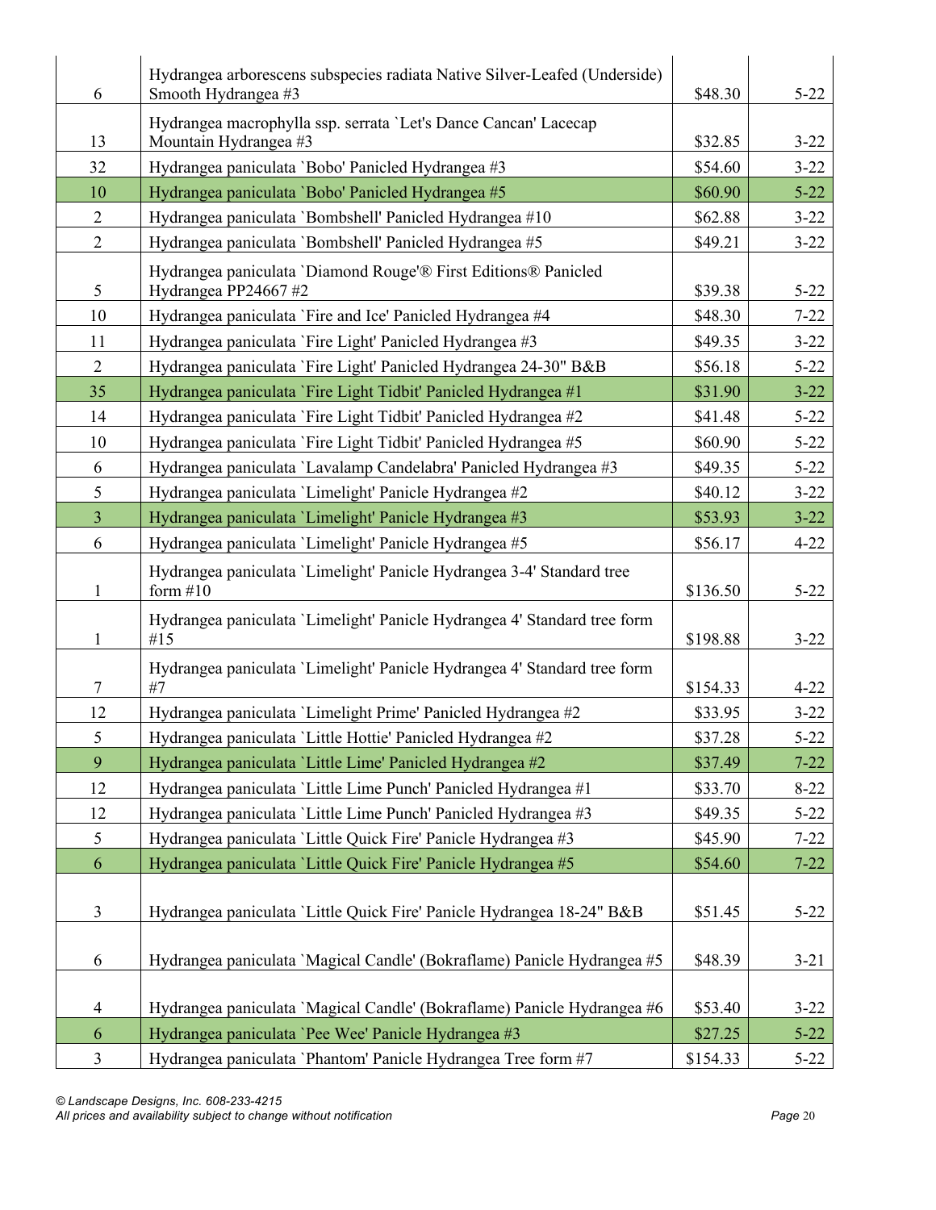| | | | |
|---|---|---|---|
| 6 | Hydrangea arborescens subspecies radiata Native Silver-Leafed (Underside) Smooth Hydrangea #3 | $48.30 | 5-22 |
| 13 | Hydrangea macrophylla ssp. serrata `Let's Dance Cancan' Lacecap Mountain Hydrangea #3 | $32.85 | 3-22 |
| 32 | Hydrangea paniculata `Bobo' Panicled Hydrangea #3 | $54.60 | 3-22 |
| 10 | Hydrangea paniculata `Bobo' Panicled Hydrangea #5 | $60.90 | 5-22 |
| 2 | Hydrangea paniculata `Bombshell' Panicled Hydrangea #10 | $62.88 | 3-22 |
| 2 | Hydrangea paniculata `Bombshell' Panicled Hydrangea #5 | $49.21 | 3-22 |
| 5 | Hydrangea paniculata `Diamond Rouge'® First Editions® Panicled Hydrangea PP24667 #2 | $39.38 | 5-22 |
| 10 | Hydrangea paniculata `Fire and Ice' Panicled Hydrangea #4 | $48.30 | 7-22 |
| 11 | Hydrangea paniculata `Fire Light' Panicled Hydrangea #3 | $49.35 | 3-22 |
| 2 | Hydrangea paniculata `Fire Light' Panicled Hydrangea 24-30" B&B | $56.18 | 5-22 |
| 35 | Hydrangea paniculata `Fire Light Tidbit' Panicled Hydrangea #1 | $31.90 | 3-22 |
| 14 | Hydrangea paniculata `Fire Light Tidbit' Panicled Hydrangea #2 | $41.48 | 5-22 |
| 10 | Hydrangea paniculata `Fire Light Tidbit' Panicled Hydrangea #5 | $60.90 | 5-22 |
| 6 | Hydrangea paniculata `Lavalamp Candelabra' Panicled Hydrangea #3 | $49.35 | 5-22 |
| 5 | Hydrangea paniculata `Limelight' Panicle Hydrangea #2 | $40.12 | 3-22 |
| 3 | Hydrangea paniculata `Limelight' Panicle Hydrangea #3 | $53.93 | 3-22 |
| 6 | Hydrangea paniculata `Limelight' Panicle Hydrangea #5 | $56.17 | 4-22 |
| 1 | Hydrangea paniculata `Limelight' Panicle Hydrangea 3-4' Standard tree form #10 | $136.50 | 5-22 |
| 1 | Hydrangea paniculata `Limelight' Panicle Hydrangea 4' Standard tree form #15 | $198.88 | 3-22 |
| 7 | Hydrangea paniculata `Limelight' Panicle Hydrangea 4' Standard tree form #7 | $154.33 | 4-22 |
| 12 | Hydrangea paniculata `Limelight Prime' Panicled Hydrangea #2 | $33.95 | 3-22 |
| 5 | Hydrangea paniculata `Little Hottie' Panicled Hydrangea #2 | $37.28 | 5-22 |
| 9 | Hydrangea paniculata `Little Lime' Panicled Hydrangea #2 | $37.49 | 7-22 |
| 12 | Hydrangea paniculata `Little Lime Punch' Panicled Hydrangea #1 | $33.70 | 8-22 |
| 12 | Hydrangea paniculata `Little Lime Punch' Panicled Hydrangea #3 | $49.35 | 5-22 |
| 5 | Hydrangea paniculata `Little Quick Fire' Panicle Hydrangea #3 | $45.90 | 7-22 |
| 6 | Hydrangea paniculata `Little Quick Fire' Panicle Hydrangea #5 | $54.60 | 7-22 |
| 3 | Hydrangea paniculata `Little Quick Fire' Panicle Hydrangea 18-24" B&B | $51.45 | 5-22 |
| 6 | Hydrangea paniculata `Magical Candle' (Bokraflame) Panicle Hydrangea #5 | $48.39 | 3-21 |
| 4 | Hydrangea paniculata `Magical Candle' (Bokraflame) Panicle Hydrangea #6 | $53.40 | 3-22 |
| 6 | Hydrangea paniculata `Pee Wee' Panicle Hydrangea #3 | $27.25 | 5-22 |
| 3 | Hydrangea paniculata `Phantom' Panicle Hydrangea Tree form #7 | $154.33 | 5-22 |

*© Landscape Designs, Inc. 608-233-4215*
*All prices and availability subject to change without notification*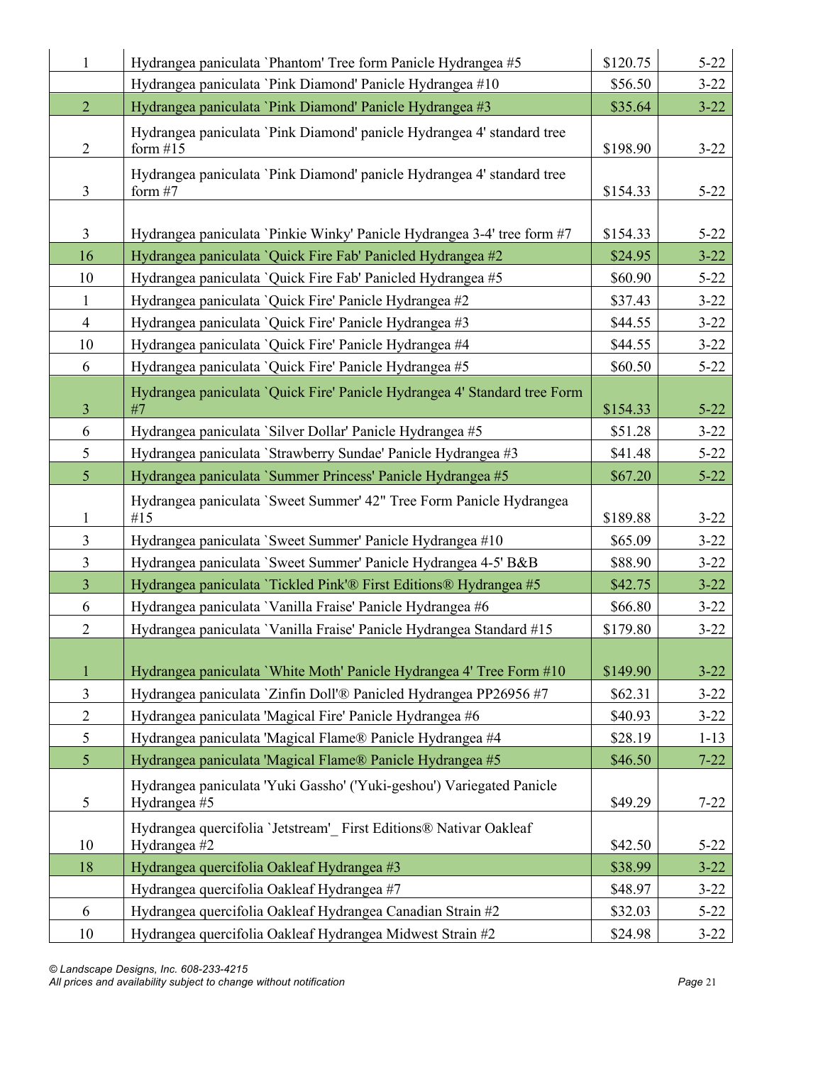| | | | |
|---|---|---|---|
| 1 | Hydrangea paniculata `Phantom' Tree form Panicle Hydrangea #5 | $120.75 | 5-22 |
| | Hydrangea paniculata `Pink Diamond' Panicle Hydrangea #10 | $56.50 | 3-22 |
| 2 | Hydrangea paniculata `Pink Diamond' Panicle Hydrangea #3 | $35.64 | 3-22 |
| 2 | Hydrangea paniculata `Pink Diamond' panicle Hydrangea 4' standard tree form #15 | $198.90 | 3-22 |
| 3 | Hydrangea paniculata `Pink Diamond' panicle Hydrangea 4' standard tree form #7 | $154.33 | 5-22 |
| 3 | Hydrangea paniculata `Pinkie Winky' Panicle Hydrangea 3-4' tree form #7 | $154.33 | 5-22 |
| 16 | Hydrangea paniculata `Quick Fire Fab' Panicled Hydrangea #2 | $24.95 | 3-22 |
| 10 | Hydrangea paniculata `Quick Fire Fab' Panicled Hydrangea #5 | $60.90 | 5-22 |
| 1 | Hydrangea paniculata `Quick Fire' Panicle Hydrangea #2 | $37.43 | 3-22 |
| 4 | Hydrangea paniculata `Quick Fire' Panicle Hydrangea #3 | $44.55 | 3-22 |
| 10 | Hydrangea paniculata `Quick Fire' Panicle Hydrangea #4 | $44.55 | 3-22 |
| 6 | Hydrangea paniculata `Quick Fire' Panicle Hydrangea #5 | $60.50 | 5-22 |
| 3 | Hydrangea paniculata `Quick Fire' Panicle Hydrangea 4' Standard tree Form #7 | $154.33 | 5-22 |
| 6 | Hydrangea paniculata `Silver Dollar' Panicle Hydrangea #5 | $51.28 | 3-22 |
| 5 | Hydrangea paniculata `Strawberry Sundae' Panicle Hydrangea #3 | $41.48 | 5-22 |
| 5 | Hydrangea paniculata `Summer Princess' Panicle Hydrangea #5 | $67.20 | 5-22 |
| 1 | Hydrangea paniculata `Sweet Summer' 42" Tree Form Panicle Hydrangea #15 | $189.88 | 3-22 |
| 3 | Hydrangea paniculata `Sweet Summer' Panicle Hydrangea #10 | $65.09 | 3-22 |
| 3 | Hydrangea paniculata `Sweet Summer' Panicle Hydrangea 4-5' B&B | $88.90 | 3-22 |
| 3 | Hydrangea paniculata `Tickled Pink'® First Editions® Hydrangea #5 | $42.75 | 3-22 |
| 6 | Hydrangea paniculata `Vanilla Fraise' Panicle Hydrangea #6 | $66.80 | 3-22 |
| 2 | Hydrangea paniculata `Vanilla Fraise' Panicle Hydrangea Standard #15 | $179.80 | 3-22 |
| 1 | Hydrangea paniculata `White Moth' Panicle Hydrangea 4' Tree Form #10 | $149.90 | 3-22 |
| 3 | Hydrangea paniculata `Zinfin Doll'® Panicled Hydrangea PP26956 #7 | $62.31 | 3-22 |
| 2 | Hydrangea paniculata 'Magical Fire' Panicle Hydrangea #6 | $40.93 | 3-22 |
| 5 | Hydrangea paniculata 'Magical Flame® Panicle Hydrangea #4 | $28.19 | 1-13 |
| 5 | Hydrangea paniculata 'Magical Flame® Panicle Hydrangea #5 | $46.50 | 7-22 |
| 5 | Hydrangea paniculata 'Yuki Gassho' ('Yuki-geshou') Variegated Panicle Hydrangea #5 | $49.29 | 7-22 |
| 10 | Hydrangea quercifolia `Jetstream'_ First Editions® Nativar Oakleaf Hydrangea #2 | $42.50 | 5-22 |
| 18 | Hydrangea quercifolia Oakleaf Hydrangea #3 | $38.99 | 3-22 |
| | Hydrangea quercifolia Oakleaf Hydrangea #7 | $48.97 | 3-22 |
| 6 | Hydrangea quercifolia Oakleaf Hydrangea Canadian Strain #2 | $32.03 | 5-22 |
| 10 | Hydrangea quercifolia Oakleaf Hydrangea Midwest Strain #2 | $24.98 | 3-22 |

*© Landscape Designs, Inc. 608-233-4215*
*All prices and availability subject to change without notification*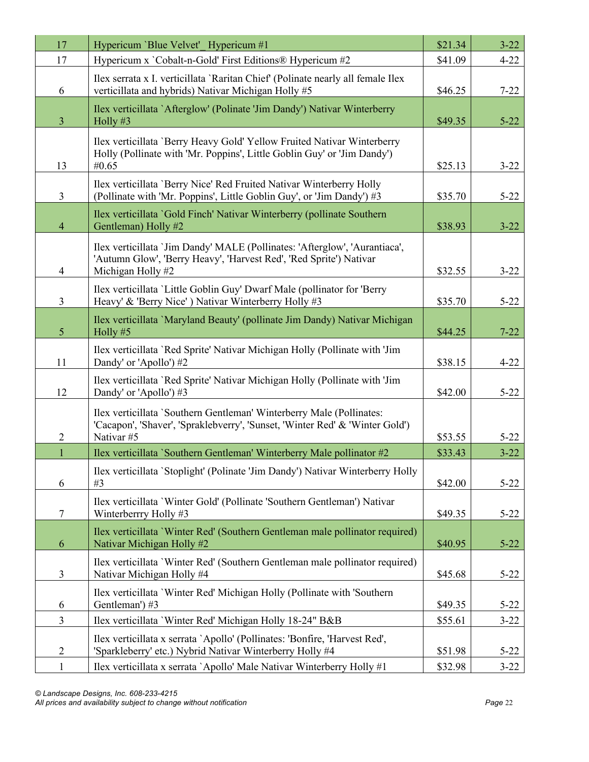| 17 | Hypericum `Blue Velvet'_ Hypericum #1 | $21.34 | 3-22 |
|---|---|---|---|
| 17 | Hypericum x `Cobalt-n-Gold' First Editions® Hypericum #2 | $41.09 | 4-22 |
| 6 | Ilex serrata x I. verticillata `Raritan Chief' (Polinate nearly all female Ilex verticillata and hybrids) Nativar Michigan Holly #5 | $46.25 | 7-22 |
| 3 | Ilex verticillata `Afterglow' (Polinate 'Jim Dandy') Nativar Winterberry Holly #3 | $49.35 | 5-22 |
| 13 | Ilex verticillata `Berry Heavy Gold' Yellow Fruited Nativar Winterberry Holly (Pollinate with 'Mr. Poppins', Little Goblin Guy' or 'Jim Dandy') #0.65 | $25.13 | 3-22 |
| 3 | Ilex verticillata `Berry Nice' Red Fruited Nativar Winterberry Holly (Pollinate with 'Mr. Poppins', Little Goblin Guy', or 'Jim Dandy') #3 | $35.70 | 5-22 |
| 4 | Ilex verticillata `Gold Finch' Nativar Winterberry (pollinate Southern Gentleman) Holly #2 | $38.93 | 3-22 |
| 4 | Ilex verticillata `Jim Dandy' MALE (Pollinates: 'Afterglow', 'Aurantiaca', 'Autumn Glow', 'Berry Heavy', 'Harvest Red', 'Red Sprite') Nativar Michigan Holly #2 | $32.55 | 3-22 |
| 3 | Ilex verticillata `Little Goblin Guy' Dwarf Male (pollinator for 'Berry Heavy' & 'Berry Nice' ) Nativar Winterberry Holly #3 | $35.70 | 5-22 |
| 5 | Ilex verticillata `Maryland Beauty' (pollinate Jim Dandy) Nativar Michigan Holly #5 | $44.25 | 7-22 |
| 11 | Ilex verticillata `Red Sprite' Nativar Michigan Holly (Pollinate with 'Jim Dandy' or 'Apollo') #2 | $38.15 | 4-22 |
| 12 | Ilex verticillata `Red Sprite' Nativar Michigan Holly (Pollinate with 'Jim Dandy' or 'Apollo') #3 | $42.00 | 5-22 |
| 2 | Ilex verticillata `Southern Gentleman' Winterberry Male (Pollinates: 'Cacapon', 'Shaver', 'Spraklebverry', 'Sunset, 'Winter Red' & 'Winter Gold') Nativar #5 | $53.55 | 5-22 |
| 1 | Ilex verticillata `Southern Gentleman' Winterberry Male pollinator #2 | $33.43 | 3-22 |
| 6 | Ilex verticillata `Stoplight' (Polinate 'Jim Dandy') Nativar Winterberry Holly #3 | $42.00 | 5-22 |
| 7 | Ilex verticillata `Winter Gold' (Pollinate 'Southern Gentleman') Nativar Winterberrry Holly #3 | $49.35 | 5-22 |
| 6 | Ilex verticillata `Winter Red' (Southern Gentleman male pollinator required) Nativar Michigan Holly #2 | $40.95 | 5-22 |
| 3 | Ilex verticillata `Winter Red' (Southern Gentleman male pollinator required) Nativar Michigan Holly #4 | $45.68 | 5-22 |
| 6 | Ilex verticillata `Winter Red' Michigan Holly (Pollinate with 'Southern Gentleman') #3 | $49.35 | 5-22 |
| 3 | Ilex verticillata `Winter Red' Michigan Holly 18-24" B&B | $55.61 | 3-22 |
| 2 | Ilex verticillata x serrata `Apollo' (Pollinates: 'Bonfire, 'Harvest Red', 'Sparkleberry' etc.) Nybrid Nativar Winterberry Holly #4 | $51.98 | 5-22 |
| 1 | Ilex verticillata x serrata `Apollo' Male Nativar Winterberry Holly #1 | $32.98 | 3-22 |

*© Landscape Designs, Inc. 608-233-4215*
*All prices and availability subject to change without notification*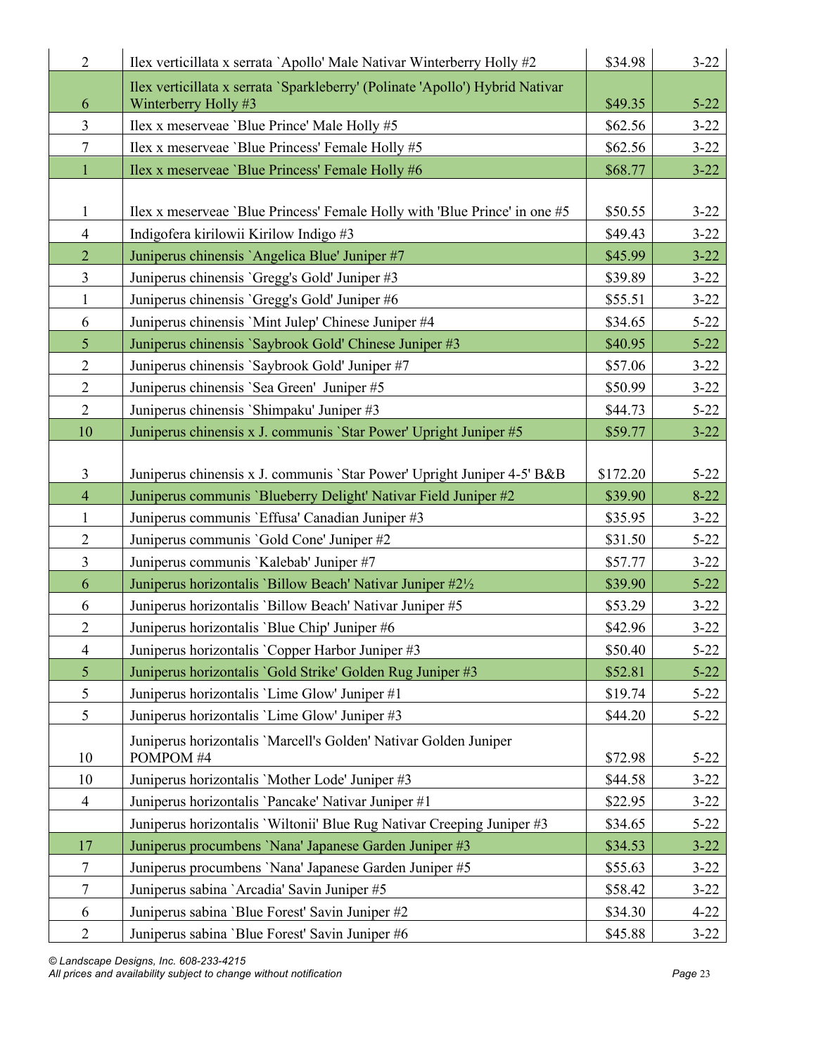| | | | |
|---|---|---|---|
| 2 | Ilex verticillata x serrata `Apollo' Male Nativar Winterberry Holly #2 | $34.98 | 3-22 |
| 6 | Ilex verticillata x serrata `Sparkleberry' (Polinate 'Apollo') Hybrid Nativar Winterberry Holly #3 | $49.35 | 5-22 |
| 3 | Ilex x meserveae `Blue Prince' Male Holly #5 | $62.56 | 3-22 |
| 7 | Ilex x meserveae `Blue Princess' Female Holly #5 | $62.56 | 3-22 |
| 1 | Ilex x meserveae `Blue Princess' Female Holly #6 | $68.77 | 3-22 |
| 1 | Ilex x meserveae `Blue Princess' Female Holly with 'Blue Prince' in one #5 | $50.55 | 3-22 |
| 4 | Indigofera kirilowii Kirilow Indigo #3 | $49.43 | 3-22 |
| 2 | Juniperus chinensis `Angelica Blue' Juniper #7 | $45.99 | 3-22 |
| 3 | Juniperus chinensis `Gregg's Gold' Juniper #3 | $39.89 | 3-22 |
| 1 | Juniperus chinensis `Gregg's Gold' Juniper #6 | $55.51 | 3-22 |
| 6 | Juniperus chinensis `Mint Julep' Chinese Juniper #4 | $34.65 | 5-22 |
| 5 | Juniperus chinensis `Saybrook Gold' Chinese Juniper #3 | $40.95 | 5-22 |
| 2 | Juniperus chinensis `Saybrook Gold' Juniper #7 | $57.06 | 3-22 |
| 2 | Juniperus chinensis `Sea Green' Juniper #5 | $50.99 | 3-22 |
| 2 | Juniperus chinensis `Shimpaku' Juniper #3 | $44.73 | 5-22 |
| 10 | Juniperus chinensis x J. communis `Star Power' Upright Juniper #5 | $59.77 | 3-22 |
| 3 | Juniperus chinensis x J. communis `Star Power' Upright Juniper 4-5' B&B | $172.20 | 5-22 |
| 4 | Juniperus communis `Blueberry Delight' Nativar Field Juniper #2 | $39.90 | 8-22 |
| 1 | Juniperus communis `Effusa' Canadian Juniper #3 | $35.95 | 3-22 |
| 2 | Juniperus communis `Gold Cone' Juniper #2 | $31.50 | 5-22 |
| 3 | Juniperus communis `Kalebab' Juniper #7 | $57.77 | 3-22 |
| 6 | Juniperus horizontalis `Billow Beach' Nativar Juniper #2½ | $39.90 | 5-22 |
| 6 | Juniperus horizontalis `Billow Beach' Nativar Juniper #5 | $53.29 | 3-22 |
| 2 | Juniperus horizontalis `Blue Chip' Juniper #6 | $42.96 | 3-22 |
| 4 | Juniperus horizontalis `Copper Harbor Juniper #3 | $50.40 | 5-22 |
| 5 | Juniperus horizontalis `Gold Strike' Golden Rug Juniper #3 | $52.81 | 5-22 |
| 5 | Juniperus horizontalis `Lime Glow' Juniper #1 | $19.74 | 5-22 |
| 5 | Juniperus horizontalis `Lime Glow' Juniper #3 | $44.20 | 5-22 |
| 10 | Juniperus horizontalis `Marcell's Golden' Nativar Golden Juniper POMPOM #4 | $72.98 | 5-22 |
| 10 | Juniperus horizontalis `Mother Lode' Juniper #3 | $44.58 | 3-22 |
| 4 | Juniperus horizontalis `Pancake' Nativar Juniper #1 | $22.95 | 3-22 |
| | Juniperus horizontalis `Wiltonii' Blue Rug Nativar Creeping Juniper #3 | $34.65 | 5-22 |
| 17 | Juniperus procumbens `Nana' Japanese Garden Juniper #3 | $34.53 | 3-22 |
| 7 | Juniperus procumbens `Nana' Japanese Garden Juniper #5 | $55.63 | 3-22 |
| 7 | Juniperus sabina `Arcadia' Savin Juniper #5 | $58.42 | 3-22 |
| 6 | Juniperus sabina `Blue Forest' Savin Juniper #2 | $34.30 | 4-22 |
| 2 | Juniperus sabina `Blue Forest' Savin Juniper #6 | $45.88 | 3-22 |

*© Landscape Designs, Inc. 608-233-4215*
*All prices and availability subject to change without notification*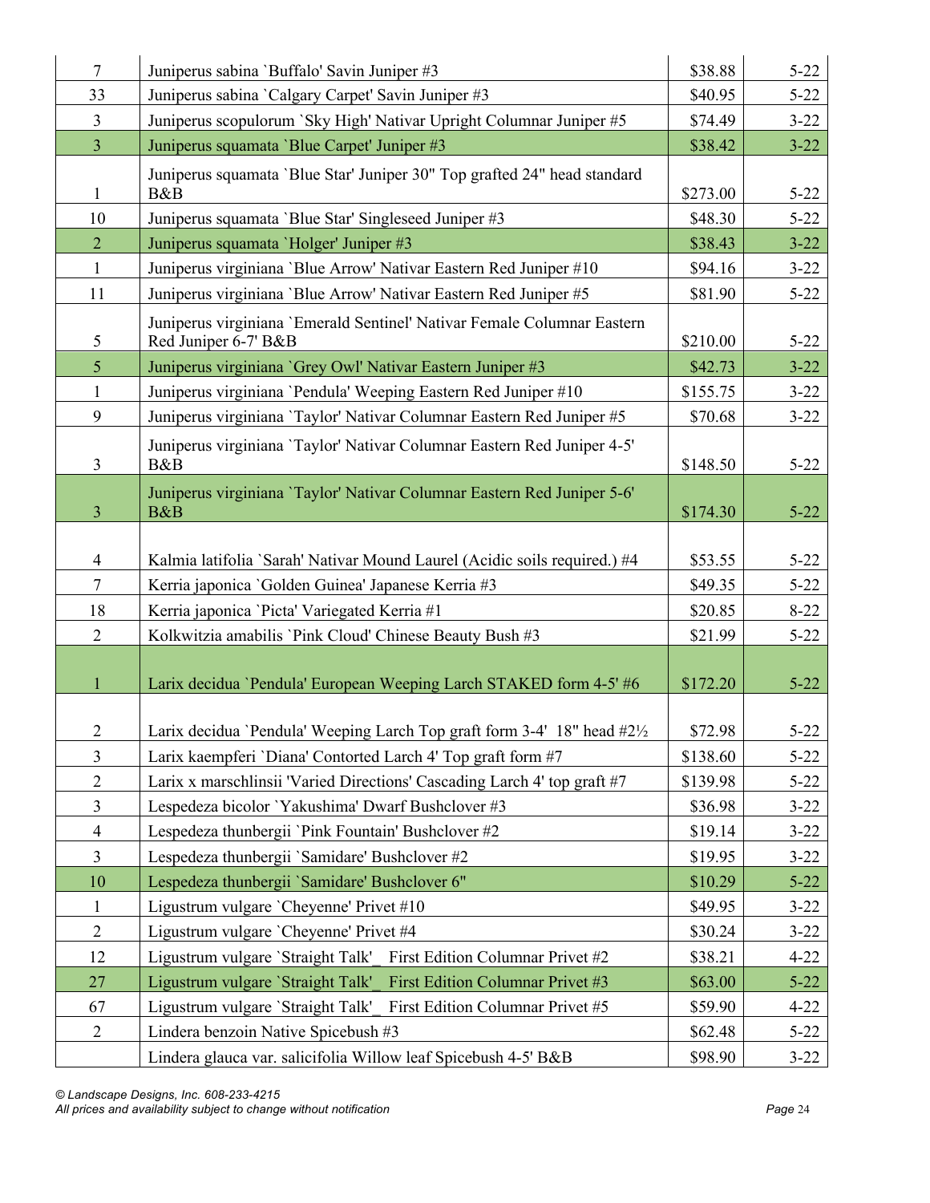| | | | |
|---|---|---|---|
| 7 | Juniperus sabina `Buffalo' Savin Juniper #3 | $38.88 | 5-22 |
| 33 | Juniperus sabina `Calgary Carpet' Savin Juniper #3 | $40.95 | 5-22 |
| 3 | Juniperus scopulorum `Sky High' Nativar Upright Columnar Juniper #5 | $74.49 | 3-22 |
| 3 | Juniperus squamata `Blue Carpet' Juniper #3 | $38.42 | 3-22 |
| 1 | Juniperus squamata `Blue Star' Juniper 30" Top grafted 24" head standard B&B | $273.00 | 5-22 |
| 10 | Juniperus squamata `Blue Star' Singleseed Juniper #3 | $48.30 | 5-22 |
| 2 | Juniperus squamata `Holger' Juniper #3 | $38.43 | 3-22 |
| 1 | Juniperus virginiana `Blue Arrow' Nativar Eastern Red Juniper #10 | $94.16 | 3-22 |
| 11 | Juniperus virginiana `Blue Arrow' Nativar Eastern Red Juniper #5 | $81.90 | 5-22 |
| 5 | Juniperus virginiana `Emerald Sentinel' Nativar Female Columnar Eastern Red Juniper 6-7' B&B | $210.00 | 5-22 |
| 5 | Juniperus virginiana `Grey Owl' Nativar Eastern Juniper #3 | $42.73 | 3-22 |
| 1 | Juniperus virginiana `Pendula' Weeping Eastern Red Juniper #10 | $155.75 | 3-22 |
| 9 | Juniperus virginiana `Taylor' Nativar Columnar Eastern Red Juniper #5 | $70.68 | 3-22 |
| 3 | Juniperus virginiana `Taylor' Nativar Columnar Eastern Red Juniper 4-5' B&B | $148.50 | 5-22 |
| 3 | Juniperus virginiana `Taylor' Nativar Columnar Eastern Red Juniper 5-6' B&B | $174.30 | 5-22 |
| 4 | Kalmia latifolia `Sarah' Nativar Mound Laurel (Acidic soils required.) #4 | $53.55 | 5-22 |
| 7 | Kerria japonica `Golden Guinea' Japanese Kerria #3 | $49.35 | 5-22 |
| 18 | Kerria japonica `Picta' Variegated Kerria #1 | $20.85 | 8-22 |
| 2 | Kolkwitzia amabilis `Pink Cloud' Chinese Beauty Bush #3 | $21.99 | 5-22 |
| 1 | Larix decidua `Pendula' European Weeping Larch STAKED form 4-5' #6 | $172.20 | 5-22 |
| 2 | Larix decidua `Pendula' Weeping Larch Top graft form 3-4' 18" head #2½ | $72.98 | 5-22 |
| 3 | Larix kaempferi `Diana' Contorted Larch 4' Top graft form #7 | $138.60 | 5-22 |
| 2 | Larix x marschlinsii 'Varied Directions' Cascading Larch 4' top graft #7 | $139.98 | 5-22 |
| 3 | Lespedeza bicolor `Yakushima' Dwarf Bushclover #3 | $36.98 | 3-22 |
| 4 | Lespedeza thunbergii `Pink Fountain' Bushclover #2 | $19.14 | 3-22 |
| 3 | Lespedeza thunbergii `Samidare' Bushclover #2 | $19.95 | 3-22 |
| 10 | Lespedeza thunbergii `Samidare' Bushclover 6" | $10.29 | 5-22 |
| 1 | Ligustrum vulgare `Cheyenne' Privet #10 | $49.95 | 3-22 |
| 2 | Ligustrum vulgare `Cheyenne' Privet #4 | $30.24 | 3-22 |
| 12 | Ligustrum vulgare `Straight Talk'_ First Edition Columnar Privet #2 | $38.21 | 4-22 |
| 27 | Ligustrum vulgare `Straight Talk'_ First Edition Columnar Privet #3 | $63.00 | 5-22 |
| 67 | Ligustrum vulgare `Straight Talk'_ First Edition Columnar Privet #5 | $59.90 | 4-22 |
| 2 | Lindera benzoin Native Spicebush #3 | $62.48 | 5-22 |
| | Lindera glauca var. salicifolia Willow leaf Spicebush 4-5' B&B | $98.90 | 3-22 |

*© Landscape Designs, Inc. 608-233-4215*
*All prices and availability subject to change without notification*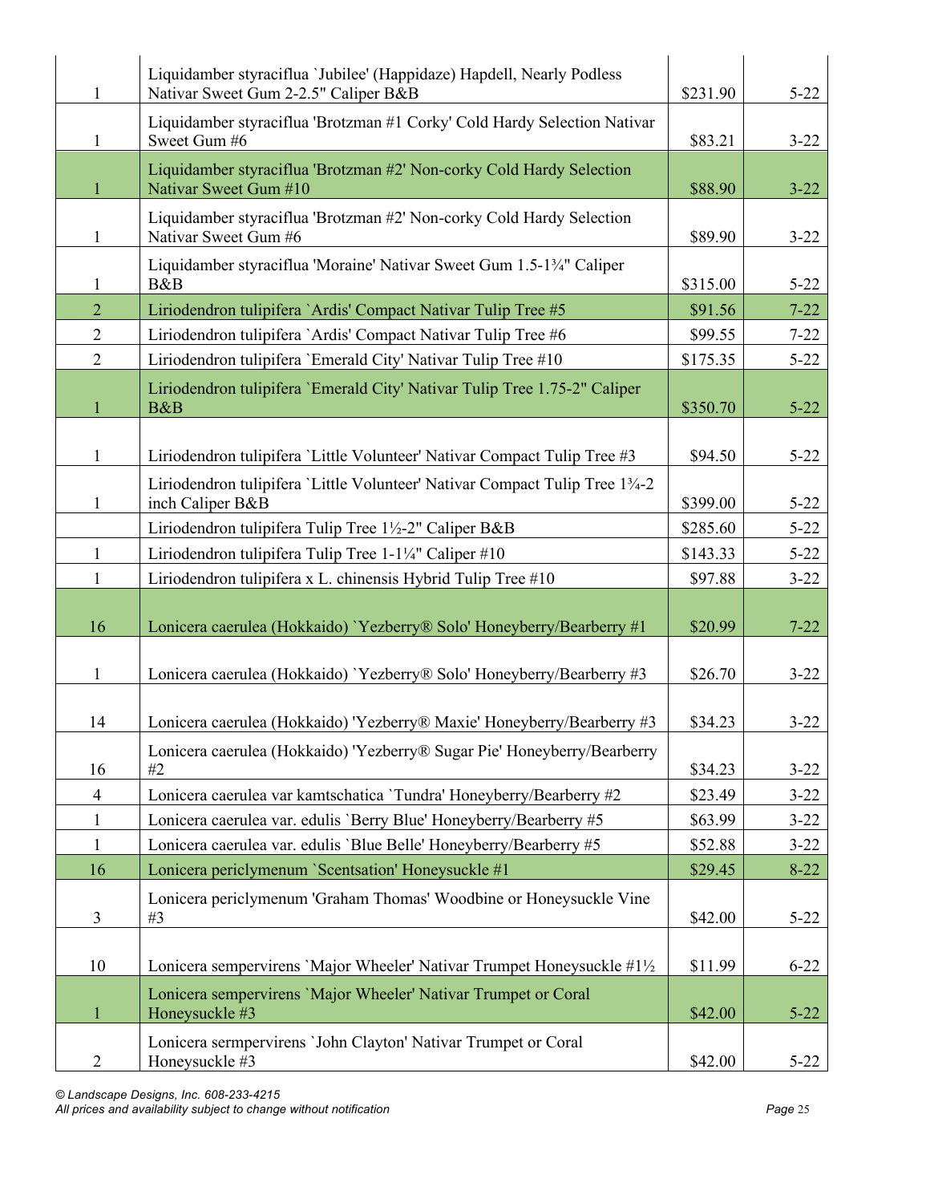| | | | |
|---|---|---|---|
| 1 | Liquidamber styraciflua `Jubilee' (Happidaze) Hapdell, Nearly Podless Nativar Sweet Gum 2-2.5" Caliper B&B | $231.90 | 5-22 |
| 1 | Liquidamber styraciflua 'Brotzman #1 Corky' Cold Hardy Selection Nativar Sweet Gum #6 | $83.21 | 3-22 |
| 1 | Liquidamber styraciflua 'Brotzman #2' Non-corky Cold Hardy Selection Nativar Sweet Gum #10 | $88.90 | 3-22 |
| 1 | Liquidamber styraciflua 'Brotzman #2' Non-corky Cold Hardy Selection Nativar Sweet Gum #6 | $89.90 | 3-22 |
| 1 | Liquidamber styraciflua 'Moraine' Nativar Sweet Gum 1.5-1¾" Caliper B&B | $315.00 | 5-22 |
| 2 | Liriodendron tulipifera `Ardis' Compact Nativar Tulip Tree #5 | $91.56 | 7-22 |
| 2 | Liriodendron tulipifera `Ardis' Compact Nativar Tulip Tree #6 | $99.55 | 7-22 |
| 2 | Liriodendron tulipifera `Emerald City' Nativar Tulip Tree #10 | $175.35 | 5-22 |
| 1 | Liriodendron tulipifera `Emerald City' Nativar Tulip Tree 1.75-2" Caliper B&B | $350.70 | 5-22 |
| 1 | Liriodendron tulipifera `Little Volunteer' Nativar Compact Tulip Tree #3 | $94.50 | 5-22 |
| 1 | Liriodendron tulipifera `Little Volunteer' Nativar Compact Tulip Tree 1¾-2 inch Caliper B&B | $399.00 | 5-22 |
| | Liriodendron tulipifera Tulip Tree 1½-2" Caliper B&B | $285.60 | 5-22 |
| 1 | Liriodendron tulipifera Tulip Tree 1-1¼" Caliper #10 | $143.33 | 5-22 |
| 1 | Liriodendron tulipifera x L. chinensis Hybrid Tulip Tree #10 | $97.88 | 3-22 |
| 16 | Lonicera caerulea (Hokkaido) `Yezberry® Solo' Honeyberry/Bearberry #1 | $20.99 | 7-22 |
| 1 | Lonicera caerulea (Hokkaido) `Yezberry® Solo' Honeyberry/Bearberry #3 | $26.70 | 3-22 |
| 14 | Lonicera caerulea (Hokkaido) 'Yezberry® Maxie' Honeyberry/Bearberry #3 | $34.23 | 3-22 |
| 16 | Lonicera caerulea (Hokkaido) 'Yezberry® Sugar Pie' Honeyberry/Bearberry #2 | $34.23 | 3-22 |
| 4 | Lonicera caerulea var kamtschatica `Tundra' Honeyberry/Bearberry #2 | $23.49 | 3-22 |
| 1 | Lonicera caerulea var. edulis `Berry Blue' Honeyberry/Bearberry #5 | $63.99 | 3-22 |
| 1 | Lonicera caerulea var. edulis `Blue Belle' Honeyberry/Bearberry #5 | $52.88 | 3-22 |
| 16 | Lonicera periclymenum `Scentsation' Honeysuckle #1 | $29.45 | 8-22 |
| 3 | Lonicera periclymenum 'Graham Thomas' Woodbine or Honeysuckle Vine #3 | $42.00 | 5-22 |
| 10 | Lonicera sempervirens `Major Wheeler' Nativar Trumpet Honeysuckle #1½ | $11.99 | 6-22 |
| 1 | Lonicera sempervirens `Major Wheeler' Nativar Trumpet or Coral Honeysuckle #3 | $42.00 | 5-22 |
| 2 | Lonicera sermpervirens `John Clayton' Nativar Trumpet or Coral Honeysuckle #3 | $42.00 | 5-22 |

*© Landscape Designs, Inc. 608-233-4215*
*All prices and availability subject to change without notification*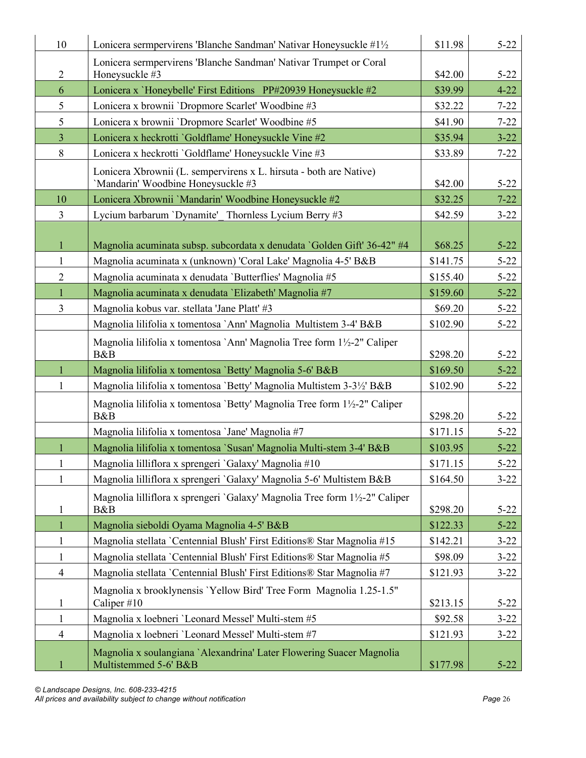| | | | |
|---|---|---|---|
| 10 | Lonicera sermpervirens 'Blanche Sandman' Nativar Honeysuckle #1½ | $11.98 | 5-22 |
| 2 | Lonicera sermpervirens 'Blanche Sandman' Nativar Trumpet or Coral Honeysuckle #3 | $42.00 | 5-22 |
| 6 | Lonicera x `Honeybelle' First Editions PP#20939 Honeysuckle #2 | $39.99 | 4-22 |
| 5 | Lonicera x brownii `Dropmore Scarlet' Woodbine #3 | $32.22 | 7-22 |
| 5 | Lonicera x brownii `Dropmore Scarlet' Woodbine #5 | $41.90 | 7-22 |
| 3 | Lonicera x heckrotti `Goldflame' Honeysuckle Vine #2 | $35.94 | 3-22 |
| 8 | Lonicera x heckrotti `Goldflame' Honeysuckle Vine #3 | $33.89 | 7-22 |
| | Lonicera Xbrownii (L. sempervirens x L. hirsuta - both are Native) `Mandarin' Woodbine Honeysuckle #3 | $42.00 | 5-22 |
| 10 | Lonicera Xbrownii `Mandarin' Woodbine Honeysuckle #2 | $32.25 | 7-22 |
| 3 | Lycium barbarum `Dynamite'_ Thornless Lycium Berry #3 | $42.59 | 3-22 |
| 1 | Magnolia acuminata subsp. subcordata x denudata `Golden Gift' 36-42" #4 | $68.25 | 5-22 |
| 1 | Magnolia acuminata x (unknown) 'Coral Lake' Magnolia 4-5' B&B | $141.75 | 5-22 |
| 2 | Magnolia acuminata x denudata `Butterflies' Magnolia #5 | $155.40 | 5-22 |
| 1 | Magnolia acuminata x denudata `Elizabeth' Magnolia #7 | $159.60 | 5-22 |
| 3 | Magnolia kobus var. stellata 'Jane Platt' #3 | $69.20 | 5-22 |
| | Magnolia lilifolia x tomentosa `Ann' Magnolia Multistem 3-4' B&B | $102.90 | 5-22 |
| | Magnolia lilifolia x tomentosa `Ann' Magnolia Tree form 1½-2" Caliper B&B | $298.20 | 5-22 |
| 1 | Magnolia lilifolia x tomentosa `Betty' Magnolia 5-6' B&B | $169.50 | 5-22 |
| 1 | Magnolia lilifolia x tomentosa `Betty' Magnolia Multistem 3-3½' B&B | $102.90 | 5-22 |
| | Magnolia lilifolia x tomentosa `Betty' Magnolia Tree form 1½-2" Caliper B&B | $298.20 | 5-22 |
| | Magnolia lilifolia x tomentosa `Jane' Magnolia #7 | $171.15 | 5-22 |
| 1 | Magnolia lilifolia x tomentosa `Susan' Magnolia Multi-stem 3-4' B&B | $103.95 | 5-22 |
| 1 | Magnolia lilliflora x sprengeri `Galaxy' Magnolia #10 | $171.15 | 5-22 |
| 1 | Magnolia lilliflora x sprengeri `Galaxy' Magnolia 5-6' Multistem B&B | $164.50 | 3-22 |
| 1 | Magnolia lilliflora x sprengeri `Galaxy' Magnolia Tree form 1½-2" Caliper B&B | $298.20 | 5-22 |
| 1 | Magnolia sieboldi Oyama Magnolia 4-5' B&B | $122.33 | 5-22 |
| 1 | Magnolia stellata `Centennial Blush' First Editions® Star Magnolia #15 | $142.21 | 3-22 |
| 1 | Magnolia stellata `Centennial Blush' First Editions® Star Magnolia #5 | $98.09 | 3-22 |
| 4 | Magnolia stellata `Centennial Blush' First Editions® Star Magnolia #7 | $121.93 | 3-22 |
| 1 | Magnolia x brooklynensis `Yellow Bird' Tree Form Magnolia 1.25-1.5" Caliper #10 | $213.15 | 5-22 |
| 1 | Magnolia x loebneri `Leonard Messel' Multi-stem #5 | $92.58 | 3-22 |
| 4 | Magnolia x loebneri `Leonard Messel' Multi-stem #7 | $121.93 | 3-22 |
| 1 | Magnolia x soulangiana `Alexandrina' Later Flowering Suacer Magnolia Multistemmed 5-6' B&B | $177.98 | 5-22 |

*© Landscape Designs, Inc. 608-233-4215*
*All prices and availability subject to change without notification*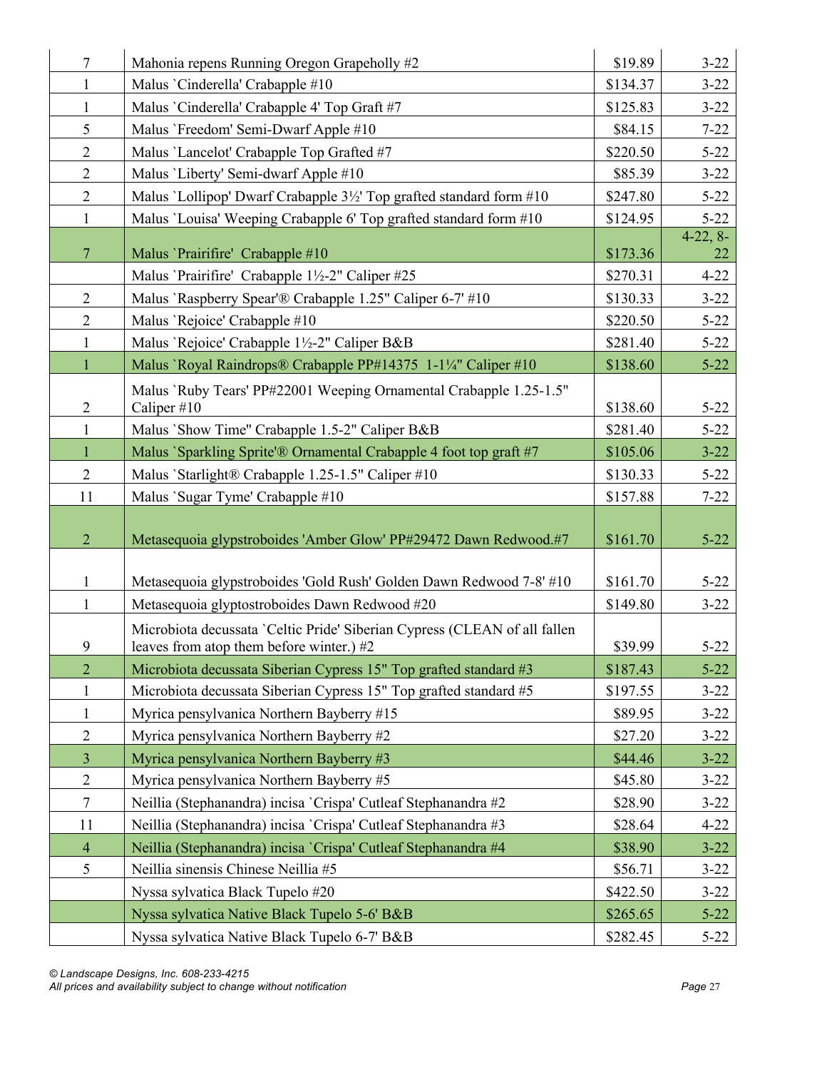| | | | |
|---|---|---|---|
| 7 | Mahonia repens Running Oregon Grapeholly #2 | $19.89 | 3-22 |
| 1 | Malus `Cinderella' Crabapple #10 | $134.37 | 3-22 |
| 1 | Malus `Cinderella' Crabapple 4' Top Graft #7 | $125.83 | 3-22 |
| 5 | Malus `Freedom' Semi-Dwarf Apple #10 | $84.15 | 7-22 |
| 2 | Malus `Lancelot' Crabapple Top Grafted #7 | $220.50 | 5-22 |
| 2 | Malus `Liberty' Semi-dwarf Apple #10 | $85.39 | 3-22 |
| 2 | Malus `Lollipop' Dwarf Crabapple 3½' Top grafted standard form #10 | $247.80 | 5-22 |
| 1 | Malus `Louisa' Weeping Crabapple 6' Top grafted standard form #10 | $124.95 | 5-22 |
| 7 | Malus `Prairifire' Crabapple #10 | $173.36 | 4-22, 8-22 |
| | Malus `Prairifire' Crabapple 1½-2" Caliper #25 | $270.31 | 4-22 |
| 2 | Malus `Raspberry Spear'® Crabapple 1.25" Caliper 6-7' #10 | $130.33 | 3-22 |
| 2 | Malus `Rejoice' Crabapple #10 | $220.50 | 5-22 |
| 1 | Malus `Rejoice' Crabapple 1½-2" Caliper B&B | $281.40 | 5-22 |
| 1 | Malus `Royal Raindrops® Crabapple PP#14375 1-1¼" Caliper #10 | $138.60 | 5-22 |
| 2 | Malus `Ruby Tears' PP#22001 Weeping Ornamental Crabapple 1.25-1.5" Caliper #10 | $138.60 | 5-22 |
| 1 | Malus `Show Time" Crabapple 1.5-2" Caliper B&B | $281.40 | 5-22 |
| 1 | Malus `Sparkling Sprite'® Ornamental Crabapple 4 foot top graft #7 | $105.06 | 3-22 |
| 2 | Malus `Starlight® Crabapple 1.25-1.5" Caliper #10 | $130.33 | 5-22 |
| 11 | Malus `Sugar Tyme' Crabapple #10 | $157.88 | 7-22 |
| 2 | Metasequoia glypstroboides 'Amber Glow' PP#29472 Dawn Redwood.#7 | $161.70 | 5-22 |
| 1 | Metasequoia glypstroboides 'Gold Rush' Golden Dawn Redwood 7-8' #10 | $161.70 | 5-22 |
| 1 | Metasequoia glyptostroboides Dawn Redwood #20 | $149.80 | 3-22 |
| 9 | Microbiota decussata `Celtic Pride' Siberian Cypress (CLEAN of all fallen leaves from atop them before winter.) #2 | $39.99 | 5-22 |
| 2 | Microbiota decussata Siberian Cypress 15" Top grafted standard #3 | $187.43 | 5-22 |
| 1 | Microbiota decussata Siberian Cypress 15" Top grafted standard #5 | $197.55 | 3-22 |
| 1 | Myrica pensylvanica Northern Bayberry #15 | $89.95 | 3-22 |
| 2 | Myrica pensylvanica Northern Bayberry #2 | $27.20 | 3-22 |
| 3 | Myrica pensylvanica Northern Bayberry #3 | $44.46 | 3-22 |
| 2 | Myrica pensylvanica Northern Bayberry #5 | $45.80 | 3-22 |
| 7 | Neillia (Stephanandra) incisa `Crispa' Cutleaf Stephanandra #2 | $28.90 | 3-22 |
| 11 | Neillia (Stephanandra) incisa `Crispa' Cutleaf Stephanandra #3 | $28.64 | 4-22 |
| 4 | Neillia (Stephanandra) incisa `Crispa' Cutleaf Stephanandra #4 | $38.90 | 3-22 |
| 5 | Neillia sinensis Chinese Neillia #5 | $56.71 | 3-22 |
| | Nyssa sylvatica Black Tupelo #20 | $422.50 | 3-22 |
| | Nyssa sylvatica Native Black Tupelo 5-6' B&B | $265.65 | 5-22 |
| | Nyssa sylvatica Native Black Tupelo 6-7' B&B | $282.45 | 5-22 |

*© Landscape Designs, Inc. 608-233-4215*
*All prices and availability subject to change without notification*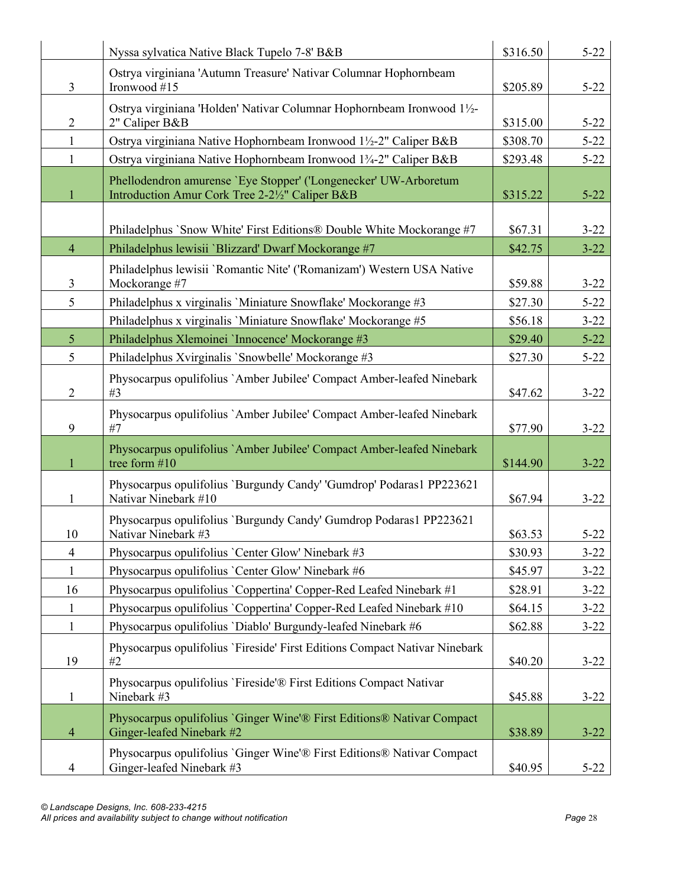| | | | |
|---|---|---|---|
| | Nyssa sylvatica Native Black Tupelo 7-8' B&B | $316.50 | 5-22 |
| 3 | Ostrya virginiana 'Autumn Treasure' Nativar Columnar Hophornbeam Ironwood #15 | $205.89 | 5-22 |
| 2 | Ostrya virginiana 'Holden' Nativar Columnar Hophornbeam Ironwood 1½-2" Caliper B&B | $315.00 | 5-22 |
| 1 | Ostrya virginiana Native Hophornbeam Ironwood 1½-2" Caliper B&B | $308.70 | 5-22 |
| 1 | Ostrya virginiana Native Hophornbeam Ironwood 1¾-2" Caliper B&B | $293.48 | 5-22 |
| 1 | Phellodendron amurense `Eye Stopper' ('Longenecker' UW-Arboretum Introduction Amur Cork Tree 2-2½" Caliper B&B | $315.22 | 5-22 |
| | Philadelphus `Snow White' First Editions® Double White Mockorange #7 | $67.31 | 3-22 |
| 4 | Philadelphus lewisii `Blizzard' Dwarf Mockorange #7 | $42.75 | 3-22 |
| 3 | Philadelphus lewisii `Romantic Nite' ('Romanizam') Western USA Native Mockorange #7 | $59.88 | 3-22 |
| 5 | Philadelphus x virginalis `Miniature Snowflake' Mockorange #3 | $27.30 | 5-22 |
| | Philadelphus x virginalis `Miniature Snowflake' Mockorange #5 | $56.18 | 3-22 |
| 5 | Philadelphus Xlemoinei `Innocence' Mockorange #3 | $29.40 | 5-22 |
| 5 | Philadelphus Xvirginalis `Snowbelle' Mockorange #3 | $27.30 | 5-22 |
| 2 | Physocarpus opulifolius `Amber Jubilee' Compact Amber-leafed Ninebark #3 | $47.62 | 3-22 |
| 9 | Physocarpus opulifolius `Amber Jubilee' Compact Amber-leafed Ninebark #7 | $77.90 | 3-22 |
| 1 | Physocarpus opulifolius `Amber Jubilee' Compact Amber-leafed Ninebark tree form #10 | $144.90 | 3-22 |
| 1 | Physocarpus opulifolius `Burgundy Candy' 'Gumdrop' Podaras1 PP223621 Nativar Ninebark #10 | $67.94 | 3-22 |
| 10 | Physocarpus opulifolius `Burgundy Candy' Gumdrop Podaras1 PP223621 Nativar Ninebark #3 | $63.53 | 5-22 |
| 4 | Physocarpus opulifolius `Center Glow' Ninebark #3 | $30.93 | 3-22 |
| 1 | Physocarpus opulifolius `Center Glow' Ninebark #6 | $45.97 | 3-22 |
| 16 | Physocarpus opulifolius `Coppertina' Copper-Red Leafed Ninebark #1 | $28.91 | 3-22 |
| 1 | Physocarpus opulifolius `Coppertina' Copper-Red Leafed Ninebark #10 | $64.15 | 3-22 |
| 1 | Physocarpus opulifolius `Diablo' Burgundy-leafed Ninebark #6 | $62.88 | 3-22 |
| 19 | Physocarpus opulifolius `Fireside' First Editions Compact Nativar Ninebark #2 | $40.20 | 3-22 |
| 1 | Physocarpus opulifolius `Fireside'® First Editions Compact Nativar Ninebark #3 | $45.88 | 3-22 |
| 4 | Physocarpus opulifolius `Ginger Wine'® First Editions® Nativar Compact Ginger-leafed Ninebark #2 | $38.89 | 3-22 |
| 4 | Physocarpus opulifolius `Ginger Wine'® First Editions® Nativar Compact Ginger-leafed Ninebark #3 | $40.95 | 5-22 |

*© Landscape Designs, Inc. 608-233-4215*
*All prices and availability subject to change without notification*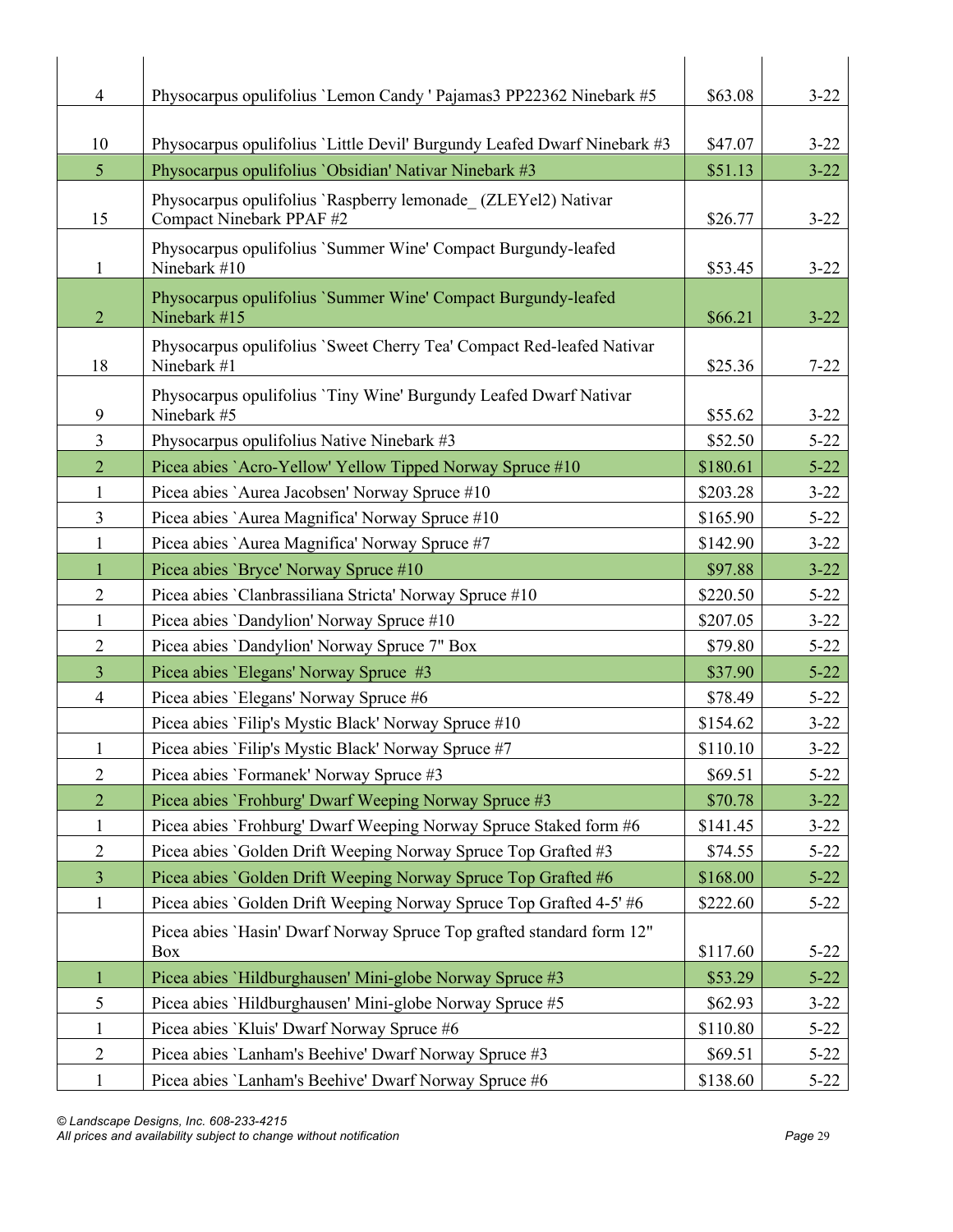| | | | |
|---|---|---|---|
| 4 | Physocarpus opulifolius `Lemon Candy ' Pajamas3 PP22362 Ninebark #5 | $63.08 | 3-22 |
| 10 | Physocarpus opulifolius `Little Devil' Burgundy Leafed Dwarf Ninebark #3 | $47.07 | 3-22 |
| 5 | Physocarpus opulifolius `Obsidian' Nativar Ninebark #3 | $51.13 | 3-22 |
| 15 | Physocarpus opulifolius `Raspberry lemonade_ (ZLEYel2) Nativar Compact Ninebark PPAF #2 | $26.77 | 3-22 |
| 1 | Physocarpus opulifolius `Summer Wine' Compact Burgundy-leafed Ninebark #10 | $53.45 | 3-22 |
| 2 | Physocarpus opulifolius `Summer Wine' Compact Burgundy-leafed Ninebark #15 | $66.21 | 3-22 |
| 18 | Physocarpus opulifolius `Sweet Cherry Tea' Compact Red-leafed Nativar Ninebark #1 | $25.36 | 7-22 |
| 9 | Physocarpus opulifolius `Tiny Wine' Burgundy Leafed Dwarf Nativar Ninebark #5 | $55.62 | 3-22 |
| 3 | Physocarpus opulifolius Native Ninebark #3 | $52.50 | 5-22 |
| 2 | Picea abies `Acro-Yellow' Yellow Tipped Norway Spruce #10 | $180.61 | 5-22 |
| 1 | Picea abies `Aurea Jacobsen' Norway Spruce #10 | $203.28 | 3-22 |
| 3 | Picea abies `Aurea Magnifica' Norway Spruce #10 | $165.90 | 5-22 |
| 1 | Picea abies `Aurea Magnifica' Norway Spruce #7 | $142.90 | 3-22 |
| 1 | Picea abies `Bryce' Norway Spruce #10 | $97.88 | 3-22 |
| 2 | Picea abies `Clanbrassiliana Stricta' Norway Spruce #10 | $220.50 | 5-22 |
| 1 | Picea abies `Dandylion' Norway Spruce #10 | $207.05 | 3-22 |
| 2 | Picea abies `Dandylion' Norway Spruce 7" Box | $79.80 | 5-22 |
| 3 | Picea abies `Elegans' Norway Spruce #3 | $37.90 | 5-22 |
| 4 | Picea abies `Elegans' Norway Spruce #6 | $78.49 | 5-22 |
| | Picea abies `Filip's Mystic Black' Norway Spruce #10 | $154.62 | 3-22 |
| 1 | Picea abies `Filip's Mystic Black' Norway Spruce #7 | $110.10 | 3-22 |
| 2 | Picea abies `Formanek' Norway Spruce #3 | $69.51 | 5-22 |
| 2 | Picea abies `Frohburg' Dwarf Weeping Norway Spruce #3 | $70.78 | 3-22 |
| 1 | Picea abies `Frohburg' Dwarf Weeping Norway Spruce Staked form #6 | $141.45 | 3-22 |
| 2 | Picea abies `Golden Drift Weeping Norway Spruce Top Grafted #3 | $74.55 | 5-22 |
| 3 | Picea abies `Golden Drift Weeping Norway Spruce Top Grafted #6 | $168.00 | 5-22 |
| 1 | Picea abies `Golden Drift Weeping Norway Spruce Top Grafted 4-5' #6 | $222.60 | 5-22 |
| | Picea abies `Hasin' Dwarf Norway Spruce Top grafted standard form 12" Box | $117.60 | 5-22 |
| 1 | Picea abies `Hildburghausen' Mini-globe Norway Spruce #3 | $53.29 | 5-22 |
| 5 | Picea abies `Hildburghausen' Mini-globe Norway Spruce #5 | $62.93 | 3-22 |
| 1 | Picea abies `Kluis' Dwarf Norway Spruce #6 | $110.80 | 5-22 |
| 2 | Picea abies `Lanham's Beehive' Dwarf Norway Spruce #3 | $69.51 | 5-22 |
| 1 | Picea abies `Lanham's Beehive' Dwarf Norway Spruce #6 | $138.60 | 5-22 |

*© Landscape Designs, Inc. 608-233-4215*
*All prices and availability subject to change without notification*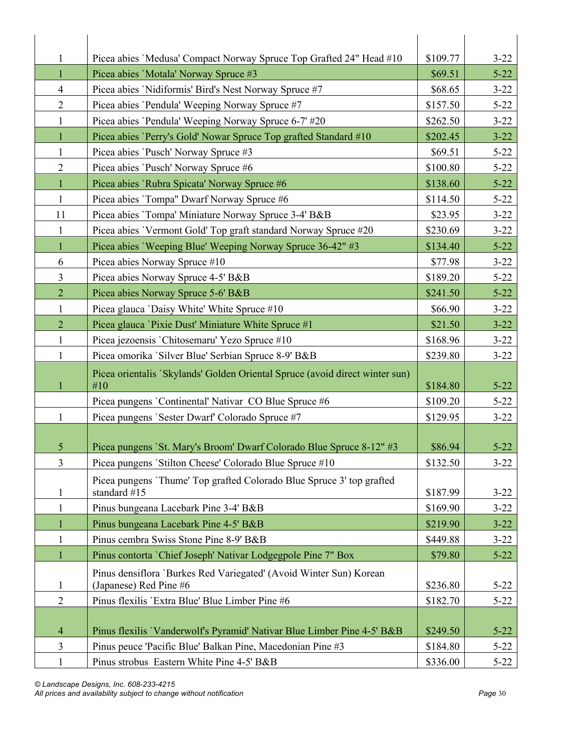| | | | |
|---|---|---|---|
| 1 | Picea abies `Medusa' Compact Norway Spruce Top Grafted 24" Head #10 | $109.77 | 3-22 |
| 1 | Picea abies `Motala' Norway Spruce #3 | $69.51 | 5-22 |
| 4 | Picea abies `Nidiformis' Bird's Nest Norway Spruce #7 | $68.65 | 3-22 |
| 2 | Picea abies `Pendula' Weeping Norway Spruce #7 | $157.50 | 5-22 |
| 1 | Picea abies `Pendula' Weeping Norway Spruce 6-7' #20 | $262.50 | 3-22 |
| 1 | Picea abies `Perry's Gold' Nowar Spruce Top grafted Standard #10 | $202.45 | 3-22 |
| 1 | Picea abies `Pusch' Norway Spruce #3 | $69.51 | 5-22 |
| 2 | Picea abies `Pusch' Norway Spruce #6 | $100.80 | 5-22 |
| 1 | Picea abies `Rubra Spicata' Norway Spruce #6 | $138.60 | 5-22 |
| 1 | Picea abies `Tompa" Dwarf Norway Spruce #6 | $114.50 | 5-22 |
| 11 | Picea abies `Tompa' Miniature Norway Spruce 3-4' B&B | $23.95 | 3-22 |
| 1 | Picea abies `Vermont Gold' Top graft standard Norway Spruce #20 | $230.69 | 3-22 |
| 1 | Picea abies `Weeping Blue' Weeping Norway Spruce 36-42" #3 | $134.40 | 5-22 |
| 6 | Picea abies Norway Spruce #10 | $77.98 | 3-22 |
| 3 | Picea abies Norway Spruce 4-5' B&B | $189.20 | 5-22 |
| 2 | Picea abies Norway Spruce 5-6' B&B | $241.50 | 5-22 |
| 1 | Picea glauca `Daisy White' White Spruce #10 | $66.90 | 3-22 |
| 2 | Picea glauca `Pixie Dust' Miniature White Spruce #1 | $21.50 | 3-22 |
| 1 | Picea jezoensis `Chitosemaru' Yezo Spruce #10 | $168.96 | 3-22 |
| 1 | Picea omorika `Silver Blue' Serbian Spruce 8-9' B&B | $239.80 | 3-22 |
| 1 | Picea orientalis `Skylands' Golden Oriental Spruce (avoid direct winter sun) #10 | $184.80 | 5-22 |
| | Picea pungens `Continental' Nativar CO Blue Spruce #6 | $109.20 | 5-22 |
| 1 | Picea pungens `Sester Dwarf' Colorado Spruce #7 | $129.95 | 3-22 |
| 5 | Picea pungens `St. Mary's Broom' Dwarf Colorado Blue Spruce 8-12" #3 | $86.94 | 5-22 |
| 3 | Picea pungens `Stilton Cheese' Colorado Blue Spruce #10 | $132.50 | 3-22 |
| 1 | Picea pungens `Thume' Top grafted Colorado Blue Spruce 3' top grafted standard #15 | $187.99 | 3-22 |
| 1 | Pinus bungeana Lacebark Pine 3-4' B&B | $169.90 | 3-22 |
| 1 | Pinus bungeana Lacebark Pine 4-5' B&B | $219.90 | 3-22 |
| 1 | Pinus cembra Swiss Stone Pine 8-9' B&B | $449.88 | 3-22 |
| 1 | Pinus contorta `Chief Joseph' Nativar Lodgegpole Pine 7" Box | $79.80 | 5-22 |
| 1 | Pinus densiflora `Burkes Red Variegated' (Avoid Winter Sun) Korean (Japanese) Red Pine #6 | $236.80 | 5-22 |
| 2 | Pinus flexilis `Extra Blue' Blue Limber Pine #6 | $182.70 | 5-22 |
| 4 | Pinus flexilis `Vanderwolf's Pyramid' Nativar Blue Limber Pine 4-5' B&B | $249.50 | 5-22 |
| 3 | Pinus peuce 'Pacific Blue' Balkan Pine, Macedonian Pine #3 | $184.80 | 5-22 |
| 1 | Pinus strobus  Eastern White Pine 4-5' B&B | $336.00 | 5-22 |

*© Landscape Designs, Inc. 608-233-4215*
*All prices and availability subject to change without notification*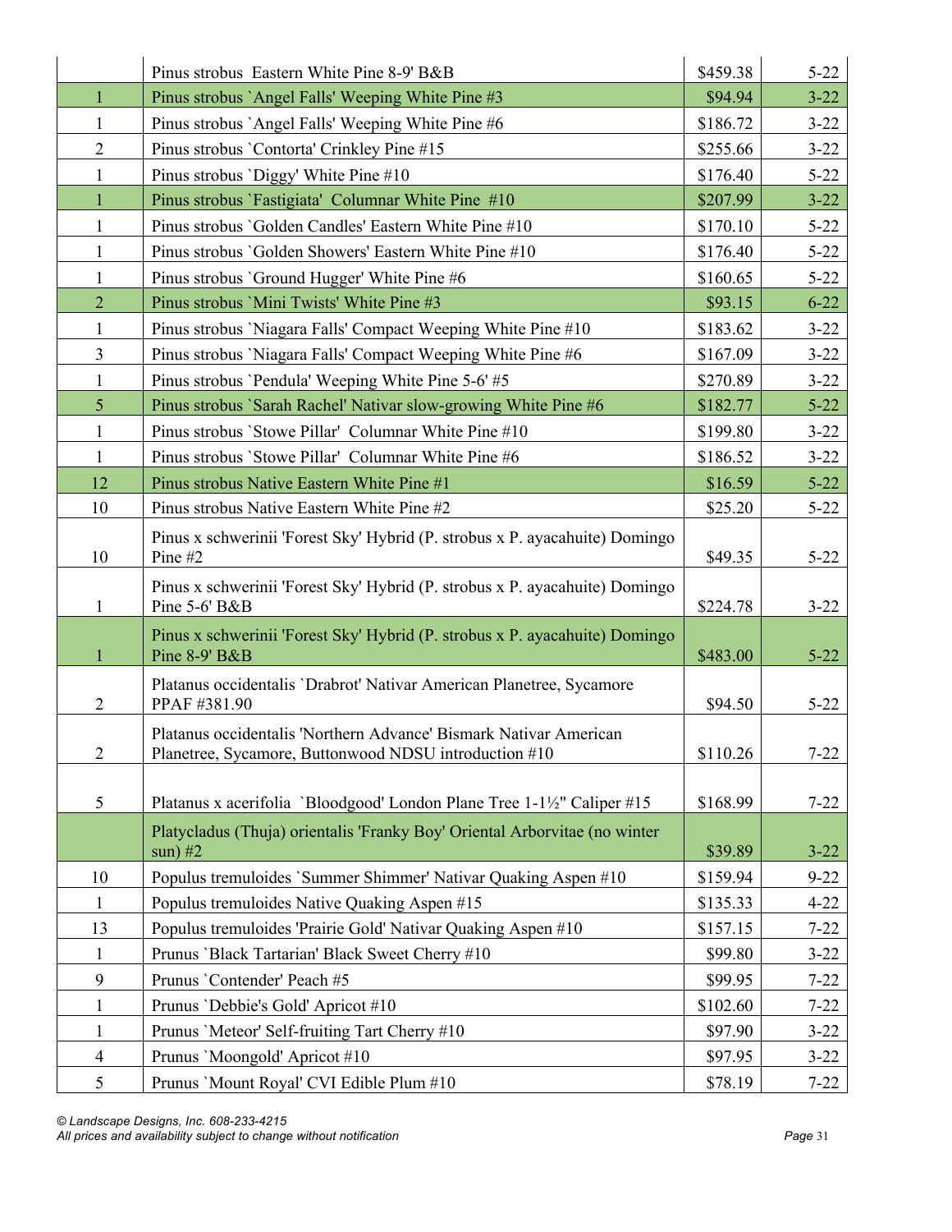| | | | |
|---|---|---|---|
| | Pinus strobus  Eastern White Pine 8-9' B&B | $459.38 | 5-22 |
| 1 | Pinus strobus `Angel Falls' Weeping White Pine #3 | $94.94 | 3-22 |
| 1 | Pinus strobus `Angel Falls' Weeping White Pine #6 | $186.72 | 3-22 |
| 2 | Pinus strobus `Contorta' Crinkley Pine #15 | $255.66 | 3-22 |
| 1 | Pinus strobus `Diggy' White Pine #10 | $176.40 | 5-22 |
| 1 | Pinus strobus `Fastigiata'  Columnar White Pine  #10 | $207.99 | 3-22 |
| 1 | Pinus strobus `Golden Candles' Eastern White Pine #10 | $170.10 | 5-22 |
| 1 | Pinus strobus `Golden Showers' Eastern White Pine #10 | $176.40 | 5-22 |
| 1 | Pinus strobus `Ground Hugger' White Pine #6 | $160.65 | 5-22 |
| 2 | Pinus strobus `Mini Twists' White Pine #3 | $93.15 | 6-22 |
| 1 | Pinus strobus `Niagara Falls' Compact Weeping White Pine #10 | $183.62 | 3-22 |
| 3 | Pinus strobus `Niagara Falls' Compact Weeping White Pine #6 | $167.09 | 3-22 |
| 1 | Pinus strobus `Pendula' Weeping White Pine 5-6' #5 | $270.89 | 3-22 |
| 5 | Pinus strobus `Sarah Rachel' Nativar slow-growing White Pine #6 | $182.77 | 5-22 |
| 1 | Pinus strobus `Stowe Pillar'  Columnar White Pine #10 | $199.80 | 3-22 |
| 1 | Pinus strobus `Stowe Pillar'  Columnar White Pine #6 | $186.52 | 3-22 |
| 12 | Pinus strobus Native Eastern White Pine #1 | $16.59 | 5-22 |
| 10 | Pinus strobus Native Eastern White Pine #2 | $25.20 | 5-22 |
| 10 | Pinus x schwerinii 'Forest Sky' Hybrid (P. strobus x P. ayacahuite) Domingo Pine #2 | $49.35 | 5-22 |
| 1 | Pinus x schwerinii 'Forest Sky' Hybrid (P. strobus x P. ayacahuite) Domingo Pine 5-6' B&B | $224.78 | 3-22 |
| 1 | Pinus x schwerinii 'Forest Sky' Hybrid (P. strobus x P. ayacahuite) Domingo Pine 8-9' B&B | $483.00 | 5-22 |
| 2 | Platanus occidentalis `Drabrot' Nativar American Planetree, Sycamore PPAF #381.90 | $94.50 | 5-22 |
| 2 | Platanus occidentalis 'Northern Advance' Bismark Nativar American Planetree, Sycamore, Buttonwood NDSU introduction #10 | $110.26 | 7-22 |
| 5 | Platanus x acerifolia  `Bloodgood' London Plane Tree 1-1½" Caliper #15 | $168.99 | 7-22 |
| | Platycladus (Thuja) orientalis 'Franky Boy' Oriental Arborvitae (no winter sun) #2 | $39.89 | 3-22 |
| 10 | Populus tremuloides `Summer Shimmer' Nativar Quaking Aspen #10 | $159.94 | 9-22 |
| 1 | Populus tremuloides Native Quaking Aspen #15 | $135.33 | 4-22 |
| 13 | Populus tremuloides 'Prairie Gold' Nativar Quaking Aspen #10 | $157.15 | 7-22 |
| 1 | Prunus `Black Tartarian' Black Sweet Cherry #10 | $99.80 | 3-22 |
| 9 | Prunus `Contender' Peach #5 | $99.95 | 7-22 |
| 1 | Prunus `Debbie's Gold' Apricot #10 | $102.60 | 7-22 |
| 1 | Prunus `Meteor' Self-fruiting Tart Cherry #10 | $97.90 | 3-22 |
| 4 | Prunus `Moongold' Apricot #10 | $97.95 | 3-22 |
| 5 | Prunus `Mount Royal' CVI Edible Plum #10 | $78.19 | 7-22 |

*© Landscape Designs, Inc. 608-233-4215*
*All prices and availability subject to change without notification*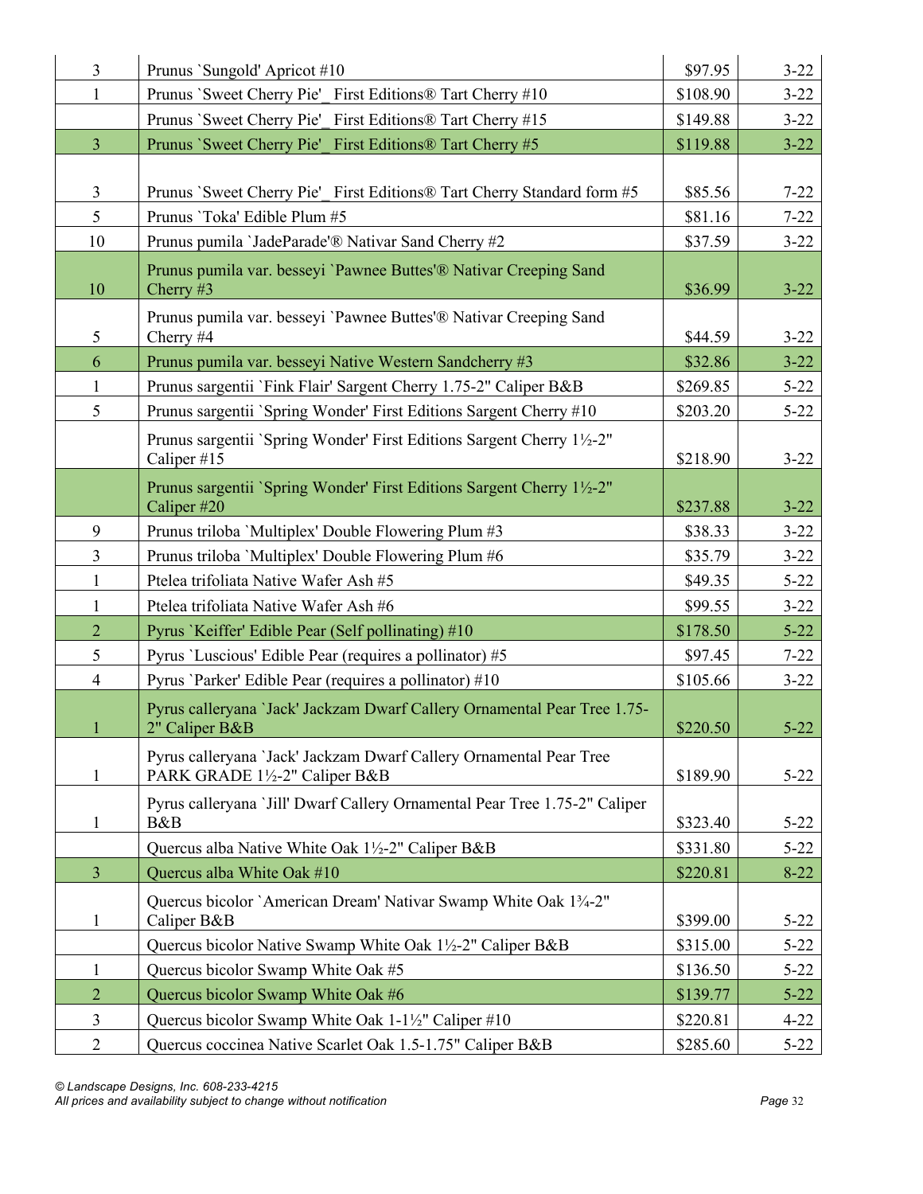| | | | |
|---|---|---|---|
| 3 | Prunus `Sungold' Apricot #10 | $97.95 | 3-22 |
| 1 | Prunus `Sweet Cherry Pie'_ First Editions® Tart Cherry #10 | $108.90 | 3-22 |
| | Prunus `Sweet Cherry Pie'_ First Editions® Tart Cherry #15 | $149.88 | 3-22 |
| 3 | Prunus `Sweet Cherry Pie'_ First Editions® Tart Cherry #5 | $119.88 | 3-22 |
| 3 | Prunus `Sweet Cherry Pie'_ First Editions® Tart Cherry Standard form #5 | $85.56 | 7-22 |
| 5 | Prunus `Toka' Edible Plum #5 | $81.16 | 7-22 |
| 10 | Prunus pumila `JadeParade'® Nativar Sand Cherry #2 | $37.59 | 3-22 |
| 10 | Prunus pumila var. besseyi `Pawnee Buttes'® Nativar Creeping Sand Cherry #3 | $36.99 | 3-22 |
| 5 | Prunus pumila var. besseyi `Pawnee Buttes'® Nativar Creeping Sand Cherry #4 | $44.59 | 3-22 |
| 6 | Prunus pumila var. besseyi Native Western Sandcherry #3 | $32.86 | 3-22 |
| 1 | Prunus sargentii `Fink Flair' Sargent Cherry 1.75-2" Caliper B&B | $269.85 | 5-22 |
| 5 | Prunus sargentii `Spring Wonder' First Editions Sargent Cherry #10 | $203.20 | 5-22 |
| | Prunus sargentii `Spring Wonder' First Editions Sargent Cherry 1½-2" Caliper #15 | $218.90 | 3-22 |
| | Prunus sargentii `Spring Wonder' First Editions Sargent Cherry 1½-2" Caliper #20 | $237.88 | 3-22 |
| 9 | Prunus triloba `Multiplex' Double Flowering Plum #3 | $38.33 | 3-22 |
| 3 | Prunus triloba `Multiplex' Double Flowering Plum #6 | $35.79 | 3-22 |
| 1 | Ptelea trifoliata Native Wafer Ash #5 | $49.35 | 5-22 |
| 1 | Ptelea trifoliata Native Wafer Ash #6 | $99.55 | 3-22 |
| 2 | Pyrus `Keiffer' Edible Pear (Self pollinating) #10 | $178.50 | 5-22 |
| 5 | Pyrus `Luscious' Edible Pear (requires a pollinator) #5 | $97.45 | 7-22 |
| 4 | Pyrus `Parker' Edible Pear (requires a pollinator) #10 | $105.66 | 3-22 |
| 1 | Pyrus calleryana `Jack' Jackzam Dwarf Callery Ornamental Pear Tree 1.75-2" Caliper B&B | $220.50 | 5-22 |
| 1 | Pyrus calleryana `Jack' Jackzam Dwarf Callery Ornamental Pear Tree PARK GRADE 1½-2" Caliper B&B | $189.90 | 5-22 |
| 1 | Pyrus calleryana `Jill' Dwarf Callery Ornamental Pear Tree 1.75-2" Caliper B&B | $323.40 | 5-22 |
| | Quercus alba Native White Oak 1½-2" Caliper B&B | $331.80 | 5-22 |
| 3 | Quercus alba White Oak #10 | $220.81 | 8-22 |
| 1 | Quercus bicolor `American Dream' Nativar Swamp White Oak 1¾-2" Caliper B&B | $399.00 | 5-22 |
| | Quercus bicolor Native Swamp White Oak 1½-2" Caliper B&B | $315.00 | 5-22 |
| 1 | Quercus bicolor Swamp White Oak #5 | $136.50 | 5-22 |
| 2 | Quercus bicolor Swamp White Oak #6 | $139.77 | 5-22 |
| 3 | Quercus bicolor Swamp White Oak 1-1½" Caliper #10 | $220.81 | 4-22 |
| 2 | Quercus coccinea Native Scarlet Oak 1.5-1.75" Caliper B&B | $285.60 | 5-22 |

*© Landscape Designs, Inc. 608-233-4215*
*All prices and availability subject to change without notification*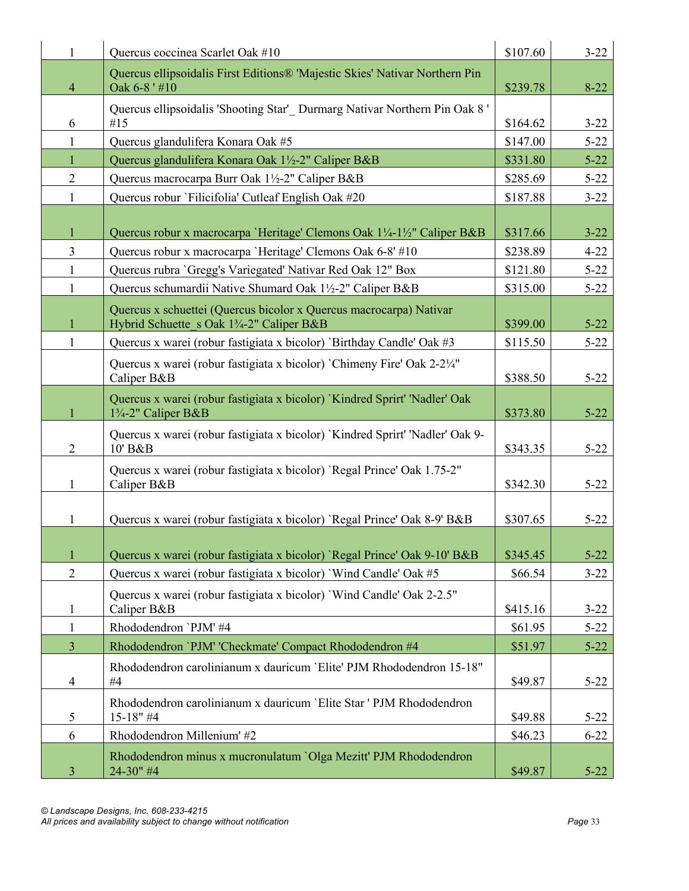| | | | |
|---|---|---|---|
| 1 | Quercus coccinea Scarlet Oak #10 | $107.60 | 3-22 |
| 4 | Quercus ellipsoidalis First Editions® 'Majestic Skies' Nativar Northern Pin Oak 6-8 ' #10 | $239.78 | 8-22 |
| 6 | Quercus ellipsoidalis 'Shooting Star'_ Durmarg Nativar Northern Pin Oak 8 ' #15 | $164.62 | 3-22 |
| 1 | Quercus glandulifera Konara Oak #5 | $147.00 | 5-22 |
| 1 | Quercus glandulifera Konara Oak 1½-2" Caliper B&B | $331.80 | 5-22 |
| 2 | Quercus macrocarpa Burr Oak 1½-2" Caliper B&B | $285.69 | 5-22 |
| 1 | Quercus robur `Filicifolia' Cutleaf English Oak #20 | $187.88 | 3-22 |
| 1 | Quercus robur x macrocarpa `Heritage' Clemons Oak 1¼-1½" Caliper B&B | $317.66 | 3-22 |
| 3 | Quercus robur x macrocarpa `Heritage' Clemons Oak 6-8' #10 | $238.89 | 4-22 |
| 1 | Quercus rubra `Gregg's Variegated' Nativar Red Oak 12" Box | $121.80 | 5-22 |
| 1 | Quercus schumardii Native Shumard Oak 1½-2" Caliper B&B | $315.00 | 5-22 |
| 1 | Quercus x schuettei (Quercus bicolor x Quercus macrocarpa) Nativar Hybrid Schuette_s Oak 1¾-2" Caliper B&B | $399.00 | 5-22 |
| 1 | Quercus x warei (robur fastigiata x bicolor) `Birthday Candle' Oak #3 | $115.50 | 5-22 |
| | Quercus x warei (robur fastigiata x bicolor) `Chimeny Fire' Oak 2-2¼" Caliper B&B | $388.50 | 5-22 |
| 1 | Quercus x warei (robur fastigiata x bicolor) `Kindred Sprirt' 'Nadler' Oak 1¾-2" Caliper B&B | $373.80 | 5-22 |
| 2 | Quercus x warei (robur fastigiata x bicolor) `Kindred Sprirt' 'Nadler' Oak 9-10' B&B | $343.35 | 5-22 |
| 1 | Quercus x warei (robur fastigiata x bicolor) `Regal Prince' Oak 1.75-2" Caliper B&B | $342.30 | 5-22 |
| 1 | Quercus x warei (robur fastigiata x bicolor) `Regal Prince' Oak 8-9' B&B | $307.65 | 5-22 |
| 1 | Quercus x warei (robur fastigiata x bicolor) `Regal Prince' Oak 9-10' B&B | $345.45 | 5-22 |
| 2 | Quercus x warei (robur fastigiata x bicolor) `Wind Candle' Oak #5 | $66.54 | 3-22 |
| 1 | Quercus x warei (robur fastigiata x bicolor) `Wind Candle' Oak 2-2.5" Caliper B&B | $415.16 | 3-22 |
| 1 | Rhododendron `PJM' #4 | $61.95 | 5-22 |
| 3 | Rhododendron `PJM' 'Checkmate' Compact Rhododendron #4 | $51.97 | 5-22 |
| 4 | Rhododendron carolinianum x dauricum `Elite' PJM Rhododendron 15-18" #4 | $49.87 | 5-22 |
| 5 | Rhododendron carolinianum x dauricum `Elite Star ' PJM Rhododendron 15-18" #4 | $49.88 | 5-22 |
| 6 | Rhododendron Millenium' #2 | $46.23 | 6-22 |
| 3 | Rhododendron minus x mucronulatum `Olga Mezitt' PJM Rhododendron 24-30" #4 | $49.87 | 5-22 |

*© Landscape Designs, Inc. 608-233-4215*
*All prices and availability subject to change without notification*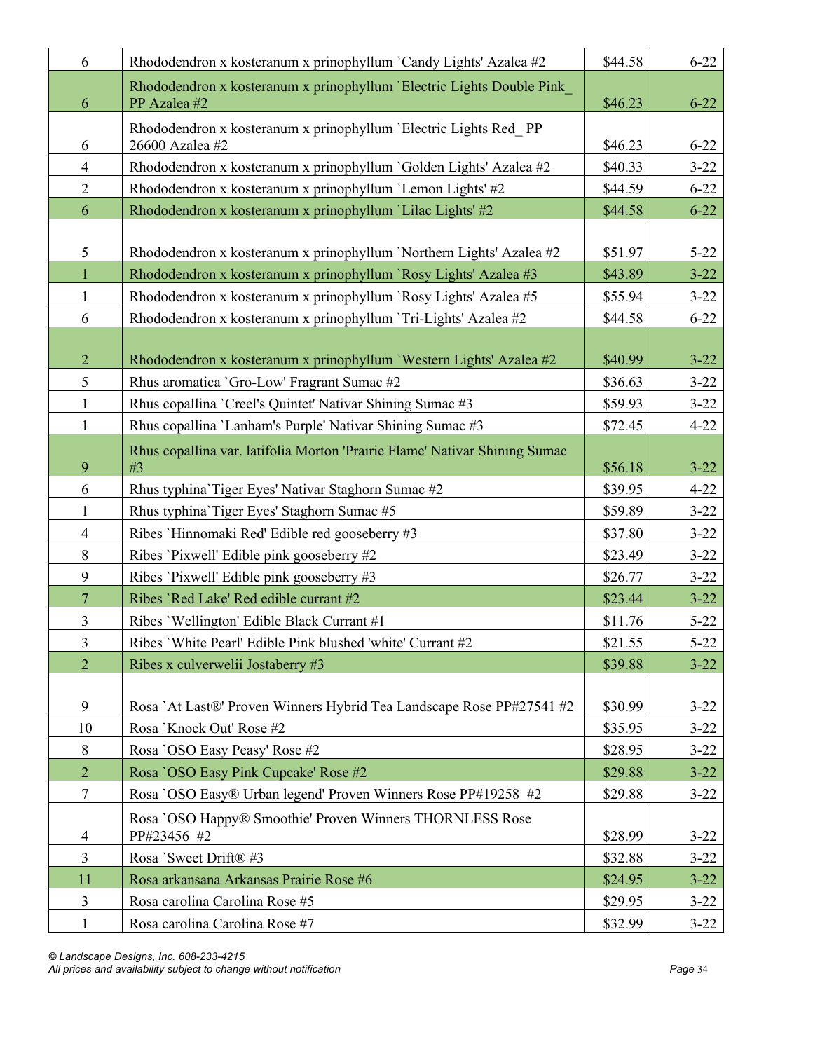| | | | |
|---|---|---|---|
| 6 | Rhododendron x kosteranum x prinophyllum `Candy Lights' Azalea #2 | $44.58 | 6-22 |
| 6 | Rhododendron x kosteranum x prinophyllum `Electric Lights Double Pink_ PP Azalea #2 | $46.23 | 6-22 |
| 6 | Rhododendron x kosteranum x prinophyllum `Electric Lights Red_ PP 26600 Azalea #2 | $46.23 | 6-22 |
| 4 | Rhododendron x kosteranum x prinophyllum `Golden Lights' Azalea #2 | $40.33 | 3-22 |
| 2 | Rhododendron x kosteranum x prinophyllum `Lemon Lights' #2 | $44.59 | 6-22 |
| 6 | Rhododendron x kosteranum x prinophyllum `Lilac Lights' #2 | $44.58 | 6-22 |
| 5 | Rhododendron x kosteranum x prinophyllum `Northern Lights' Azalea #2 | $51.97 | 5-22 |
| 1 | Rhododendron x kosteranum x prinophyllum `Rosy Lights' Azalea #3 | $43.89 | 3-22 |
| 1 | Rhododendron x kosteranum x prinophyllum `Rosy Lights' Azalea #5 | $55.94 | 3-22 |
| 6 | Rhododendron x kosteranum x prinophyllum `Tri-Lights' Azalea #2 | $44.58 | 6-22 |
| 2 | Rhododendron x kosteranum x prinophyllum `Western Lights' Azalea #2 | $40.99 | 3-22 |
| 5 | Rhus aromatica `Gro-Low' Fragrant Sumac #2 | $36.63 | 3-22 |
| 1 | Rhus copallina `Creel's Quintet' Nativar Shining Sumac #3 | $59.93 | 3-22 |
| 1 | Rhus copallina `Lanham's Purple' Nativar Shining Sumac #3 | $72.45 | 4-22 |
| 9 | Rhus copallina var. latifolia Morton 'Prairie Flame' Nativar Shining Sumac #3 | $56.18 | 3-22 |
| 6 | Rhus typhina`Tiger Eyes' Nativar Staghorn Sumac #2 | $39.95 | 4-22 |
| 1 | Rhus typhina`Tiger Eyes' Staghorn Sumac #5 | $59.89 | 3-22 |
| 4 | Ribes `Hinnomaki Red' Edible red gooseberry #3 | $37.80 | 3-22 |
| 8 | Ribes `Pixwell' Edible pink gooseberry #2 | $23.49 | 3-22 |
| 9 | Ribes `Pixwell' Edible pink gooseberry #3 | $26.77 | 3-22 |
| 7 | Ribes `Red Lake' Red edible currant #2 | $23.44 | 3-22 |
| 3 | Ribes `Wellington' Edible Black Currant #1 | $11.76 | 5-22 |
| 3 | Ribes `White Pearl' Edible Pink blushed 'white' Currant #2 | $21.55 | 5-22 |
| 2 | Ribes x culverwelii Jostaberry #3 | $39.88 | 3-22 |
| 9 | Rosa `At Last®' Proven Winners Hybrid Tea Landscape Rose PP#27541 #2 | $30.99 | 3-22 |
| 10 | Rosa `Knock Out' Rose #2 | $35.95 | 3-22 |
| 8 | Rosa `OSO Easy Peasy' Rose #2 | $28.95 | 3-22 |
| 2 | Rosa `OSO Easy Pink Cupcake' Rose #2 | $29.88 | 3-22 |
| 7 | Rosa `OSO Easy® Urban legend' Proven Winners Rose PP#19258 #2 | $29.88 | 3-22 |
| 4 | Rosa `OSO Happy® Smoothie' Proven Winners THORNLESS Rose PP#23456 #2 | $28.99 | 3-22 |
| 3 | Rosa `Sweet Drift® #3 | $32.88 | 3-22 |
| 11 | Rosa arkansana Arkansas Prairie Rose #6 | $24.95 | 3-22 |
| 3 | Rosa carolina Carolina Rose #5 | $29.95 | 3-22 |
| 1 | Rosa carolina Carolina Rose #7 | $32.99 | 3-22 |

*© Landscape Designs, Inc. 608-233-4215*
*All prices and availability subject to change without notification*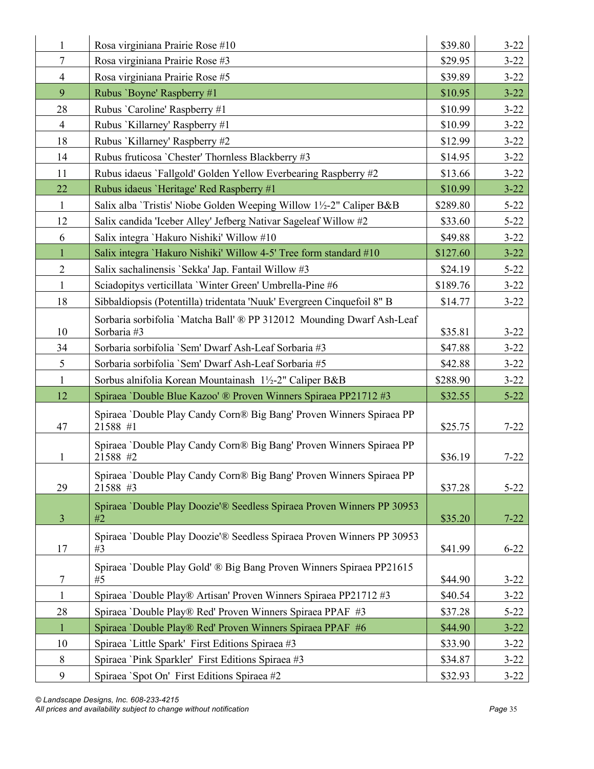| | | | |
|---|---|---|---|
| 1 | Rosa virginiana Prairie Rose #10 | $39.80 | 3-22 |
| 7 | Rosa virginiana Prairie Rose #3 | $29.95 | 3-22 |
| 4 | Rosa virginiana Prairie Rose #5 | $39.89 | 3-22 |
| 9 | Rubus `Boyne' Raspberry #1 | $10.95 | 3-22 |
| 28 | Rubus `Caroline' Raspberry #1 | $10.99 | 3-22 |
| 4 | Rubus `Killarney' Raspberry #1 | $10.99 | 3-22 |
| 18 | Rubus `Killarney' Raspberry #2 | $12.99 | 3-22 |
| 14 | Rubus fruticosa `Chester' Thornless Blackberry #3 | $14.95 | 3-22 |
| 11 | Rubus idaeus `Fallgold' Golden Yellow Everbearing Raspberry #2 | $13.66 | 3-22 |
| 22 | Rubus idaeus `Heritage' Red Raspberry #1 | $10.99 | 3-22 |
| 1 | Salix alba `Tristis' Niobe Golden Weeping Willow 1½-2" Caliper B&B | $289.80 | 5-22 |
| 12 | Salix candida 'Iceber Alley' Jefberg Nativar Sageleaf Willow #2 | $33.60 | 5-22 |
| 6 | Salix integra `Hakuro Nishiki' Willow #10 | $49.88 | 3-22 |
| 1 | Salix integra `Hakuro Nishiki' Willow 4-5' Tree form standard #10 | $127.60 | 3-22 |
| 2 | Salix sachalinensis `Sekka' Jap. Fantail Willow #3 | $24.19 | 5-22 |
| 1 | Sciadopitys verticillata `Winter Green' Umbrella-Pine #6 | $189.76 | 3-22 |
| 18 | Sibbaldiopsis (Potentilla) tridentata 'Nuuk' Evergreen Cinquefoil 8" B | $14.77 | 3-22 |
| 10 | Sorbaria sorbifolia `Matcha Ball' ® PP 312012 Mounding Dwarf Ash-Leaf Sorbaria #3 | $35.81 | 3-22 |
| 34 | Sorbaria sorbifolia `Sem' Dwarf Ash-Leaf Sorbaria #3 | $47.88 | 3-22 |
| 5 | Sorbaria sorbifolia `Sem' Dwarf Ash-Leaf Sorbaria #5 | $42.88 | 3-22 |
| 1 | Sorbus alnifolia Korean Mountainash 1½-2" Caliper B&B | $288.90 | 3-22 |
| 12 | Spiraea `Double Blue Kazoo' ® Proven Winners Spiraea PP21712 #3 | $32.55 | 5-22 |
| 47 | Spiraea `Double Play Candy Corn® Big Bang' Proven Winners Spiraea PP 21588 #1 | $25.75 | 7-22 |
| 1 | Spiraea `Double Play Candy Corn® Big Bang' Proven Winners Spiraea PP 21588 #2 | $36.19 | 7-22 |
| 29 | Spiraea `Double Play Candy Corn® Big Bang' Proven Winners Spiraea PP 21588 #3 | $37.28 | 5-22 |
| 3 | Spiraea `Double Play Doozie'® Seedless Spiraea Proven Winners PP 30953 #2 | $35.20 | 7-22 |
| 17 | Spiraea `Double Play Doozie'® Seedless Spiraea Proven Winners PP 30953 #3 | $41.99 | 6-22 |
| 7 | Spiraea `Double Play Gold' ® Big Bang Proven Winners Spiraea PP21615 #5 | $44.90 | 3-22 |
| 1 | Spiraea `Double Play® Artisan' Proven Winners Spiraea PP21712 #3 | $40.54 | 3-22 |
| 28 | Spiraea `Double Play® Red' Proven Winners Spiraea PPAF #3 | $37.28 | 5-22 |
| 1 | Spiraea `Double Play® Red' Proven Winners Spiraea PPAF #6 | $44.90 | 3-22 |
| 10 | Spiraea `Little Spark' First Editions Spiraea #3 | $33.90 | 3-22 |
| 8 | Spiraea `Pink Sparkler' First Editions Spiraea #3 | $34.87 | 3-22 |
| 9 | Spiraea `Spot On' First Editions Spiraea #2 | $32.93 | 3-22 |

*© Landscape Designs, Inc. 608-233-4215*
*All prices and availability subject to change without notification*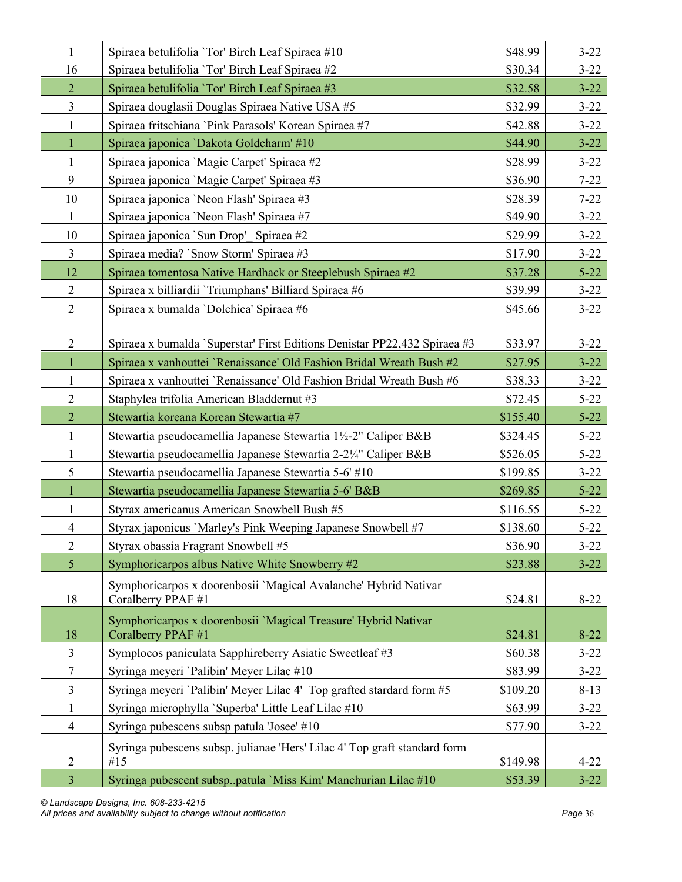| | | | |
|---|---|---|---|
| 1 | Spiraea betulifolia `Tor' Birch Leaf Spiraea #10 | $48.99 | 3-22 |
| 16 | Spiraea betulifolia `Tor' Birch Leaf Spiraea #2 | $30.34 | 3-22 |
| 2 | Spiraea betulifolia `Tor' Birch Leaf Spiraea #3 | $32.58 | 3-22 |
| 3 | Spiraea douglasii Douglas Spiraea Native USA #5 | $32.99 | 3-22 |
| 1 | Spiraea fritschiana `Pink Parasols' Korean Spiraea #7 | $42.88 | 3-22 |
| 1 | Spiraea japonica `Dakota Goldcharm' #10 | $44.90 | 3-22 |
| 1 | Spiraea japonica `Magic Carpet' Spiraea #2 | $28.99 | 3-22 |
| 9 | Spiraea japonica `Magic Carpet' Spiraea #3 | $36.90 | 7-22 |
| 10 | Spiraea japonica `Neon Flash' Spiraea #3 | $28.39 | 7-22 |
| 1 | Spiraea japonica `Neon Flash' Spiraea #7 | $49.90 | 3-22 |
| 10 | Spiraea japonica `Sun Drop'_ Spiraea #2 | $29.99 | 3-22 |
| 3 | Spiraea media? `Snow Storm' Spiraea #3 | $17.90 | 3-22 |
| 12 | Spiraea tomentosa Native Hardhack or Steeplebush Spiraea #2 | $37.28 | 5-22 |
| 2 | Spiraea x billiardii `Triumphans' Billiard Spiraea #6 | $39.99 | 3-22 |
| 2 | Spiraea x bumalda `Dolchica' Spiraea #6 | $45.66 | 3-22 |
| 2 | Spiraea x bumalda `Superstar' First Editions Denistar PP22,432 Spiraea #3 | $33.97 | 3-22 |
| 1 | Spiraea x vanhouttei `Renaissance' Old Fashion Bridal Wreath Bush #2 | $27.95 | 3-22 |
| 1 | Spiraea x vanhouttei `Renaissance' Old Fashion Bridal Wreath Bush #6 | $38.33 | 3-22 |
| 2 | Staphylea trifolia American Bladdernut #3 | $72.45 | 5-22 |
| 2 | Stewartia koreana Korean Stewartia #7 | $155.40 | 5-22 |
| 1 | Stewartia pseudocamellia Japanese Stewartia 1½-2" Caliper B&B | $324.45 | 5-22 |
| 1 | Stewartia pseudocamellia Japanese Stewartia 2-2¼" Caliper B&B | $526.05 | 5-22 |
| 5 | Stewartia pseudocamellia Japanese Stewartia 5-6' #10 | $199.85 | 3-22 |
| 1 | Stewartia pseudocamellia Japanese Stewartia 5-6' B&B | $269.85 | 5-22 |
| 1 | Styrax americanus American Snowbell Bush #5 | $116.55 | 5-22 |
| 4 | Styrax japonicus `Marley's Pink Weeping Japanese Snowbell #7 | $138.60 | 5-22 |
| 2 | Styrax obassia Fragrant Snowbell #5 | $36.90 | 3-22 |
| 5 | Symphoricarpos albus Native White Snowberry #2 | $23.88 | 3-22 |
| 18 | Symphoricarpos x doorenbosii `Magical Avalanche' Hybrid Nativar Coralberry PPAF #1 | $24.81 | 8-22 |
| 18 | Symphoricarpos x doorenbosii `Magical Treasure' Hybrid Nativar Coralberry PPAF #1 | $24.81 | 8-22 |
| 3 | Symplocos paniculata Sapphireberry Asiatic Sweetleaf #3 | $60.38 | 3-22 |
| 7 | Syringa meyeri `Palibin' Meyer Lilac #10 | $83.99 | 3-22 |
| 3 | Syringa meyeri `Palibin' Meyer Lilac 4' Top grafted stardard form #5 | $109.20 | 8-13 |
| 1 | Syringa microphylla `Superba' Little Leaf Lilac #10 | $63.99 | 3-22 |
| 4 | Syringa pubescens subsp patula 'Josee' #10 | $77.90 | 3-22 |
| 2 | Syringa pubescens subsp. julianae 'Hers' Lilac 4' Top graft standard form #15 | $149.98 | 4-22 |
| 3 | Syringa pubescent subsp..patula `Miss Kim' Manchurian Lilac #10 | $53.39 | 3-22 |

*© Landscape Designs, Inc. 608-233-4215*
*All prices and availability subject to change without notification*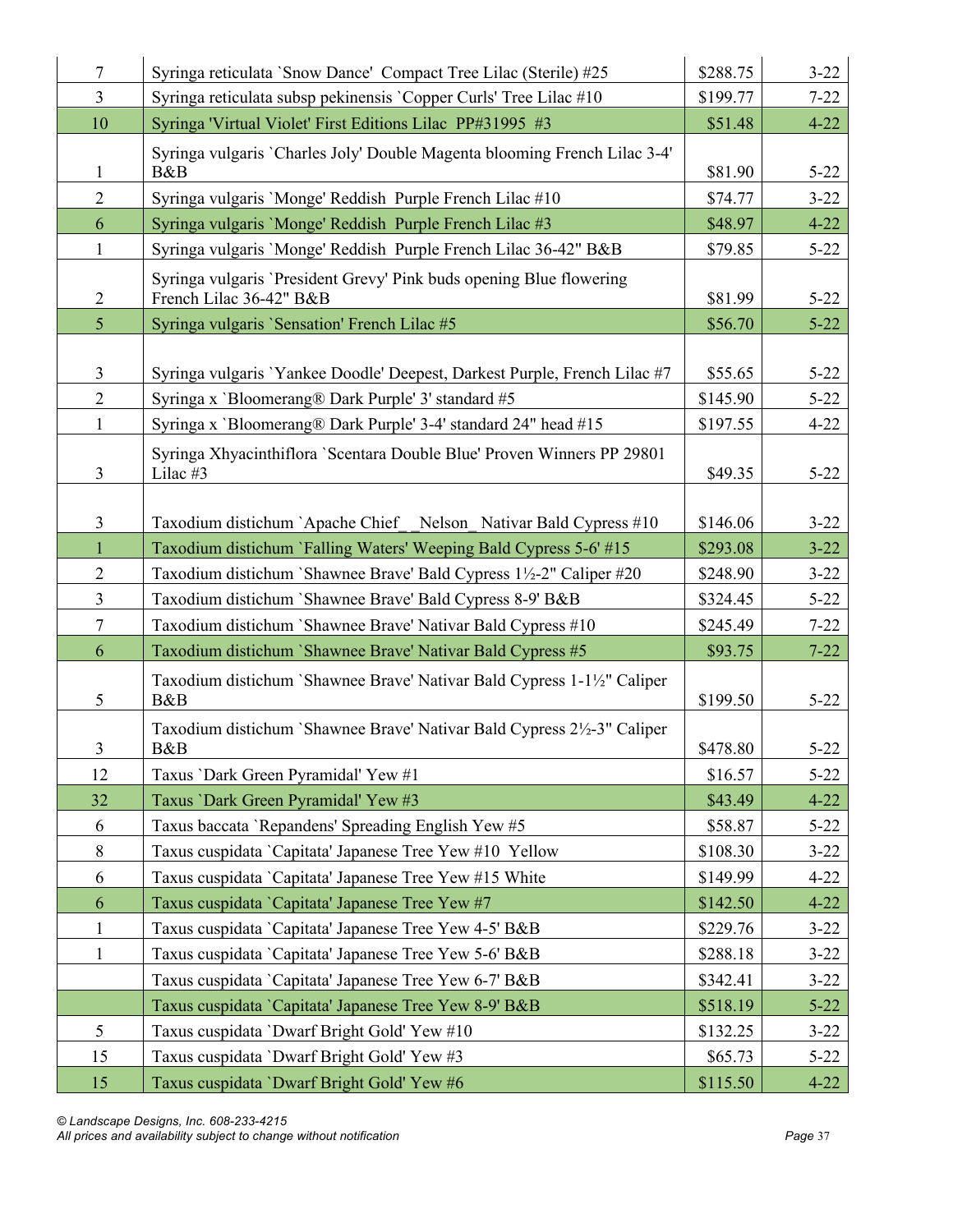| | | | |
|---|---|---|---|
| 7 | Syringa reticulata `Snow Dance'  Compact Tree Lilac (Sterile) #25 | $288.75 | 3-22 |
| 3 | Syringa reticulata subsp pekinensis `Copper Curls' Tree Lilac #10 | $199.77 | 7-22 |
| 10 | Syringa 'Virtual Violet' First Editions Lilac  PP#31995  #3 | $51.48 | 4-22 |
| 1 | Syringa vulgaris `Charles Joly' Double Magenta blooming French Lilac 3-4' B&B | $81.90 | 5-22 |
| 2 | Syringa vulgaris `Monge' Reddish  Purple French Lilac #10 | $74.77 | 3-22 |
| 6 | Syringa vulgaris `Monge' Reddish  Purple French Lilac #3 | $48.97 | 4-22 |
| 1 | Syringa vulgaris `Monge' Reddish  Purple French Lilac 36-42" B&B | $79.85 | 5-22 |
| 2 | Syringa vulgaris `President Grevy' Pink buds opening Blue flowering French Lilac 36-42" B&B | $81.99 | 5-22 |
| 5 | Syringa vulgaris `Sensation' French Lilac #5 | $56.70 | 5-22 |
| 3 | Syringa vulgaris `Yankee Doodle' Deepest, Darkest Purple, French Lilac #7 | $55.65 | 5-22 |
| 2 | Syringa x `Bloomerang® Dark Purple' 3' standard #5 | $145.90 | 5-22 |
| 1 | Syringa x `Bloomerang® Dark Purple' 3-4' standard 24" head #15 | $197.55 | 4-22 |
| 3 | Syringa Xhyacinthiflora `Scentara Double Blue' Proven Winners PP 29801 Lilac #3 | $49.35 | 5-22 |
| 3 | Taxodium distichum `Apache Chief_ _Nelson_ Nativar Bald Cypress #10 | $146.06 | 3-22 |
| 1 | Taxodium distichum `Falling Waters' Weeping Bald Cypress 5-6' #15 | $293.08 | 3-22 |
| 2 | Taxodium distichum `Shawnee Brave' Bald Cypress 1½-2" Caliper #20 | $248.90 | 3-22 |
| 3 | Taxodium distichum `Shawnee Brave' Bald Cypress 8-9' B&B | $324.45 | 5-22 |
| 7 | Taxodium distichum `Shawnee Brave' Nativar Bald Cypress #10 | $245.49 | 7-22 |
| 6 | Taxodium distichum `Shawnee Brave' Nativar Bald Cypress #5 | $93.75 | 7-22 |
| 5 | Taxodium distichum `Shawnee Brave' Nativar Bald Cypress 1-1½" Caliper B&B | $199.50 | 5-22 |
| 3 | Taxodium distichum `Shawnee Brave' Nativar Bald Cypress 2½-3" Caliper B&B | $478.80 | 5-22 |
| 12 | Taxus `Dark Green Pyramidal' Yew #1 | $16.57 | 5-22 |
| 32 | Taxus `Dark Green Pyramidal' Yew #3 | $43.49 | 4-22 |
| 6 | Taxus baccata `Repandens' Spreading English Yew #5 | $58.87 | 5-22 |
| 8 | Taxus cuspidata `Capitata' Japanese Tree Yew #10  Yellow | $108.30 | 3-22 |
| 6 | Taxus cuspidata `Capitata' Japanese Tree Yew #15 White | $149.99 | 4-22 |
| 6 | Taxus cuspidata `Capitata' Japanese Tree Yew #7 | $142.50 | 4-22 |
| 1 | Taxus cuspidata `Capitata' Japanese Tree Yew 4-5' B&B | $229.76 | 3-22 |
| 1 | Taxus cuspidata `Capitata' Japanese Tree Yew 5-6' B&B | $288.18 | 3-22 |
| | Taxus cuspidata `Capitata' Japanese Tree Yew 6-7' B&B | $342.41 | 3-22 |
| | Taxus cuspidata `Capitata' Japanese Tree Yew 8-9' B&B | $518.19 | 5-22 |
| 5 | Taxus cuspidata `Dwarf Bright Gold' Yew #10 | $132.25 | 3-22 |
| 15 | Taxus cuspidata `Dwarf Bright Gold' Yew #3 | $65.73 | 5-22 |
| 15 | Taxus cuspidata `Dwarf Bright Gold' Yew #6 | $115.50 | 4-22 |

*© Landscape Designs, Inc. 608-233-4215*
*All prices and availability subject to change without notification*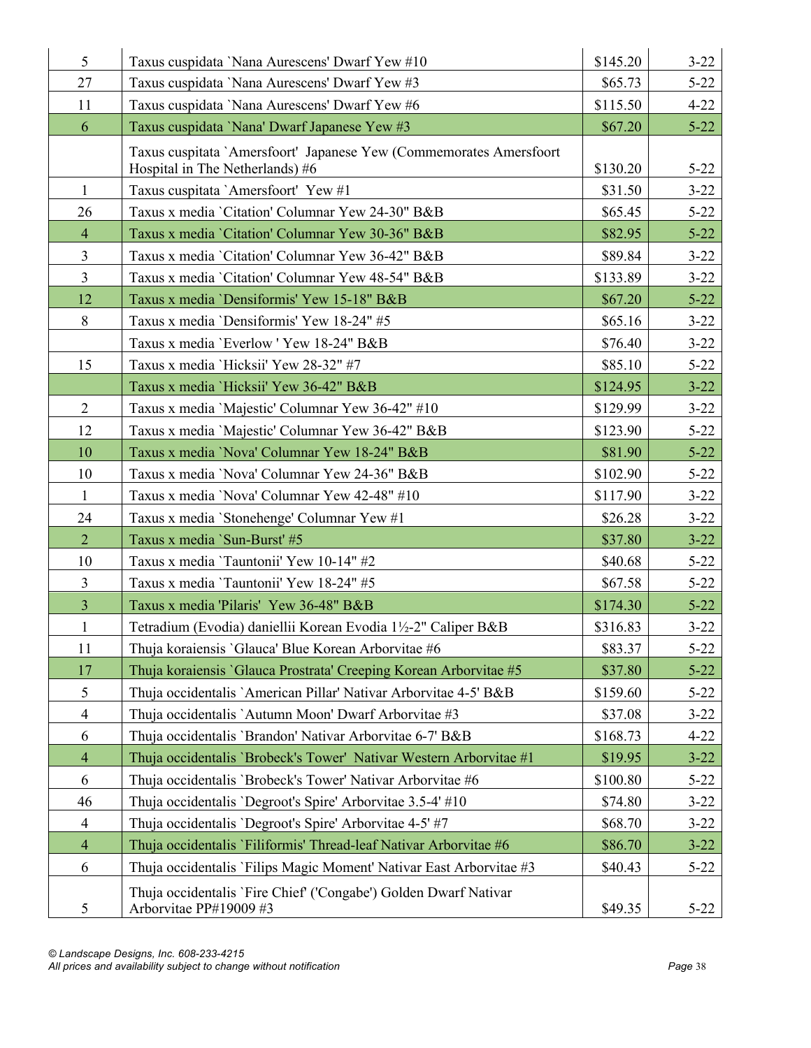| | | | |
|---|---|---|---|
| 5 | Taxus cuspidata `Nana Aurescens' Dwarf Yew #10 | $145.20 | 3-22 |
| 27 | Taxus cuspidata `Nana Aurescens' Dwarf Yew #3 | $65.73 | 5-22 |
| 11 | Taxus cuspidata `Nana Aurescens' Dwarf Yew #6 | $115.50 | 4-22 |
| 6 | Taxus cuspidata `Nana' Dwarf Japanese Yew #3 | $67.20 | 5-22 |
| | Taxus cuspitata `Amersfoort' Japanese Yew (Commemorates Amersfoort Hospital in The Netherlands) #6 | $130.20 | 5-22 |
| 1 | Taxus cuspitata `Amersfoort' Yew #1 | $31.50 | 3-22 |
| 26 | Taxus x media `Citation' Columnar Yew 24-30" B&B | $65.45 | 5-22 |
| 4 | Taxus x media `Citation' Columnar Yew 30-36" B&B | $82.95 | 5-22 |
| 3 | Taxus x media `Citation' Columnar Yew 36-42" B&B | $89.84 | 3-22 |
| 3 | Taxus x media `Citation' Columnar Yew 48-54" B&B | $133.89 | 3-22 |
| 12 | Taxus x media `Densiformis' Yew 15-18" B&B | $67.20 | 5-22 |
| 8 | Taxus x media `Densiformis' Yew 18-24" #5 | $65.16 | 3-22 |
| | Taxus x media `Everlow ' Yew 18-24" B&B | $76.40 | 3-22 |
| 15 | Taxus x media `Hicksii' Yew 28-32" #7 | $85.10 | 5-22 |
| | Taxus x media `Hicksii' Yew 36-42" B&B | $124.95 | 3-22 |
| 2 | Taxus x media `Majestic' Columnar Yew 36-42" #10 | $129.99 | 3-22 |
| 12 | Taxus x media `Majestic' Columnar Yew 36-42" B&B | $123.90 | 5-22 |
| 10 | Taxus x media `Nova' Columnar Yew 18-24" B&B | $81.90 | 5-22 |
| 10 | Taxus x media `Nova' Columnar Yew 24-36" B&B | $102.90 | 5-22 |
| 1 | Taxus x media `Nova' Columnar Yew 42-48" #10 | $117.90 | 3-22 |
| 24 | Taxus x media `Stonehenge' Columnar Yew #1 | $26.28 | 3-22 |
| 2 | Taxus x media `Sun-Burst' #5 | $37.80 | 3-22 |
| 10 | Taxus x media `Tauntonii' Yew 10-14" #2 | $40.68 | 5-22 |
| 3 | Taxus x media `Tauntonii' Yew 18-24" #5 | $67.58 | 5-22 |
| 3 | Taxus x media 'Pilaris' Yew 36-48" B&B | $174.30 | 5-22 |
| 1 | Tetradium (Evodia) daniellii Korean Evodia 1½-2" Caliper B&B | $316.83 | 3-22 |
| 11 | Thuja koraiensis `Glauca' Blue Korean Arborvitae #6 | $83.37 | 5-22 |
| 17 | Thuja koraiensis `Glauca Prostrata' Creeping Korean Arborvitae #5 | $37.80 | 5-22 |
| 5 | Thuja occidentalis `American Pillar' Nativar Arborvitae 4-5' B&B | $159.60 | 5-22 |
| 4 | Thuja occidentalis `Autumn Moon' Dwarf Arborvitae #3 | $37.08 | 3-22 |
| 6 | Thuja occidentalis `Brandon' Nativar Arborvitae 6-7' B&B | $168.73 | 4-22 |
| 4 | Thuja occidentalis `Brobeck's Tower' Nativar Western Arborvitae #1 | $19.95 | 3-22 |
| 6 | Thuja occidentalis `Brobeck's Tower' Nativar Arborvitae #6 | $100.80 | 5-22 |
| 46 | Thuja occidentalis `Degroot's Spire' Arborvitae 3.5-4' #10 | $74.80 | 3-22 |
| 4 | Thuja occidentalis `Degroot's Spire' Arborvitae 4-5' #7 | $68.70 | 3-22 |
| 4 | Thuja occidentalis `Filiformis' Thread-leaf Nativar Arborvitae #6 | $86.70 | 3-22 |
| 6 | Thuja occidentalis `Filips Magic Moment' Nativar East Arborvitae #3 | $40.43 | 5-22 |
| 5 | Thuja occidentalis `Fire Chief' ('Congabe') Golden Dwarf Nativar Arborvitae PP#19009 #3 | $49.35 | 5-22 |

*© Landscape Designs, Inc. 608-233-4215*
*All prices and availability subject to change without notification*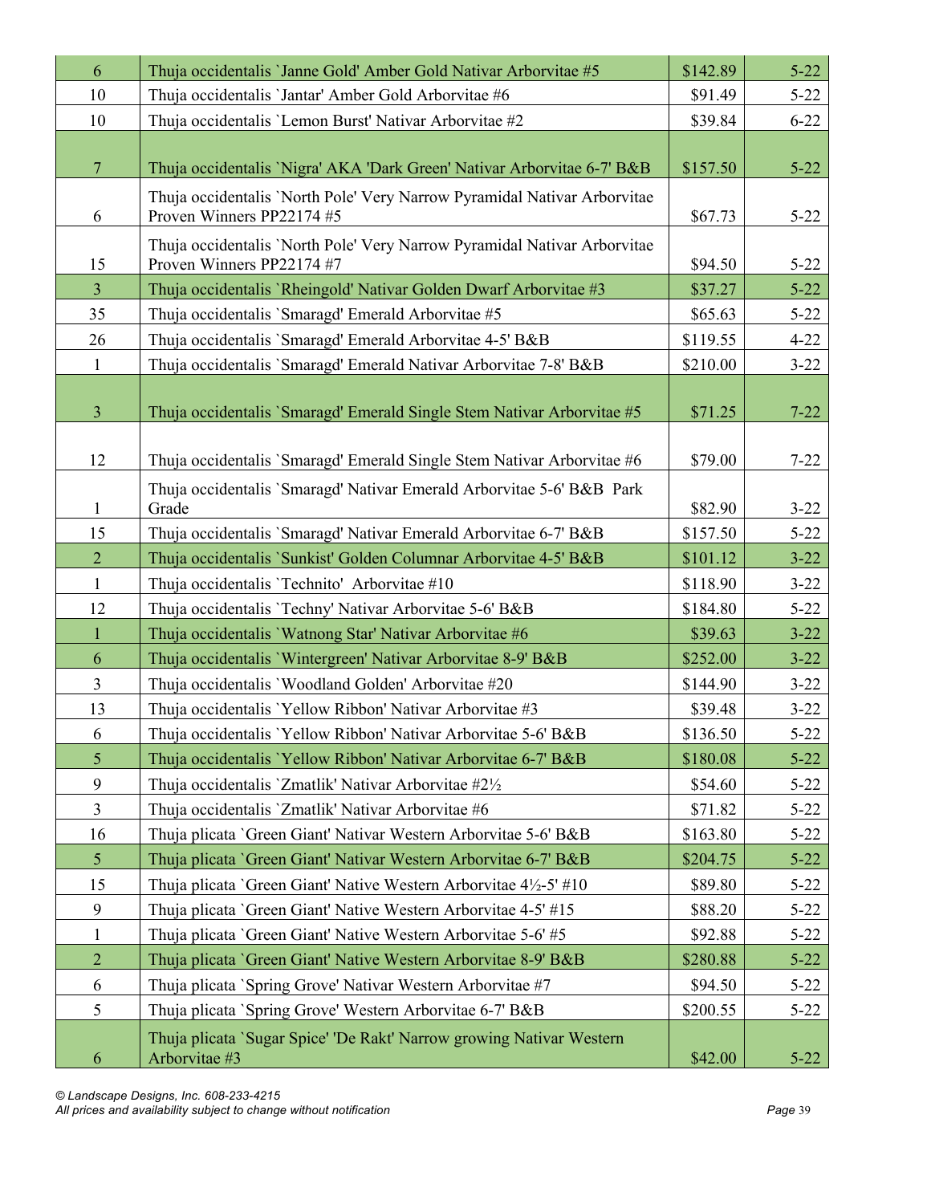| | | | |
|---|---|---|---|
| 6 | Thuja occidentalis `Janne Gold' Amber Gold Nativar Arborvitae #5 | $142.89 | 5-22 |
| 10 | Thuja occidentalis `Jantar' Amber Gold Arborvitae #6 | $91.49 | 5-22 |
| 10 | Thuja occidentalis `Lemon Burst' Nativar Arborvitae #2 | $39.84 | 6-22 |
| 7 | Thuja occidentalis `Nigra' AKA 'Dark Green' Nativar Arborvitae 6-7' B&B | $157.50 | 5-22 |
| 6 | Thuja occidentalis `North Pole' Very Narrow Pyramidal Nativar Arborvitae Proven Winners PP22174 #5 | $67.73 | 5-22 |
| 15 | Thuja occidentalis `North Pole' Very Narrow Pyramidal Nativar Arborvitae Proven Winners PP22174 #7 | $94.50 | 5-22 |
| 3 | Thuja occidentalis `Rheingold' Nativar Golden Dwarf Arborvitae #3 | $37.27 | 5-22 |
| 35 | Thuja occidentalis `Smaragd' Emerald Arborvitae #5 | $65.63 | 5-22 |
| 26 | Thuja occidentalis `Smaragd' Emerald Arborvitae 4-5' B&B | $119.55 | 4-22 |
| 1 | Thuja occidentalis `Smaragd' Emerald Nativar Arborvitae 7-8' B&B | $210.00 | 3-22 |
| 3 | Thuja occidentalis `Smaragd' Emerald Single Stem Nativar Arborvitae #5 | $71.25 | 7-22 |
| 12 | Thuja occidentalis `Smaragd' Emerald Single Stem Nativar Arborvitae #6 | $79.00 | 7-22 |
| 1 | Thuja occidentalis `Smaragd' Nativar Emerald Arborvitae 5-6' B&B Park Grade | $82.90 | 3-22 |
| 15 | Thuja occidentalis `Smaragd' Nativar Emerald Arborvitae 6-7' B&B | $157.50 | 5-22 |
| 2 | Thuja occidentalis `Sunkist' Golden Columnar Arborvitae 4-5' B&B | $101.12 | 3-22 |
| 1 | Thuja occidentalis `Technito' Arborvitae #10 | $118.90 | 3-22 |
| 12 | Thuja occidentalis `Techny' Nativar Arborvitae 5-6' B&B | $184.80 | 5-22 |
| 1 | Thuja occidentalis `Watnong Star' Nativar Arborvitae #6 | $39.63 | 3-22 |
| 6 | Thuja occidentalis `Wintergreen' Nativar Arborvitae 8-9' B&B | $252.00 | 3-22 |
| 3 | Thuja occidentalis `Woodland Golden' Arborvitae #20 | $144.90 | 3-22 |
| 13 | Thuja occidentalis `Yellow Ribbon' Nativar Arborvitae #3 | $39.48 | 3-22 |
| 6 | Thuja occidentalis `Yellow Ribbon' Nativar Arborvitae 5-6' B&B | $136.50 | 5-22 |
| 5 | Thuja occidentalis `Yellow Ribbon' Nativar Arborvitae 6-7' B&B | $180.08 | 5-22 |
| 9 | Thuja occidentalis `Zmatlik' Nativar Arborvitae #2½ | $54.60 | 5-22 |
| 3 | Thuja occidentalis `Zmatlik' Nativar Arborvitae #6 | $71.82 | 5-22 |
| 16 | Thuja plicata `Green Giant' Nativar Western Arborvitae 5-6' B&B | $163.80 | 5-22 |
| 5 | Thuja plicata `Green Giant' Nativar Western Arborvitae 6-7' B&B | $204.75 | 5-22 |
| 15 | Thuja plicata `Green Giant' Native Western Arborvitae 4½-5' #10 | $89.80 | 5-22 |
| 9 | Thuja plicata `Green Giant' Native Western Arborvitae 4-5' #15 | $88.20 | 5-22 |
| 1 | Thuja plicata `Green Giant' Native Western Arborvitae 5-6' #5 | $92.88 | 5-22 |
| 2 | Thuja plicata `Green Giant' Native Western Arborvitae 8-9' B&B | $280.88 | 5-22 |
| 6 | Thuja plicata `Spring Grove' Nativar Western Arborvitae #7 | $94.50 | 5-22 |
| 5 | Thuja plicata `Spring Grove' Western Arborvitae 6-7' B&B | $200.55 | 5-22 |
| 6 | Thuja plicata `Sugar Spice' 'De Rakt' Narrow growing Nativar Western Arborvitae #3 | $42.00 | 5-22 |

*© Landscape Designs, Inc. 608-233-4215*
*All prices and availability subject to change without notification*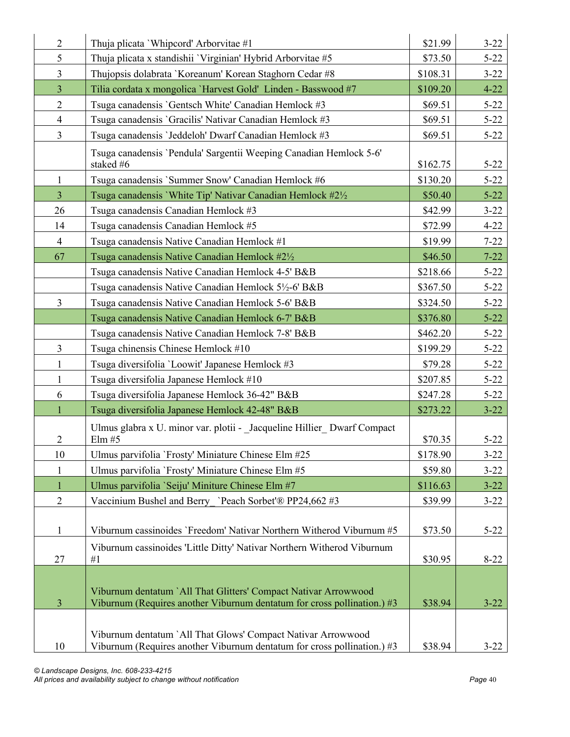| | | | |
|---|---|---|---|
| 2 | Thuja plicata `Whipcord' Arborvitae #1 | $21.99 | 3-22 |
| 5 | Thuja plicata x standishii `Virginian' Hybrid Arborvitae #5 | $73.50 | 5-22 |
| 3 | Thujopsis dolabrata `Koreanum' Korean Staghorn Cedar #8 | $108.31 | 3-22 |
| 3 | Tilia cordata x mongolica `Harvest Gold'  Linden - Basswood #7 | $109.20 | 4-22 |
| 2 | Tsuga canadensis `Gentsch White' Canadian Hemlock #3 | $69.51 | 5-22 |
| 4 | Tsuga canadensis `Gracilis' Nativar Canadian Hemlock #3 | $69.51 | 5-22 |
| 3 | Tsuga canadensis `Jeddeloh' Dwarf Canadian Hemlock #3 | $69.51 | 5-22 |
| | Tsuga canadensis `Pendula' Sargentii Weeping Canadian Hemlock 5-6' staked #6 | $162.75 | 5-22 |
| 1 | Tsuga canadensis `Summer Snow' Canadian Hemlock #6 | $130.20 | 5-22 |
| 3 | Tsuga canadensis `White Tip' Nativar Canadian Hemlock #2½ | $50.40 | 5-22 |
| 26 | Tsuga canadensis Canadian Hemlock #3 | $42.99 | 3-22 |
| 14 | Tsuga canadensis Canadian Hemlock #5 | $72.99 | 4-22 |
| 4 | Tsuga canadensis Native Canadian Hemlock #1 | $19.99 | 7-22 |
| 67 | Tsuga canadensis Native Canadian Hemlock #2½ | $46.50 | 7-22 |
| | Tsuga canadensis Native Canadian Hemlock 4-5' B&B | $218.66 | 5-22 |
| | Tsuga canadensis Native Canadian Hemlock 5½-6' B&B | $367.50 | 5-22 |
| 3 | Tsuga canadensis Native Canadian Hemlock 5-6' B&B | $324.50 | 5-22 |
| | Tsuga canadensis Native Canadian Hemlock 6-7' B&B | $376.80 | 5-22 |
| | Tsuga canadensis Native Canadian Hemlock 7-8' B&B | $462.20 | 5-22 |
| 3 | Tsuga chinensis Chinese Hemlock #10 | $199.29 | 5-22 |
| 1 | Tsuga diversifolia `Loowit' Japanese Hemlock #3 | $79.28 | 5-22 |
| 1 | Tsuga diversifolia Japanese Hemlock #10 | $207.85 | 5-22 |
| 6 | Tsuga diversifolia Japanese Hemlock 36-42" B&B | $247.28 | 5-22 |
| 1 | Tsuga diversifolia Japanese Hemlock 42-48" B&B | $273.22 | 3-22 |
| 2 | Ulmus glabra x U. minor var. plotii - _Jacqueline Hillier_ Dwarf Compact Elm #5 | $70.35 | 5-22 |
| 10 | Ulmus parvifolia `Frosty' Miniature Chinese Elm #25 | $178.90 | 3-22 |
| 1 | Ulmus parvifolia `Frosty' Miniature Chinese Elm #5 | $59.80 | 3-22 |
| 1 | Ulmus parvifolia `Seiju' Miniture Chinese Elm #7 | $116.63 | 3-22 |
| 2 | Vaccinium Bushel and Berry_ `Peach Sorbet'® PP24,662 #3 | $39.99 | 3-22 |
| 1 | Viburnum cassinoides `Freedom' Nativar Northern Witherod Viburnum #5 | $73.50 | 5-22 |
| 27 | Viburnum cassinoides 'Little Ditty' Nativar Northern Witherod Viburnum #1 | $30.95 | 8-22 |
| 3 | Viburnum dentatum `All That Glitters' Compact Nativar Arrowwood Viburnum (Requires another Viburnum dentatum for cross pollination.) #3 | $38.94 | 3-22 |
| 10 | Viburnum dentatum `All That Glows' Compact Nativar Arrowwood Viburnum (Requires another Viburnum dentatum for cross pollination.) #3 | $38.94 | 3-22 |

*© Landscape Designs, Inc. 608-233-4215*
*All prices and availability subject to change without notification*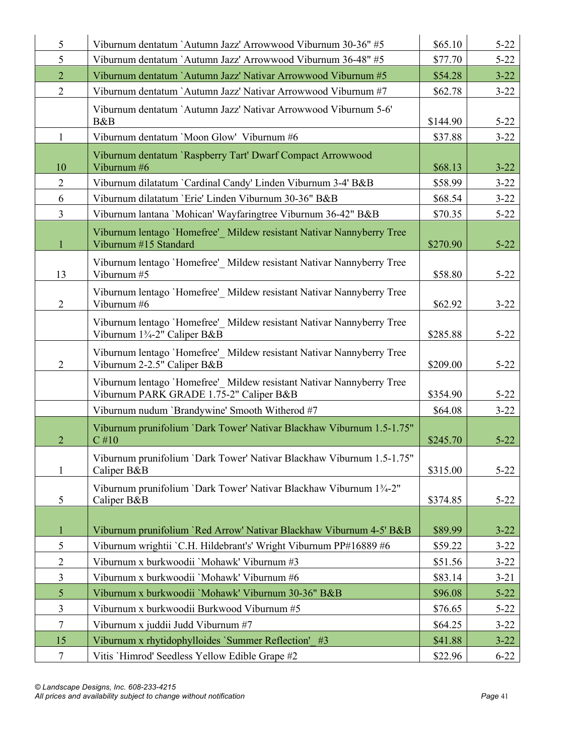| | | | |
|---|---|---|---|
| 5 | Viburnum dentatum `Autumn Jazz' Arrowwood Viburnum 30-36" #5 | $65.10 | 5-22 |
| 5 | Viburnum dentatum `Autumn Jazz' Arrowwood Viburnum 36-48" #5 | $77.70 | 5-22 |
| 2 | Viburnum dentatum `Autumn Jazz' Nativar Arrowwood Viburnum #5 | $54.28 | 3-22 |
| 2 | Viburnum dentatum `Autumn Jazz' Nativar Arrowwood Viburnum #7 | $62.78 | 3-22 |
| | Viburnum dentatum `Autumn Jazz' Nativar Arrowwood Viburnum 5-6' B&B | $144.90 | 5-22 |
| 1 | Viburnum dentatum `Moon Glow' Viburnum #6 | $37.88 | 3-22 |
| 10 | Viburnum dentatum `Raspberry Tart' Dwarf Compact Arrowwood Viburnum #6 | $68.13 | 3-22 |
| 2 | Viburnum dilatatum `Cardinal Candy' Linden Viburnum 3-4' B&B | $58.99 | 3-22 |
| 6 | Viburnum dilatatum `Erie' Linden Viburnum 30-36" B&B | $68.54 | 3-22 |
| 3 | Viburnum lantana `Mohican' Wayfaringtree Viburnum 36-42" B&B | $70.35 | 5-22 |
| 1 | Viburnum lentago `Homefree'_ Mildew resistant Nativar Nannyberry Tree Viburnum #15 Standard | $270.90 | 5-22 |
| 13 | Viburnum lentago `Homefree'_ Mildew resistant Nativar Nannyberry Tree Viburnum #5 | $58.80 | 5-22 |
| 2 | Viburnum lentago `Homefree'_ Mildew resistant Nativar Nannyberry Tree Viburnum #6 | $62.92 | 3-22 |
| | Viburnum lentago `Homefree'_ Mildew resistant Nativar Nannyberry Tree Viburnum 1¾-2" Caliper B&B | $285.88 | 5-22 |
| 2 | Viburnum lentago `Homefree'_ Mildew resistant Nativar Nannyberry Tree Viburnum 2-2.5" Caliper B&B | $209.00 | 5-22 |
| | Viburnum lentago `Homefree'_ Mildew resistant Nativar Nannyberry Tree Viburnum PARK GRADE 1.75-2" Caliper B&B | $354.90 | 5-22 |
| | Viburnum nudum `Brandywine' Smooth Witherod #7 | $64.08 | 3-22 |
| 2 | Viburnum prunifolium `Dark Tower' Nativar Blackhaw Viburnum 1.5-1.75" C #10 | $245.70 | 5-22 |
| 1 | Viburnum prunifolium `Dark Tower' Nativar Blackhaw Viburnum 1.5-1.75" Caliper B&B | $315.00 | 5-22 |
| 5 | Viburnum prunifolium `Dark Tower' Nativar Blackhaw Viburnum 1¾-2" Caliper B&B | $374.85 | 5-22 |
| 1 | Viburnum prunifolium `Red Arrow' Nativar Blackhaw Viburnum 4-5' B&B | $89.99 | 3-22 |
| 5 | Viburnum wrightii `C.H. Hildebrant's' Wright Viburnum PP#16889 #6 | $59.22 | 3-22 |
| 2 | Viburnum x burkwoodii `Mohawk' Viburnum #3 | $51.56 | 3-22 |
| 3 | Viburnum x burkwoodii `Mohawk' Viburnum #6 | $83.14 | 3-21 |
| 5 | Viburnum x burkwoodii `Mohawk' Viburnum 30-36" B&B | $96.08 | 5-22 |
| 3 | Viburnum x burkwoodii Burkwood Viburnum #5 | $76.65 | 5-22 |
| 7 | Viburnum x juddii Judd Viburnum #7 | $64.25 | 3-22 |
| 15 | Viburnum x rhytidophylloides `Summer Reflection'_ #3 | $41.88 | 3-22 |
| 7 | Vitis `Himrod' Seedless Yellow Edible Grape #2 | $22.96 | 6-22 |

*© Landscape Designs, Inc. 608-233-4215*
*All prices and availability subject to change without notification*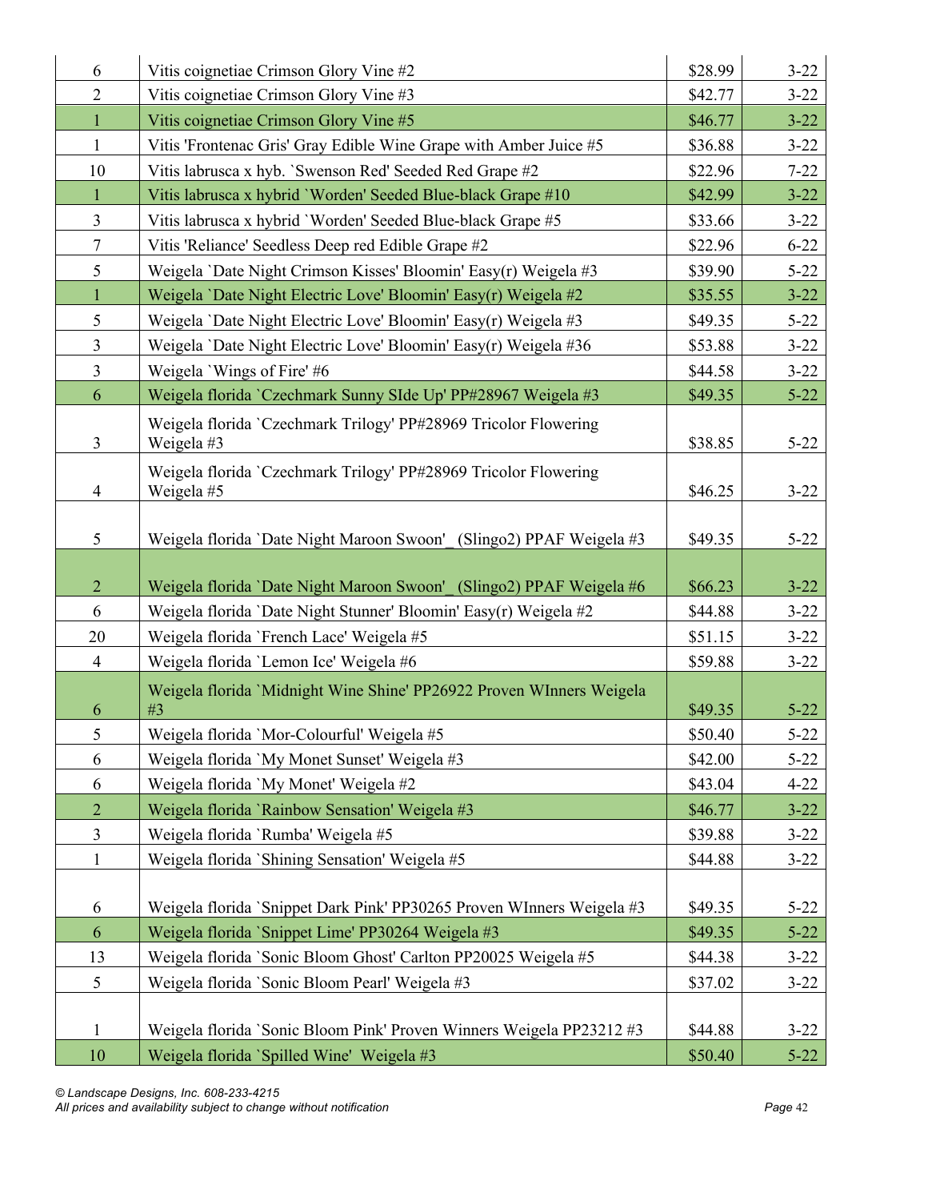| | | | |
|---|---|---|---|
| 6 | Vitis coignetiae Crimson Glory Vine #2 | $28.99 | 3-22 |
| 2 | Vitis coignetiae Crimson Glory Vine #3 | $42.77 | 3-22 |
| 1 | Vitis coignetiae Crimson Glory Vine #5 | $46.77 | 3-22 |
| 1 | Vitis 'Frontenac Gris' Gray Edible Wine Grape with Amber Juice #5 | $36.88 | 3-22 |
| 10 | Vitis labrusca x hyb. `Swenson Red' Seeded Red Grape #2 | $22.96 | 7-22 |
| 1 | Vitis labrusca x hybrid `Worden' Seeded Blue-black Grape #10 | $42.99 | 3-22 |
| 3 | Vitis labrusca x hybrid `Worden' Seeded Blue-black Grape #5 | $33.66 | 3-22 |
| 7 | Vitis 'Reliance' Seedless Deep red Edible Grape #2 | $22.96 | 6-22 |
| 5 | Weigela `Date Night Crimson Kisses' Bloomin' Easy(r) Weigela #3 | $39.90 | 5-22 |
| 1 | Weigela `Date Night Electric Love' Bloomin' Easy(r) Weigela #2 | $35.55 | 3-22 |
| 5 | Weigela `Date Night Electric Love' Bloomin' Easy(r) Weigela #3 | $49.35 | 5-22 |
| 3 | Weigela `Date Night Electric Love' Bloomin' Easy(r) Weigela #36 | $53.88 | 3-22 |
| 3 | Weigela `Wings of Fire' #6 | $44.58 | 3-22 |
| 6 | Weigela florida `Czechmark Sunny SIde Up' PP#28967 Weigela #3 | $49.35 | 5-22 |
| 3 | Weigela florida `Czechmark Trilogy' PP#28969 Tricolor Flowering Weigela #3 | $38.85 | 5-22 |
| 4 | Weigela florida `Czechmark Trilogy' PP#28969 Tricolor Flowering Weigela #5 | $46.25 | 3-22 |
| 5 | Weigela florida `Date Night Maroon Swoon'_ (Slingo2) PPAF Weigela #3 | $49.35 | 5-22 |
| 2 | Weigela florida `Date Night Maroon Swoon'_ (Slingo2) PPAF Weigela #6 | $66.23 | 3-22 |
| 6 | Weigela florida `Date Night Stunner' Bloomin' Easy(r) Weigela #2 | $44.88 | 3-22 |
| 20 | Weigela florida `French Lace' Weigela #5 | $51.15 | 3-22 |
| 4 | Weigela florida `Lemon Ice' Weigela #6 | $59.88 | 3-22 |
| 6 | Weigela florida `Midnight Wine Shine' PP26922 Proven WInners Weigela #3 | $49.35 | 5-22 |
| 5 | Weigela florida `Mor-Colourful' Weigela #5 | $50.40 | 5-22 |
| 6 | Weigela florida `My Monet Sunset' Weigela #3 | $42.00 | 5-22 |
| 6 | Weigela florida `My Monet' Weigela #2 | $43.04 | 4-22 |
| 2 | Weigela florida `Rainbow Sensation' Weigela #3 | $46.77 | 3-22 |
| 3 | Weigela florida `Rumba' Weigela #5 | $39.88 | 3-22 |
| 1 | Weigela florida `Shining Sensation' Weigela #5 | $44.88 | 3-22 |
| 6 | Weigela florida `Snippet Dark Pink' PP30265 Proven WInners Weigela #3 | $49.35 | 5-22 |
| 6 | Weigela florida `Snippet Lime' PP30264 Weigela #3 | $49.35 | 5-22 |
| 13 | Weigela florida `Sonic Bloom Ghost' Carlton PP20025 Weigela #5 | $44.38 | 3-22 |
| 5 | Weigela florida `Sonic Bloom Pearl' Weigela #3 | $37.02 | 3-22 |
| 1 | Weigela florida `Sonic Bloom Pink' Proven Winners Weigela PP23212 #3 | $44.88 | 3-22 |
| 10 | Weigela florida `Spilled Wine'  Weigela #3 | $50.40 | 5-22 |

*© Landscape Designs, Inc. 608-233-4215*
*All prices and availability subject to change without notification*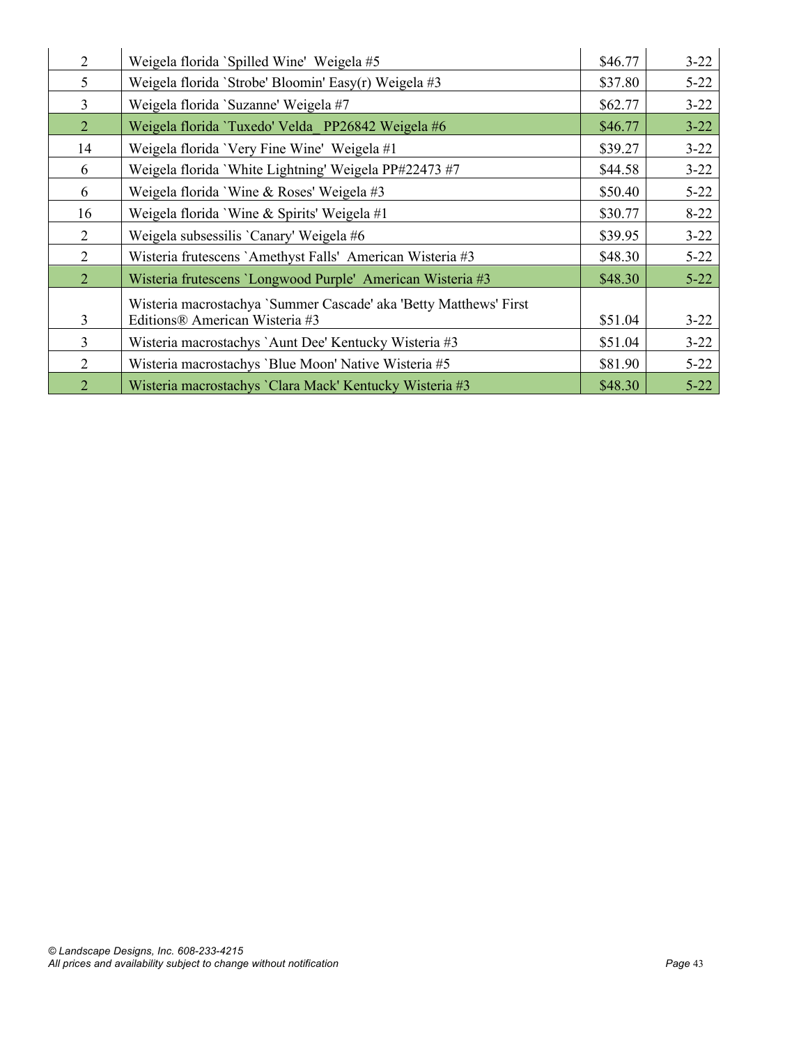| | | | |
|---|---|---|---|
| 2 | Weigela florida `Spilled Wine'  Weigela #5 | $46.77 | 3-22 |
| 5 | Weigela florida `Strobe' Bloomin' Easy(r) Weigela #3 | $37.80 | 5-22 |
| 3 | Weigela florida `Suzanne' Weigela #7 | $62.77 | 3-22 |
| 2 | Weigela florida `Tuxedo' Velda_ PP26842 Weigela #6 | $46.77 | 3-22 |
| 14 | Weigela florida `Very Fine Wine'  Weigela #1 | $39.27 | 3-22 |
| 6 | Weigela florida `White Lightning' Weigela PP#22473 #7 | $44.58 | 3-22 |
| 6 | Weigela florida `Wine & Roses' Weigela #3 | $50.40 | 5-22 |
| 16 | Weigela florida `Wine & Spirits' Weigela #1 | $30.77 | 8-22 |
| 2 | Weigela subsessilis `Canary' Weigela #6 | $39.95 | 3-22 |
| 2 | Wisteria frutescens `Amethyst Falls'  American Wisteria #3 | $48.30 | 5-22 |
| 2 | Wisteria frutescens `Longwood Purple'  American Wisteria #3 | $48.30 | 5-22 |
| 3 | Wisteria macrostachya `Summer Cascade' aka 'Betty Matthews' First Editions® American Wisteria #3 | $51.04 | 3-22 |
| 3 | Wisteria macrostachys `Aunt Dee' Kentucky Wisteria #3 | $51.04 | 3-22 |
| 2 | Wisteria macrostachys `Blue Moon' Native Wisteria #5 | $81.90 | 5-22 |
| 2 | Wisteria macrostachys `Clara Mack' Kentucky Wisteria #3 | $48.30 | 5-22 |

*© Landscape Designs, Inc. 608-233-4215*
*All prices and availability subject to change without notification*